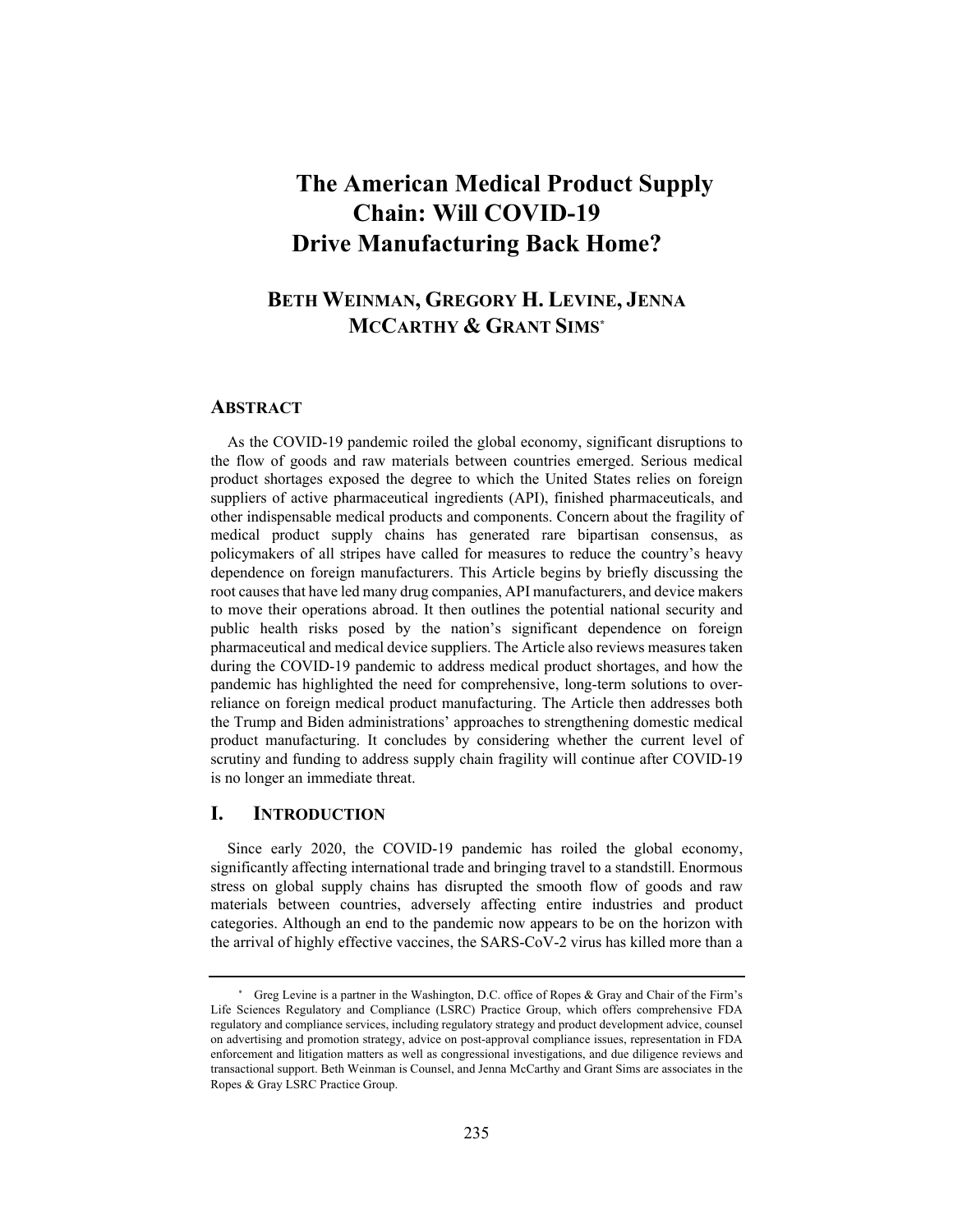# The American Medical Product Supply Chain: Will COVID-19 Drive Manufacturing Back Home?

**BETH WEINMAN, GREGORY H. LEVINE, JENNA MCCARTHY & GRANT SIMS***

## ABSTRACT

As the COVID-19 pandemic roiled the global economy, significant disruptions to the flow of goods and raw materials between countries emerged. Serious medical product shortages exposed the degree to which the United States relies on foreign suppliers of active pharmaceutical ingredients (API), finished pharmaceuticals, and other indispensable medical products and components. Concern about the fragility of medical product supply chains has generated rare bipartisan consensus, as policymakers of all stripes have called for measures to reduce the country's heavy dependence on foreign manufacturers. This Article begins by briefly discussing the root causes that have led many drug companies, API manufacturers, and device makers to move their operations abroad. It then outlines the potential national security and public health risks posed by the nation's significant dependence on foreign pharmaceutical and medical device suppliers. The Article also reviews measures taken during the COVID-19 pandemic to address medical product shortages, and how the pandemic has highlighted the need for comprehensive, long-term solutions to over-reliance on foreign medical product manufacturing. The Article then addresses both the Trump and Biden administrations' approaches to strengthening domestic medical product manufacturing. It concludes by considering whether the current level of scrutiny and funding to address supply chain fragility will continue after COVID-19 is no longer an immediate threat.

## I. INTRODUCTION

Since early 2020, the COVID-19 pandemic has roiled the global economy, significantly affecting international trade and bringing travel to a standstill. Enormous stress on global supply chains has disrupted the smooth flow of goods and raw materials between countries, adversely affecting entire industries and product categories. Although an end to the pandemic now appears to be on the horizon with the arrival of highly effective vaccines, the SARS-CoV-2 virus has killed more than a

---

\* Greg Levine is a partner in the Washington, D.C. office of Ropes & Gray and Chair of the Firm's Life Sciences Regulatory and Compliance (LSRC) Practice Group, which offers comprehensive FDA regulatory and compliance services, including regulatory strategy and product development advice, counsel on advertising and promotion strategy, advice on post-approval compliance issues, representation in FDA enforcement and litigation matters as well as congressional investigations, and due diligence reviews and transactional support. Beth Weinman is Counsel, and Jenna McCarthy and Grant Sims are associates in the Ropes & Gray LSRC Practice Group.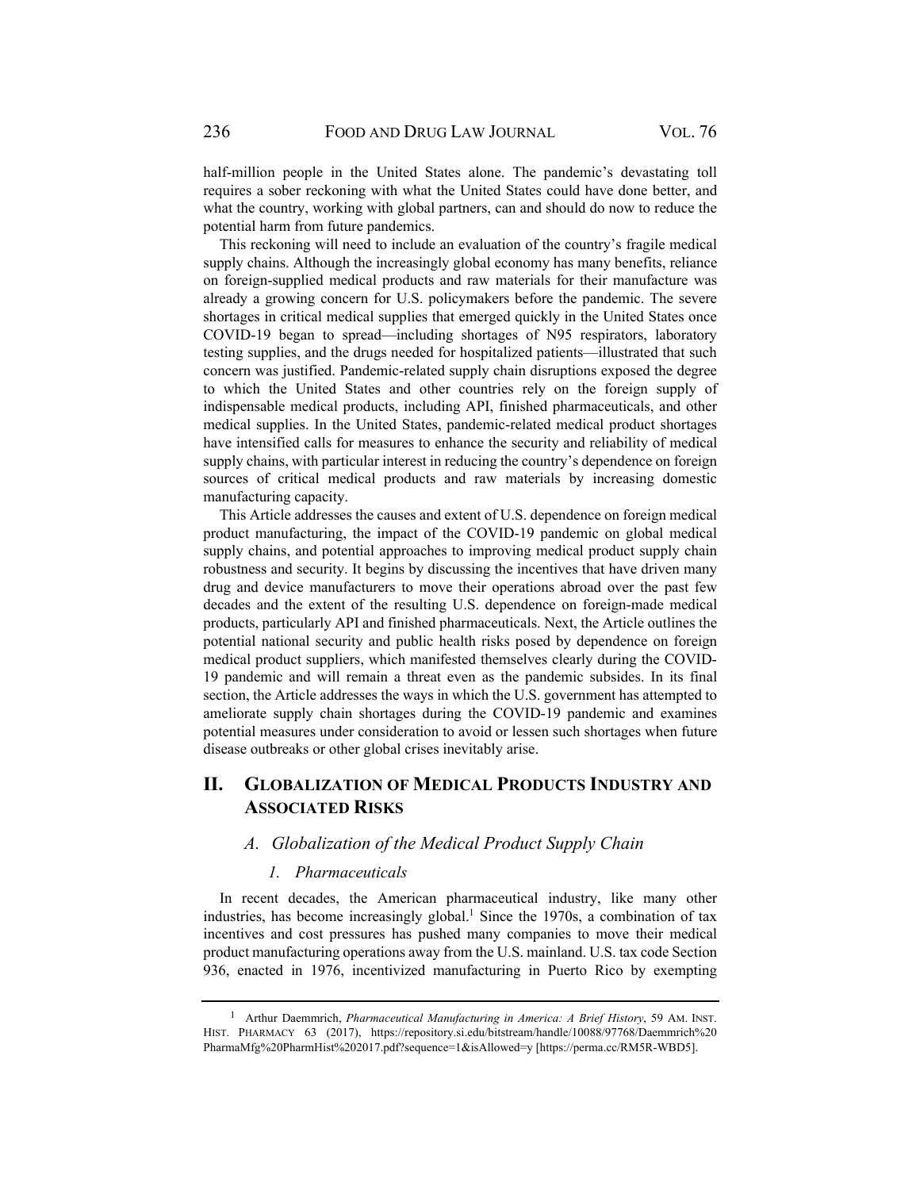half-million people in the United States alone. The pandemic's devastating toll requires a sober reckoning with what the United States could have done better, and what the country, working with global partners, can and should do now to reduce the potential harm from future pandemics.

This reckoning will need to include an evaluation of the country's fragile medical supply chains. Although the increasingly global economy has many benefits, reliance on foreign-supplied medical products and raw materials for their manufacture was already a growing concern for U.S. policymakers before the pandemic. The severe shortages in critical medical supplies that emerged quickly in the United States once COVID-19 began to spread—including shortages of N95 respirators, laboratory testing supplies, and the drugs needed for hospitalized patients—illustrated that such concern was justified. Pandemic-related supply chain disruptions exposed the degree to which the United States and other countries rely on the foreign supply of indispensable medical products, including API, finished pharmaceuticals, and other medical supplies. In the United States, pandemic-related medical product shortages have intensified calls for measures to enhance the security and reliability of medical supply chains, with particular interest in reducing the country's dependence on foreign sources of critical medical products and raw materials by increasing domestic manufacturing capacity.

This Article addresses the causes and extent of U.S. dependence on foreign medical product manufacturing, the impact of the COVID-19 pandemic on global medical supply chains, and potential approaches to improving medical product supply chain robustness and security. It begins by discussing the incentives that have driven many drug and device manufacturers to move their operations abroad over the past few decades and the extent of the resulting U.S. dependence on foreign-made medical products, particularly API and finished pharmaceuticals. Next, the Article outlines the potential national security and public health risks posed by dependence on foreign medical product suppliers, which manifested themselves clearly during the COVID-19 pandemic and will remain a threat even as the pandemic subsides. In its final section, the Article addresses the ways in which the U.S. government has attempted to ameliorate supply chain shortages during the COVID-19 pandemic and examines potential measures under consideration to avoid or lessen such shortages when future disease outbreaks or other global crises inevitably arise.

## II. Globalization of Medical Products Industry and Associated Risks

### *A. Globalization of the Medical Product Supply Chain*

#### *1. Pharmaceuticals*

In recent decades, the American pharmaceutical industry, like many other industries, has become increasingly global.[1] Since the 1970s, a combination of tax incentives and cost pressures has pushed many companies to move their medical product manufacturing operations away from the U.S. mainland. U.S. tax code Section 936, enacted in 1976, incentivized manufacturing in Puerto Rico by exempting

[1] Arthur Daemmrich, *Pharmaceutical Manufacturing in America: A Brief History*, 59 AM. INST. HIST. PHARMACY 63 (2017), https://repository.si.edu/bitstream/handle/10088/97768/Daemmrich%20PharmaMfg%20PharmHist%202017.pdf?sequence=1&isAllowed=y [https://perma.cc/RM5R-WBD5].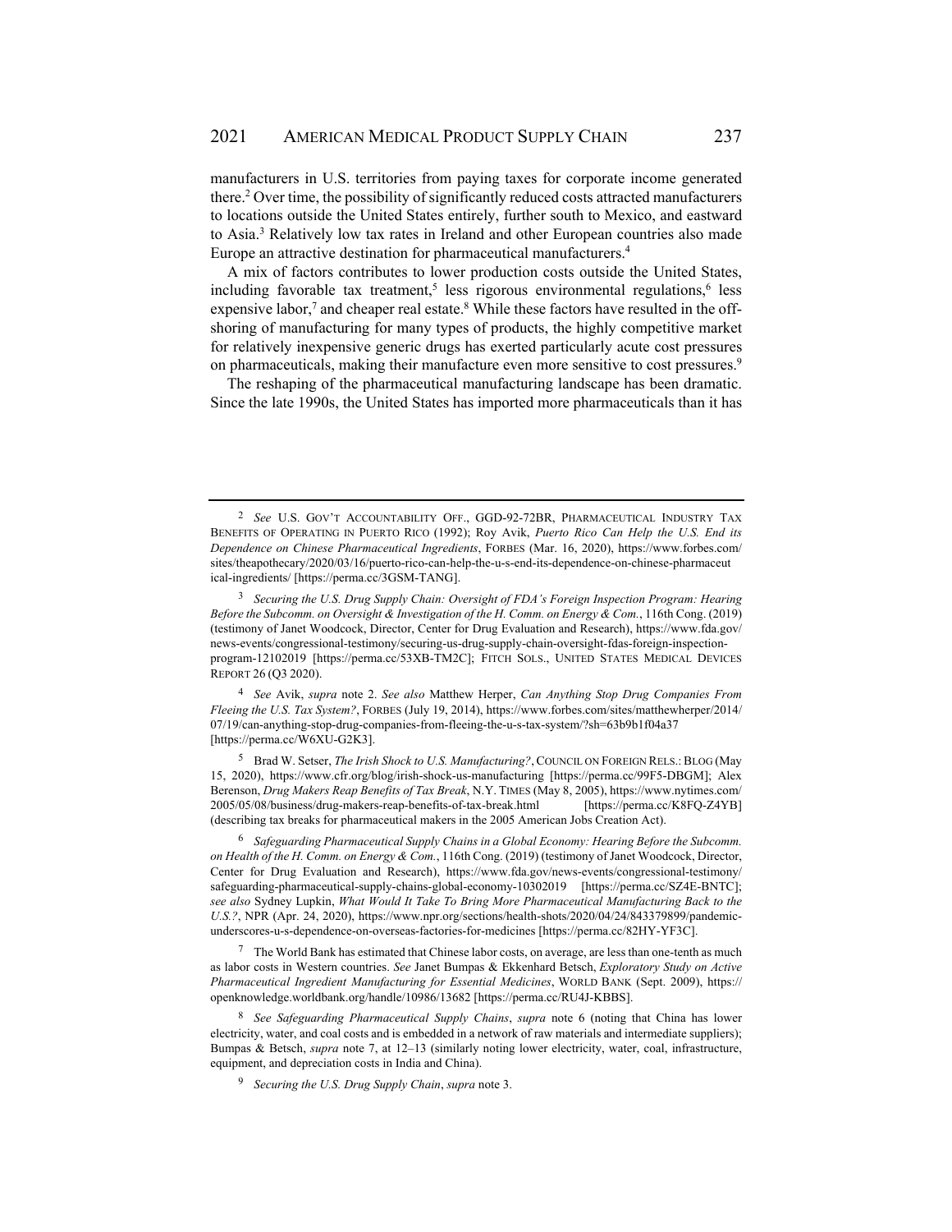manufacturers in U.S. territories from paying taxes for corporate income generated there.[2] Over time, the possibility of significantly reduced costs attracted manufacturers to locations outside the United States entirely, further south to Mexico, and eastward to Asia.[3] Relatively low tax rates in Ireland and other European countries also made Europe an attractive destination for pharmaceutical manufacturers.[4]

A mix of factors contributes to lower production costs outside the United States, including favorable tax treatment,[5] less rigorous environmental regulations,[6] less expensive labor,[7] and cheaper real estate.[8] While these factors have resulted in the off-shoring of manufacturing for many types of products, the highly competitive market for relatively inexpensive generic drugs has exerted particularly acute cost pressures on pharmaceuticals, making their manufacture even more sensitive to cost pressures.[9]

The reshaping of the pharmaceutical manufacturing landscape has been dramatic. Since the late 1990s, the United States has imported more pharmaceuticals than it has

---

[2] *See* U.S. GOV'T ACCOUNTABILITY OFF., GGD-92-72BR, PHARMACEUTICAL INDUSTRY TAX BENEFITS OF OPERATING IN PUERTO RICO (1992); Roy Avik, *Puerto Rico Can Help the U.S. End its Dependence on Chinese Pharmaceutical Ingredients*, FORBES (Mar. 16, 2020), https://www.forbes.com/sites/theapothecary/2020/03/16/puerto-rico-can-help-the-u-s-end-its-dependence-on-chinese-pharmaceutical-ingredients/ [https://perma.cc/3GSM-TANG].

[3] *Securing the U.S. Drug Supply Chain: Oversight of FDA's Foreign Inspection Program: Hearing Before the Subcomm. on Oversight & Investigation of the H. Comm. on Energy & Com.*, 116th Cong. (2019) (testimony of Janet Woodcock, Director, Center for Drug Evaluation and Research), https://www.fda.gov/news-events/congressional-testimony/securing-us-drug-supply-chain-oversight-fdas-foreign-inspection-program-12102019 [https://perma.cc/53XB-TM2C]; FITCH SOLS., UNITED STATES MEDICAL DEVICES REPORT 26 (Q3 2020).

[4] *See* Avik, *supra* note 2. *See also* Matthew Herper, *Can Anything Stop Drug Companies From Fleeing the U.S. Tax System?*, FORBES (July 19, 2014), https://www.forbes.com/sites/matthewherper/2014/07/19/can-anything-stop-drug-companies-from-fleeing-the-u-s-tax-system/?sh=63b9b1f04a37 [https://perma.cc/W6XU-G2K3].

[5] Brad W. Setser, *The Irish Shock to U.S. Manufacturing?*, COUNCIL ON FOREIGN RELS.: BLOG (May 15, 2020), https://www.cfr.org/blog/irish-shock-us-manufacturing [https://perma.cc/99F5-DBGM]; Alex Berenson, *Drug Makers Reap Benefits of Tax Break*, N.Y. TIMES (May 8, 2005), https://www.nytimes.com/2005/05/08/business/drug-makers-reap-benefits-of-tax-break.html [https://perma.cc/K8FQ-Z4YB] (describing tax breaks for pharmaceutical makers in the 2005 American Jobs Creation Act).

[6] *Safeguarding Pharmaceutical Supply Chains in a Global Economy: Hearing Before the Subcomm. on Health of the H. Comm. on Energy & Com.*, 116th Cong. (2019) (testimony of Janet Woodcock, Director, Center for Drug Evaluation and Research), https://www.fda.gov/news-events/congressional-testimony/safeguarding-pharmaceutical-supply-chains-global-economy-10302019 [https://perma.cc/SZ4E-BNTC]; *see also* Sydney Lupkin, *What Would It Take To Bring More Pharmaceutical Manufacturing Back to the U.S.?*, NPR (Apr. 24, 2020), https://www.npr.org/sections/health-shots/2020/04/24/843379899/pandemic-underscores-u-s-dependence-on-overseas-factories-for-medicines [https://perma.cc/82HY-YF3C].

[7] The World Bank has estimated that Chinese labor costs, on average, are less than one-tenth as much as labor costs in Western countries. *See* Janet Bumpas & Ekkenhard Betsch, *Exploratory Study on Active Pharmaceutical Ingredient Manufacturing for Essential Medicines*, WORLD BANK (Sept. 2009), https://openknowledge.worldbank.org/handle/10986/13682 [https://perma.cc/RU4J-KBBS].

[8] *See Safeguarding Pharmaceutical Supply Chains*, *supra* note 6 (noting that China has lower electricity, water, and coal costs and is embedded in a network of raw materials and intermediate suppliers); Bumpas & Betsch, *supra* note 7, at 12–13 (similarly noting lower electricity, water, coal, infrastructure, equipment, and depreciation costs in India and China).

[9] *Securing the U.S. Drug Supply Chain*, *supra* note 3.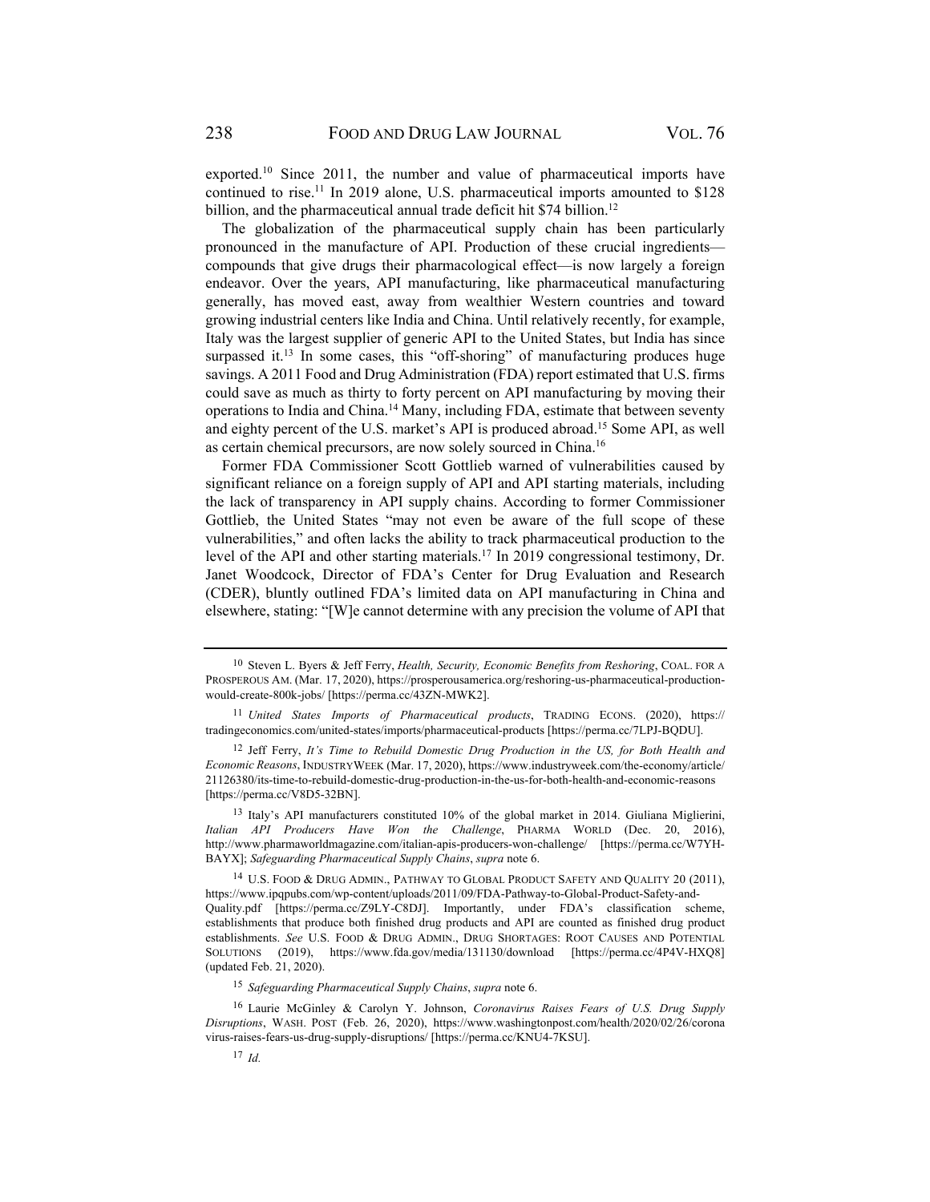exported.[10] Since 2011, the number and value of pharmaceutical imports have continued to rise.[11] In 2019 alone, U.S. pharmaceutical imports amounted to $128 billion, and the pharmaceutical annual trade deficit hit $74 billion.[12]

The globalization of the pharmaceutical supply chain has been particularly pronounced in the manufacture of API. Production of these crucial ingredients—compounds that give drugs their pharmacological effect—is now largely a foreign endeavor. Over the years, API manufacturing, like pharmaceutical manufacturing generally, has moved east, away from wealthier Western countries and toward growing industrial centers like India and China. Until relatively recently, for example, Italy was the largest supplier of generic API to the United States, but India has since surpassed it.[13] In some cases, this "off-shoring" of manufacturing produces huge savings. A 2011 Food and Drug Administration (FDA) report estimated that U.S. firms could save as much as thirty to forty percent on API manufacturing by moving their operations to India and China.[14] Many, including FDA, estimate that between seventy and eighty percent of the U.S. market's API is produced abroad.[15] Some API, as well as certain chemical precursors, are now solely sourced in China.[16]

Former FDA Commissioner Scott Gottlieb warned of vulnerabilities caused by significant reliance on a foreign supply of API and API starting materials, including the lack of transparency in API supply chains. According to former Commissioner Gottlieb, the United States "may not even be aware of the full scope of these vulnerabilities," and often lacks the ability to track pharmaceutical production to the level of the API and other starting materials.[17] In 2019 congressional testimony, Dr. Janet Woodcock, Director of FDA's Center for Drug Evaluation and Research (CDER), bluntly outlined FDA's limited data on API manufacturing in China and elsewhere, stating: "[W]e cannot determine with any precision the volume of API that

---

[10] Steven L. Byers & Jeff Ferry, *Health, Security, Economic Benefits from Reshoring*, COAL. FOR A PROSPEROUS AM. (Mar. 17, 2020), https://prosperousamerica.org/reshoring-us-pharmaceutical-production-would-create-800k-jobs/ [https://perma.cc/43ZN-MWK2].

[11] *United States Imports of Pharmaceutical products*, TRADING ECONS. (2020), https://tradingeconomics.com/united-states/imports/pharmaceutical-products [https://perma.cc/7LPJ-BQDU].

[12] Jeff Ferry, *It's Time to Rebuild Domestic Drug Production in the US, for Both Health and Economic Reasons*, INDUSTRYWEEK (Mar. 17, 2020), https://www.industryweek.com/the-economy/article/21126380/its-time-to-rebuild-domestic-drug-production-in-the-us-for-both-health-and-economic-reasons [https://perma.cc/V8D5-32BN].

[13] Italy's API manufacturers constituted 10% of the global market in 2014. Giuliana Miglierini, *Italian API Producers Have Won the Challenge*, PHARMA WORLD (Dec. 20, 2016), http://www.pharmaworldmagazine.com/italian-apis-producers-won-challenge/ [https://perma.cc/W7YH-BAYX]; *Safeguarding Pharmaceutical Supply Chains*, *supra* note 6.

[14] U.S. FOOD & DRUG ADMIN., PATHWAY TO GLOBAL PRODUCT SAFETY AND QUALITY 20 (2011), https://www.ipqpubs.com/wp-content/uploads/2011/09/FDA-Pathway-to-Global-Product-Safety-and-Quality.pdf [https://perma.cc/Z9LY-C8DJ]. Importantly, under FDA's classification scheme, establishments that produce both finished drug products and API are counted as finished drug product establishments. *See* U.S. FOOD & DRUG ADMIN., DRUG SHORTAGES: ROOT CAUSES AND POTENTIAL SOLUTIONS (2019), https://www.fda.gov/media/131130/download [https://perma.cc/4P4V-HXQ8] (updated Feb. 21, 2020).

[15] *Safeguarding Pharmaceutical Supply Chains*, *supra* note 6.

[16] Laurie McGinley & Carolyn Y. Johnson, *Coronavirus Raises Fears of U.S. Drug Supply Disruptions*, WASH. POST (Feb. 26, 2020), https://www.washingtonpost.com/health/2020/02/26/coronavirus-raises-fears-us-drug-supply-disruptions/ [https://perma.cc/KNU4-7KSU].

[17] *Id.*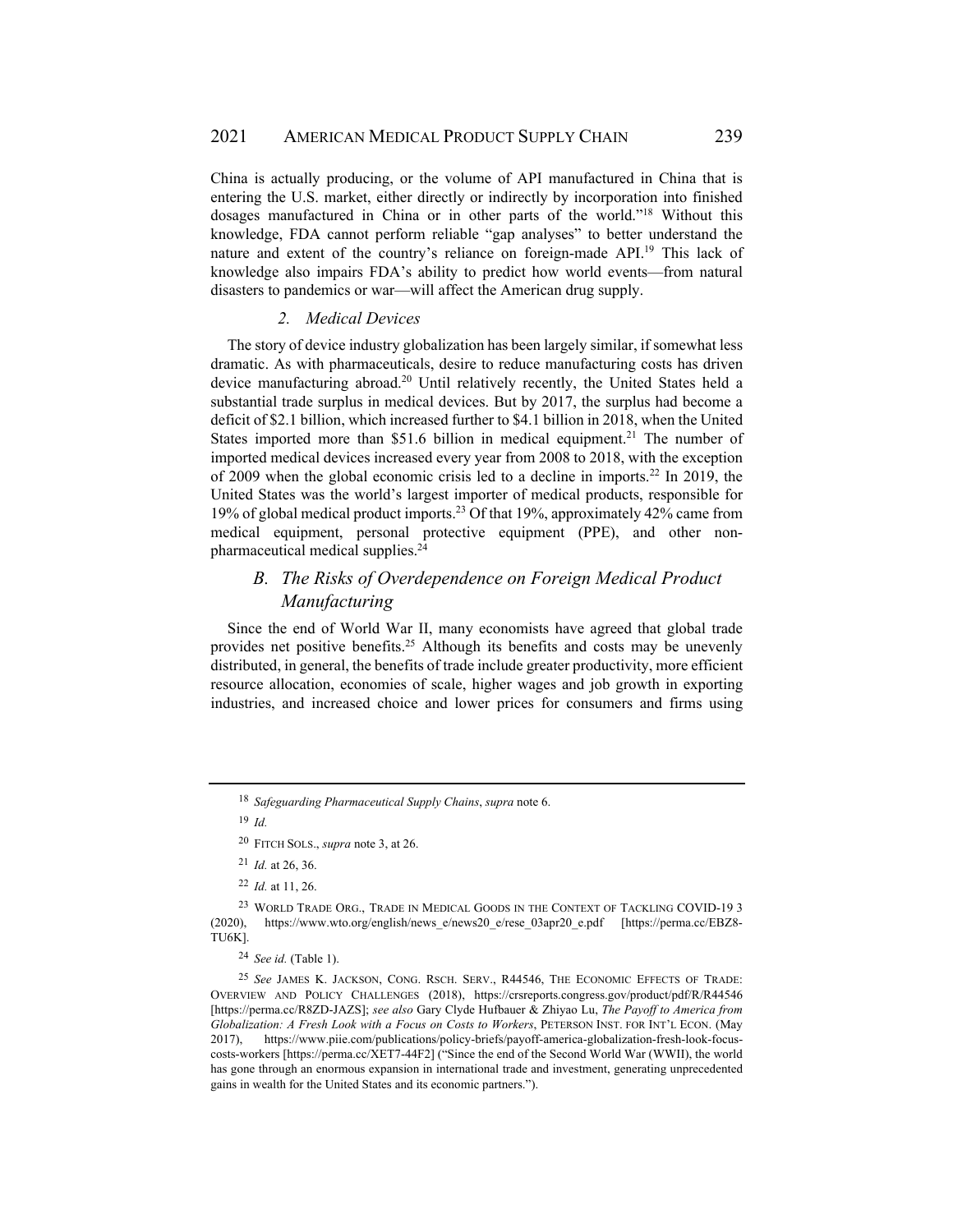China is actually producing, or the volume of API manufactured in China that is entering the U.S. market, either directly or indirectly by incorporation into finished dosages manufactured in China or in other parts of the world."[18] Without this knowledge, FDA cannot perform reliable "gap analyses" to better understand the nature and extent of the country's reliance on foreign-made API.[19] This lack of knowledge also impairs FDA's ability to predict how world events—from natural disasters to pandemics or war—will affect the American drug supply.

#### *2. Medical Devices*

The story of device industry globalization has been largely similar, if somewhat less dramatic. As with pharmaceuticals, desire to reduce manufacturing costs has driven device manufacturing abroad.[20] Until relatively recently, the United States held a substantial trade surplus in medical devices. But by 2017, the surplus had become a deficit of $2.1 billion, which increased further to $4.1 billion in 2018, when the United States imported more than $51.6 billion in medical equipment.[21] The number of imported medical devices increased every year from 2008 to 2018, with the exception of 2009 when the global economic crisis led to a decline in imports.[22] In 2019, the United States was the world's largest importer of medical products, responsible for 19% of global medical product imports.[23] Of that 19%, approximately 42% came from medical equipment, personal protective equipment (PPE), and other non-pharmaceutical medical supplies.[24]

### *B. The Risks of Overdependence on Foreign Medical Product Manufacturing*

Since the end of World War II, many economists have agreed that global trade provides net positive benefits.[25] Although its benefits and costs may be unevenly distributed, in general, the benefits of trade include greater productivity, more efficient resource allocation, economies of scale, higher wages and job growth in exporting industries, and increased choice and lower prices for consumers and firms using

---

[18] *Safeguarding Pharmaceutical Supply Chains*, *supra* note 6.

[19] *Id.*

[20] FITCH SOLS., *supra* note 3, at 26.

[21] *Id.* at 26, 36.

[22] *Id.* at 11, 26.

[23] WORLD TRADE ORG., TRADE IN MEDICAL GOODS IN THE CONTEXT OF TACKLING COVID-19 3 (2020), https://www.wto.org/english/news_e/news20_e/rese_03apr20_e.pdf [https://perma.cc/EBZ8-TU6K].

[24] *See id.* (Table 1).

[25] *See* JAMES K. JACKSON, CONG. RSCH. SERV., R44546, THE ECONOMIC EFFECTS OF TRADE: OVERVIEW AND POLICY CHALLENGES (2018), https://crsreports.congress.gov/product/pdf/R/R44546 [https://perma.cc/R8ZD-JAZS]; *see also* Gary Clyde Hufbauer & Zhiyao Lu, *The Payoff to America from Globalization: A Fresh Look with a Focus on Costs to Workers*, PETERSON INST. FOR INT'L ECON. (May 2017), https://www.piie.com/publications/policy-briefs/payoff-america-globalization-fresh-look-focus-costs-workers [https://perma.cc/XET7-44F2] ("Since the end of the Second World War (WWII), the world has gone through an enormous expansion in international trade and investment, generating unprecedented gains in wealth for the United States and its economic partners.").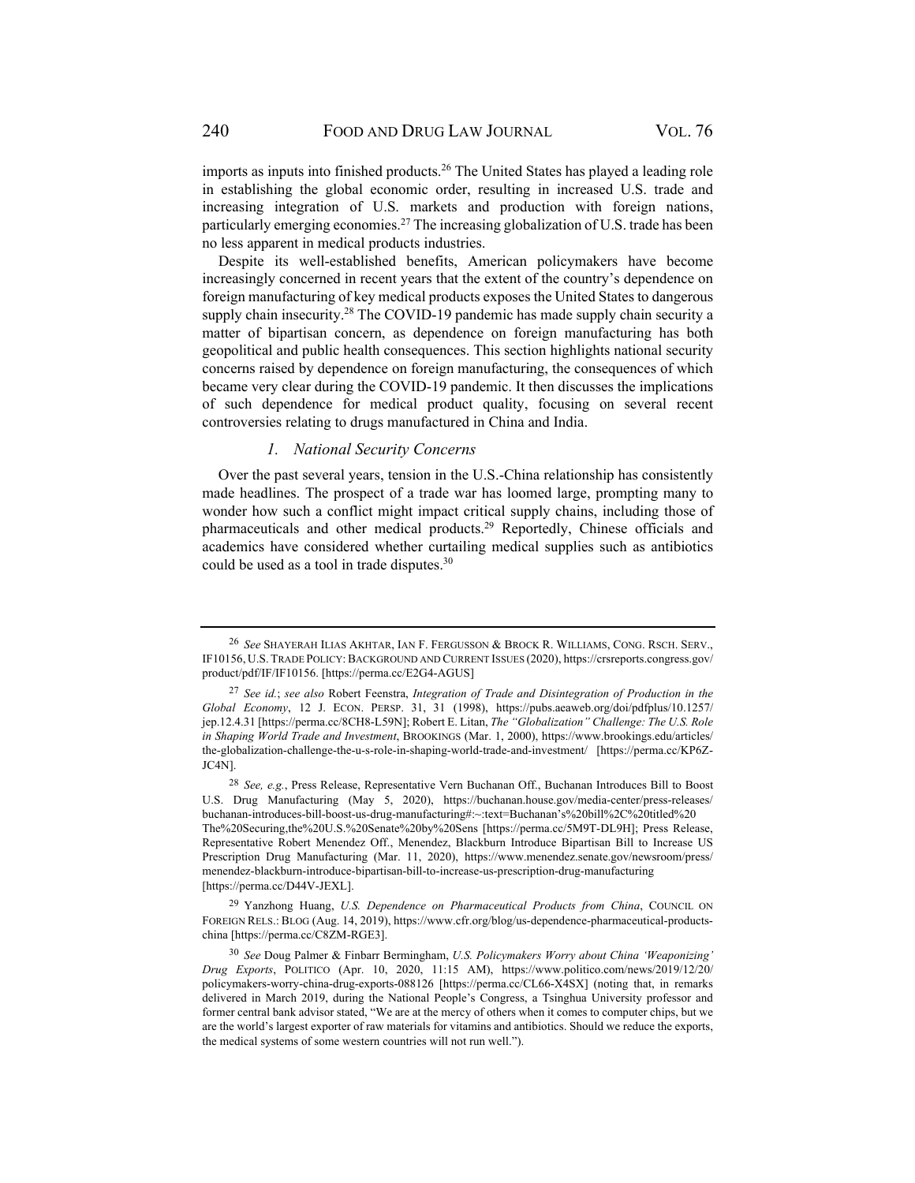imports as inputs into finished products.[26] The United States has played a leading role in establishing the global economic order, resulting in increased U.S. trade and increasing integration of U.S. markets and production with foreign nations, particularly emerging economies.[27] The increasing globalization of U.S. trade has been no less apparent in medical products industries.

Despite its well-established benefits, American policymakers have become increasingly concerned in recent years that the extent of the country's dependence on foreign manufacturing of key medical products exposes the United States to dangerous supply chain insecurity.[28] The COVID-19 pandemic has made supply chain security a matter of bipartisan concern, as dependence on foreign manufacturing has both geopolitical and public health consequences. This section highlights national security concerns raised by dependence on foreign manufacturing, the consequences of which became very clear during the COVID-19 pandemic. It then discusses the implications of such dependence for medical product quality, focusing on several recent controversies relating to drugs manufactured in China and India.

#### *1. National Security Concerns*

Over the past several years, tension in the U.S.-China relationship has consistently made headlines. The prospect of a trade war has loomed large, prompting many to wonder how such a conflict might impact critical supply chains, including those of pharmaceuticals and other medical products.[29] Reportedly, Chinese officials and academics have considered whether curtailing medical supplies such as antibiotics could be used as a tool in trade disputes.[30]

---

[26] *See* SHAYERAH ILIAS AKHTAR, IAN F. FERGUSSON & BROCK R. WILLIAMS, CONG. RSCH. SERV., IF10156, U.S. TRADE POLICY: BACKGROUND AND CURRENT ISSUES (2020), https://crsreports.congress.gov/product/pdf/IF/IF10156. [https://perma.cc/E2G4-AGUS]

[27] *See id.*; *see also* Robert Feenstra, *Integration of Trade and Disintegration of Production in the Global Economy*, 12 J. ECON. PERSP. 31, 31 (1998), https://pubs.aeaweb.org/doi/pdfplus/10.1257/jep.12.4.31 [https://perma.cc/8CH8-L59N]; Robert E. Litan, *The "Globalization" Challenge: The U.S. Role in Shaping World Trade and Investment*, BROOKINGS (Mar. 1, 2000), https://www.brookings.edu/articles/the-globalization-challenge-the-u-s-role-in-shaping-world-trade-and-investment/ [https://perma.cc/KP6Z-JC4N].

[28] *See, e.g.*, Press Release, Representative Vern Buchanan Off., Buchanan Introduces Bill to Boost U.S. Drug Manufacturing (May 5, 2020), https://buchanan.house.gov/media-center/press-releases/buchanan-introduces-bill-boost-us-drug-manufacturing#:~:text=Buchanan's%20bill%2C%20titled%20The%20Securing,the%20U.S.%20Senate%20by%20Sens [https://perma.cc/5M9T-DL9H]; Press Release, Representative Robert Menendez Off., Menendez, Blackburn Introduce Bipartisan Bill to Increase US Prescription Drug Manufacturing (Mar. 11, 2020), https://www.menendez.senate.gov/newsroom/press/menendez-blackburn-introduce-bipartisan-bill-to-increase-us-prescription-drug-manufacturing [https://perma.cc/D44V-JEXL].

[29] Yanzhong Huang, *U.S. Dependence on Pharmaceutical Products from China*, COUNCIL ON FOREIGN RELS.: BLOG (Aug. 14, 2019), https://www.cfr.org/blog/us-dependence-pharmaceutical-products-china [https://perma.cc/C8ZM-RGE3].

[30] *See* Doug Palmer & Finbarr Bermingham, *U.S. Policymakers Worry about China 'Weaponizing' Drug Exports*, POLITICO (Apr. 10, 2020, 11:15 AM), https://www.politico.com/news/2019/12/20/policymakers-worry-china-drug-exports-088126 [https://perma.cc/CL66-X4SX] (noting that, in remarks delivered in March 2019, during the National People's Congress, a Tsinghua University professor and former central bank advisor stated, "We are at the mercy of others when it comes to computer chips, but we are the world's largest exporter of raw materials for vitamins and antibiotics. Should we reduce the exports, the medical systems of some western countries will not run well.").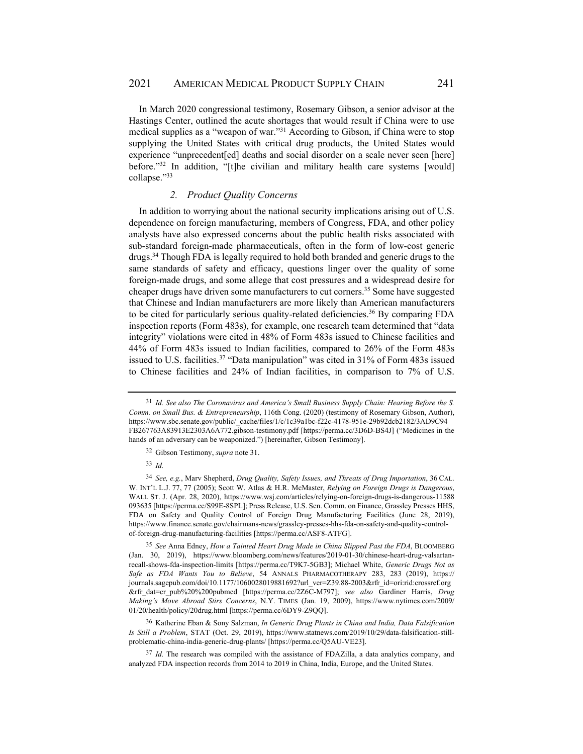In March 2020 congressional testimony, Rosemary Gibson, a senior advisor at the Hastings Center, outlined the acute shortages that would result if China were to use medical supplies as a "weapon of war."[31] According to Gibson, if China were to stop supplying the United States with critical drug products, the United States would experience "unprecedent[ed] deaths and social disorder on a scale never seen [here] before."[32] In addition, "[t]he civilian and military health care systems [would] collapse."[33]

### *2. Product Quality Concerns*

In addition to worrying about the national security implications arising out of U.S. dependence on foreign manufacturing, members of Congress, FDA, and other policy analysts have also expressed concerns about the public health risks associated with sub-standard foreign-made pharmaceuticals, often in the form of low-cost generic drugs.[34] Though FDA is legally required to hold both branded and generic drugs to the same standards of safety and efficacy, questions linger over the quality of some foreign-made drugs, and some allege that cost pressures and a widespread desire for cheaper drugs have driven some manufacturers to cut corners.[35] Some have suggested that Chinese and Indian manufacturers are more likely than American manufacturers to be cited for particularly serious quality-related deficiencies.[36] By comparing FDA inspection reports (Form 483s), for example, one research team determined that "data integrity" violations were cited in 48% of Form 483s issued to Chinese facilities and 44% of Form 483s issued to Indian facilities, compared to 26% of the Form 483s issued to U.S. facilities.[37] "Data manipulation" was cited in 31% of Form 483s issued to Chinese facilities and 24% of Indian facilities, in comparison to 7% of U.S.

---

[31] *Id. See also The Coronavirus and America's Small Business Supply Chain: Hearing Before the S. Comm. on Small Bus. & Entrepreneurship*, 116th Cong. (2020) (testimony of Rosemary Gibson, Author), https://www.sbc.senate.gov/public/_cache/files/1/c/1c39a1bc-f22c-4178-951e-29b92dcb2182/3AD9C94FB267763A83913E2303A6A772.gibson-testimony.pdf [https://perma.cc/3D6D-BS4J] ("Medicines in the hands of an adversary can be weaponized.") [hereinafter, Gibson Testimony].

[32] Gibson Testimony, *supra* note 31.

[33] *Id.*

[34] *See, e.g.*, Marv Shepherd, *Drug Quality, Safety Issues, and Threats of Drug Importation*, 36 CAL. W. INT'L L.J. 77, 77 (2005); Scott W. Atlas & H.R. McMaster, *Relying on Foreign Drugs is Dangerous*, WALL ST. J. (Apr. 28, 2020), https://www.wsj.com/articles/relying-on-foreign-drugs-is-dangerous-11588093635 [https://perma.cc/S99E-8SPL]; Press Release, U.S. Sen. Comm. on Finance, Grassley Presses HHS, FDA on Safety and Quality Control of Foreign Drug Manufacturing Facilities (June 28, 2019), https://www.finance.senate.gov/chairmans-news/grassley-presses-hhs-fda-on-safety-and-quality-control-of-foreign-drug-manufacturing-facilities [https://perma.cc/ASF8-ATFG].

[35] *See* Anna Edney, *How a Tainted Heart Drug Made in China Slipped Past the FDA*, BLOOMBERG (Jan. 30, 2019), https://www.bloomberg.com/news/features/2019-01-30/chinese-heart-drug-valsartan-recall-shows-fda-inspection-limits [https://perma.cc/T9K7-5GB3]; Michael White, *Generic Drugs Not as Safe as FDA Wants You to Believe*, 54 ANNALS PHARMACOTHERAPY 283, 283 (2019), https://journals.sagepub.com/doi/10.1177/1060028019881692?url_ver=Z39.88-2003&rfr_id=ori:rid:crossref.org&rfr_dat=cr_pub%20%200pubmed [https://perma.cc/2Z6C-M797]; *see also* Gardiner Harris, *Drug Making's Move Abroad Stirs Concerns*, N.Y. TIMES (Jan. 19, 2009), https://www.nytimes.com/2009/01/20/health/policy/20drug.html [https://perma.cc/6DY9-Z9QQ].

[36] Katherine Eban & Sony Salzman, *In Generic Drug Plants in China and India, Data Falsification Is Still a Problem*, STAT (Oct. 29, 2019), https://www.statnews.com/2019/10/29/data-falsification-still-problematic-china-india-generic-drug-plants/ [https://perma.cc/Q5AU-VE23].

[37] *Id.* The research was compiled with the assistance of FDAZilla, a data analytics company, and analyzed FDA inspection records from 2014 to 2019 in China, India, Europe, and the United States.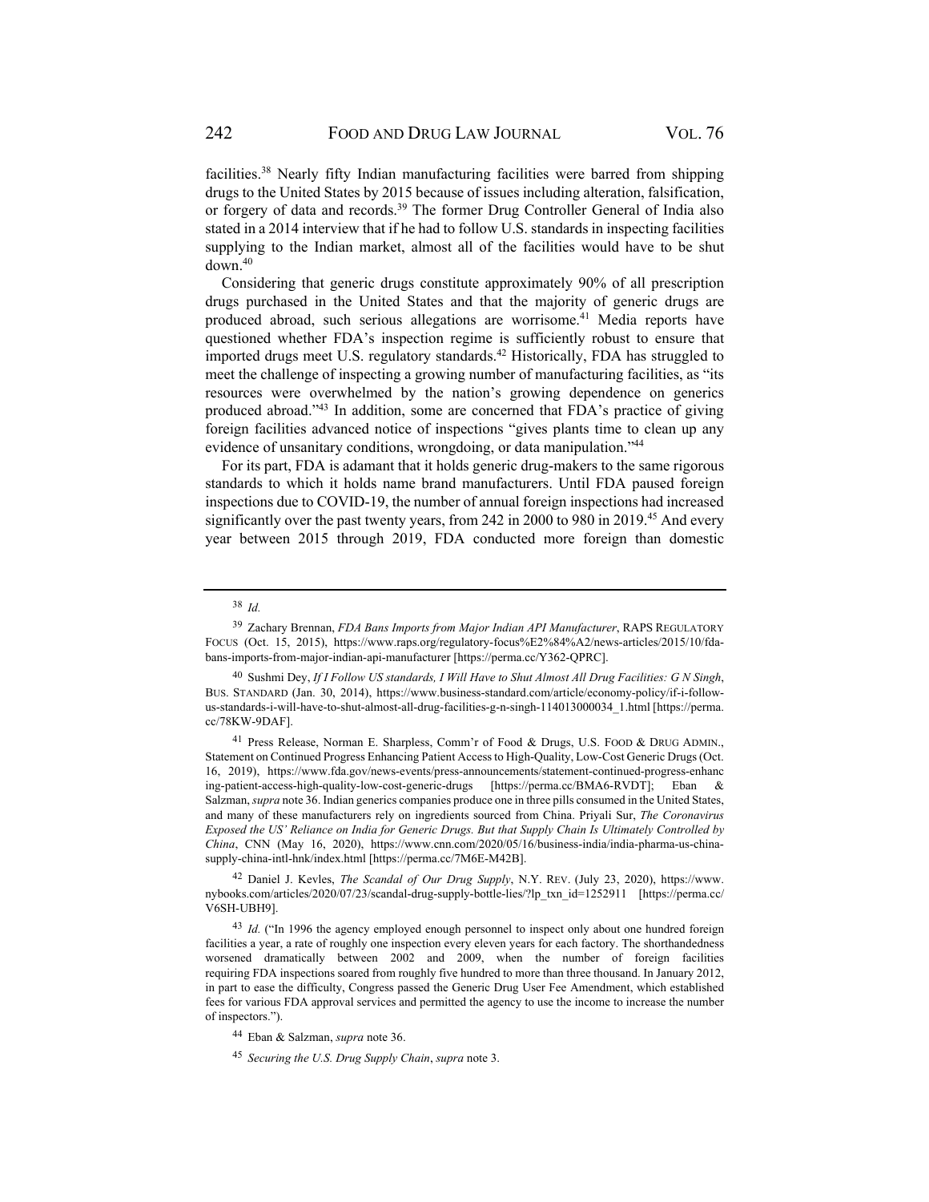facilities.[38] Nearly fifty Indian manufacturing facilities were barred from shipping drugs to the United States by 2015 because of issues including alteration, falsification, or forgery of data and records.[39] The former Drug Controller General of India also stated in a 2014 interview that if he had to follow U.S. standards in inspecting facilities supplying to the Indian market, almost all of the facilities would have to be shut down.[40]

Considering that generic drugs constitute approximately 90% of all prescription drugs purchased in the United States and that the majority of generic drugs are produced abroad, such serious allegations are worrisome.[41] Media reports have questioned whether FDA's inspection regime is sufficiently robust to ensure that imported drugs meet U.S. regulatory standards.[42] Historically, FDA has struggled to meet the challenge of inspecting a growing number of manufacturing facilities, as "its resources were overwhelmed by the nation's growing dependence on generics produced abroad."[43] In addition, some are concerned that FDA's practice of giving foreign facilities advanced notice of inspections "gives plants time to clean up any evidence of unsanitary conditions, wrongdoing, or data manipulation."[44]

For its part, FDA is adamant that it holds generic drug-makers to the same rigorous standards to which it holds name brand manufacturers. Until FDA paused foreign inspections due to COVID-19, the number of annual foreign inspections had increased significantly over the past twenty years, from 242 in 2000 to 980 in 2019.[45] And every year between 2015 through 2019, FDA conducted more foreign than domestic

---

[38] *Id.*

[39] Zachary Brennan, *FDA Bans Imports from Major Indian API Manufacturer*, RAPS REGULATORY FOCUS (Oct. 15, 2015), https://www.raps.org/regulatory-focus%E2%84%A2/news-articles/2015/10/fda-bans-imports-from-major-indian-api-manufacturer [https://perma.cc/Y362-QPRC].

[40] Sushmi Dey, *If I Follow US standards, I Will Have to Shut Almost All Drug Facilities: G N Singh*, BUS. STANDARD (Jan. 30, 2014), https://www.business-standard.com/article/economy-policy/if-i-follow-us-standards-i-will-have-to-shut-almost-all-drug-facilities-g-n-singh-114013000034_1.html [https://perma.cc/78KW-9DAF].

[41] Press Release, Norman E. Sharpless, Comm'r of Food & Drugs, U.S. FOOD & DRUG ADMIN., Statement on Continued Progress Enhancing Patient Access to High-Quality, Low-Cost Generic Drugs (Oct. 16, 2019), https://www.fda.gov/news-events/press-announcements/statement-continued-progress-enhancing-patient-access-high-quality-low-cost-generic-drugs [https://perma.cc/BMA6-RVDT]; Eban & Salzman, *supra* note 36. Indian generics companies produce one in three pills consumed in the United States, and many of these manufacturers rely on ingredients sourced from China. Priyali Sur, *The Coronavirus Exposed the US' Reliance on India for Generic Drugs. But that Supply Chain Is Ultimately Controlled by China*, CNN (May 16, 2020), https://www.cnn.com/2020/05/16/business-india/india-pharma-us-china-supply-china-intl-hnk/index.html [https://perma.cc/7M6E-M42B].

[42] Daniel J. Kevles, *The Scandal of Our Drug Supply*, N.Y. REV. (July 23, 2020), https://www.nybooks.com/articles/2020/07/23/scandal-drug-supply-bottle-lies/?lp_txn_id=1252911 [https://perma.cc/V6SH-UBH9].

[43] *Id.* ("In 1996 the agency employed enough personnel to inspect only about one hundred foreign facilities a year, a rate of roughly one inspection every eleven years for each factory. The shorthandedness worsened dramatically between 2002 and 2009, when the number of foreign facilities requiring FDA inspections soared from roughly five hundred to more than three thousand. In January 2012, in part to ease the difficulty, Congress passed the Generic Drug User Fee Amendment, which established fees for various FDA approval services and permitted the agency to use the income to increase the number of inspectors.").

[44] Eban & Salzman, *supra* note 36.

[45] *Securing the U.S. Drug Supply Chain*, *supra* note 3.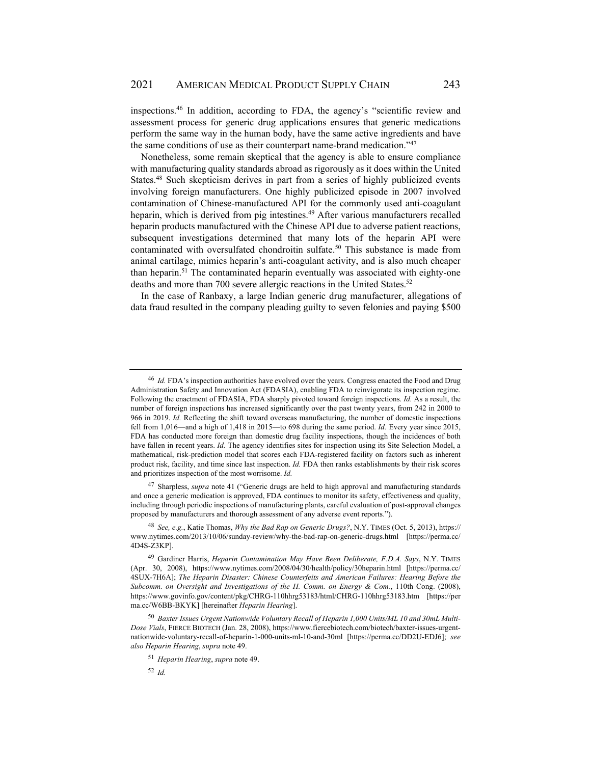inspections.[46] In addition, according to FDA, the agency's "scientific review and assessment process for generic drug applications ensures that generic medications perform the same way in the human body, have the same active ingredients and have the same conditions of use as their counterpart name-brand medication."[47]

Nonetheless, some remain skeptical that the agency is able to ensure compliance with manufacturing quality standards abroad as rigorously as it does within the United States.[48] Such skepticism derives in part from a series of highly publicized events involving foreign manufacturers. One highly publicized episode in 2007 involved contamination of Chinese-manufactured API for the commonly used anti-coagulant heparin, which is derived from pig intestines.[49] After various manufacturers recalled heparin products manufactured with the Chinese API due to adverse patient reactions, subsequent investigations determined that many lots of the heparin API were contaminated with oversulfated chondroitin sulfate.[50] This substance is made from animal cartilage, mimics heparin's anti-coagulant activity, and is also much cheaper than heparin.[51] The contaminated heparin eventually was associated with eighty-one deaths and more than 700 severe allergic reactions in the United States.[52]

In the case of Ranbaxy, a large Indian generic drug manufacturer, allegations of data fraud resulted in the company pleading guilty to seven felonies and paying $500

---

[46] *Id.* FDA's inspection authorities have evolved over the years. Congress enacted the Food and Drug Administration Safety and Innovation Act (FDASIA), enabling FDA to reinvigorate its inspection regime. Following the enactment of FDASIA, FDA sharply pivoted toward foreign inspections. *Id.* As a result, the number of foreign inspections has increased significantly over the past twenty years, from 242 in 2000 to 966 in 2019. *Id.* Reflecting the shift toward overseas manufacturing, the number of domestic inspections fell from 1,016—and a high of 1,418 in 2015—to 698 during the same period. *Id.* Every year since 2015, FDA has conducted more foreign than domestic drug facility inspections, though the incidences of both have fallen in recent years. *Id.* The agency identifies sites for inspection using its Site Selection Model, a mathematical, risk-prediction model that scores each FDA-registered facility on factors such as inherent product risk, facility, and time since last inspection. *Id.* FDA then ranks establishments by their risk scores and prioritizes inspection of the most worrisome. *Id.*

[47] Sharpless, *supra* note 41 ("Generic drugs are held to high approval and manufacturing standards and once a generic medication is approved, FDA continues to monitor its safety, effectiveness and quality, including through periodic inspections of manufacturing plants, careful evaluation of post-approval changes proposed by manufacturers and thorough assessment of any adverse event reports.").

[48] *See, e.g.*, Katie Thomas, *Why the Bad Rap on Generic Drugs?*, N.Y. TIMES (Oct. 5, 2013), https://www.nytimes.com/2013/10/06/sunday-review/why-the-bad-rap-on-generic-drugs.html [https://perma.cc/4D4S-Z3KP].

[49] Gardiner Harris, *Heparin Contamination May Have Been Deliberate, F.D.A. Says*, N.Y. TIMES (Apr. 30, 2008), https://www.nytimes.com/2008/04/30/health/policy/30heparin.html [https://perma.cc/4SUX-7H6A]; *The Heparin Disaster: Chinese Counterfeits and American Failures: Hearing Before the Subcomm. on Oversight and Investigations of the H. Comm. on Energy & Com.*, 110th Cong. (2008), https://www.govinfo.gov/content/pkg/CHRG-110hhrg53183/html/CHRG-110hhrg53183.htm [https://perma.cc/W6BB-BKYK] [hereinafter *Heparin Hearing*].

[50] *Baxter Issues Urgent Nationwide Voluntary Recall of Heparin 1,000 Units/ML 10 and 30mL Multi-Dose Vials*, FIERCE BIOTECH (Jan. 28, 2008), https://www.fiercebiotech.com/biotech/baxter-issues-urgent-nationwide-voluntary-recall-of-heparin-1-000-units-ml-10-and-30ml [https://perma.cc/DD2U-EDJ6]; *see also Heparin Hearing*, *supra* note 49.

[51] *Heparin Hearing*, *supra* note 49.

[52] *Id.*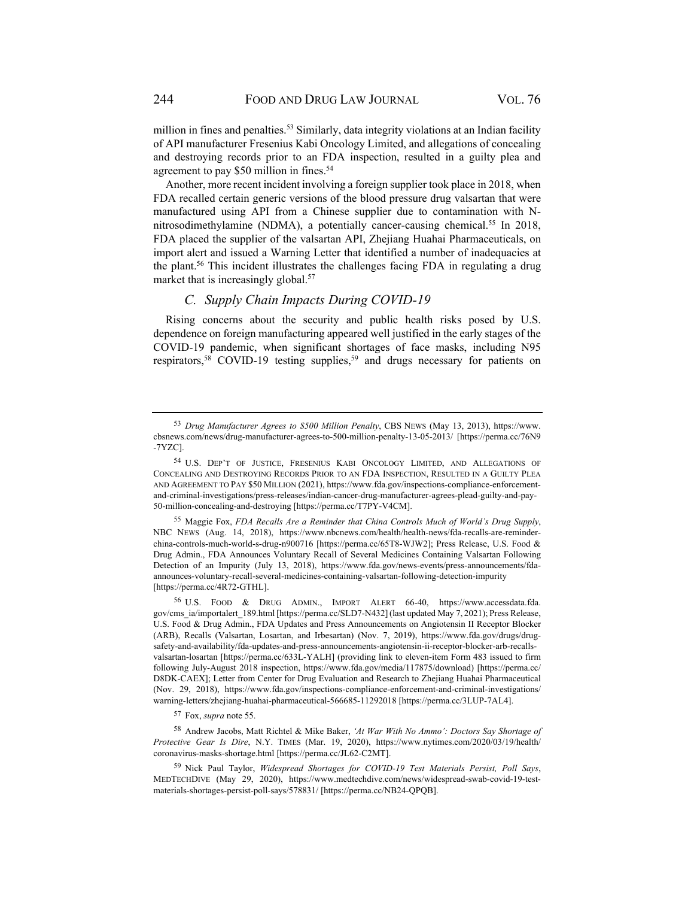million in fines and penalties.[53] Similarly, data integrity violations at an Indian facility of API manufacturer Fresenius Kabi Oncology Limited, and allegations of concealing and destroying records prior to an FDA inspection, resulted in a guilty plea and agreement to pay $50 million in fines.[54]

Another, more recent incident involving a foreign supplier took place in 2018, when FDA recalled certain generic versions of the blood pressure drug valsartan that were manufactured using API from a Chinese supplier due to contamination with N-nitrosodimethylamine (NDMA), a potentially cancer-causing chemical.[55] In 2018, FDA placed the supplier of the valsartan API, Zhejiang Huahai Pharmaceuticals, on import alert and issued a Warning Letter that identified a number of inadequacies at the plant.[56] This incident illustrates the challenges facing FDA in regulating a drug market that is increasingly global.[57]

### *C. Supply Chain Impacts During COVID-19*

Rising concerns about the security and public health risks posed by U.S. dependence on foreign manufacturing appeared well justified in the early stages of the COVID-19 pandemic, when significant shortages of face masks, including N95 respirators,[58] COVID-19 testing supplies,[59] and drugs necessary for patients on

---

[53] *Drug Manufacturer Agrees to $500 Million Penalty*, CBS NEWS (May 13, 2013), https://www.cbsnews.com/news/drug-manufacturer-agrees-to-500-million-penalty-13-05-2013/ [https://perma.cc/76N9-7YZC].

[54] U.S. DEP'T OF JUSTICE, FRESENIUS KABI ONCOLOGY LIMITED, AND ALLEGATIONS OF CONCEALING AND DESTROYING RECORDS PRIOR TO AN FDA INSPECTION, RESULTED IN A GUILTY PLEA AND AGREEMENT TO PAY $50 MILLION (2021), https://www.fda.gov/inspections-compliance-enforcement-and-criminal-investigations/press-releases/indian-cancer-drug-manufacturer-agrees-plead-guilty-and-pay-50-million-concealing-and-destroying [https://perma.cc/T7PY-V4CM].

[55] Maggie Fox, *FDA Recalls Are a Reminder that China Controls Much of World's Drug Supply*, NBC NEWS (Aug. 14, 2018), https://www.nbcnews.com/health/health-news/fda-recalls-are-reminder-china-controls-much-world-s-drug-n900716 [https://perma.cc/65T8-WJW2]; Press Release, U.S. Food & Drug Admin., FDA Announces Voluntary Recall of Several Medicines Containing Valsartan Following Detection of an Impurity (July 13, 2018), https://www.fda.gov/news-events/press-announcements/fda-announces-voluntary-recall-several-medicines-containing-valsartan-following-detection-impurity [https://perma.cc/4R72-GTHL].

[56] U.S. FOOD & DRUG ADMIN., IMPORT ALERT 66-40, https://www.accessdata.fda.gov/cms_ia/importalert_189.html [https://perma.cc/SLD7-N432] (last updated May 7, 2021); Press Release, U.S. Food & Drug Admin., FDA Updates and Press Announcements on Angiotensin II Receptor Blocker (ARB), Recalls (Valsartan, Losartan, and Irbesartan) (Nov. 7, 2019), https://www.fda.gov/drugs/drug-safety-and-availability/fda-updates-and-press-announcements-angiotensin-ii-receptor-blocker-arb-recalls-valsartan-losartan [https://perma.cc/633L-YALH] (providing link to eleven-item Form 483 issued to firm following July-August 2018 inspection, https://www.fda.gov/media/117875/download) [https://perma.cc/D8DK-CAEX]; Letter from Center for Drug Evaluation and Research to Zhejiang Huahai Pharmaceutical (Nov. 29, 2018), https://www.fda.gov/inspections-compliance-enforcement-and-criminal-investigations/warning-letters/zhejiang-huahai-pharmaceutical-566685-11292018 [https://perma.cc/3LUP-7AL4].

[57] Fox, *supra* note 55.

[58] Andrew Jacobs, Matt Richtel & Mike Baker, *'At War With No Ammo': Doctors Say Shortage of Protective Gear Is Dire*, N.Y. TIMES (Mar. 19, 2020), https://www.nytimes.com/2020/03/19/health/coronavirus-masks-shortage.html [https://perma.cc/JL62-C2MT].

[59] Nick Paul Taylor, *Widespread Shortages for COVID-19 Test Materials Persist, Poll Says*, MEDTECHDIVE (May 29, 2020), https://www.medtechdive.com/news/widespread-swab-covid-19-test-materials-shortages-persist-poll-says/578831/ [https://perma.cc/NB24-QPQB].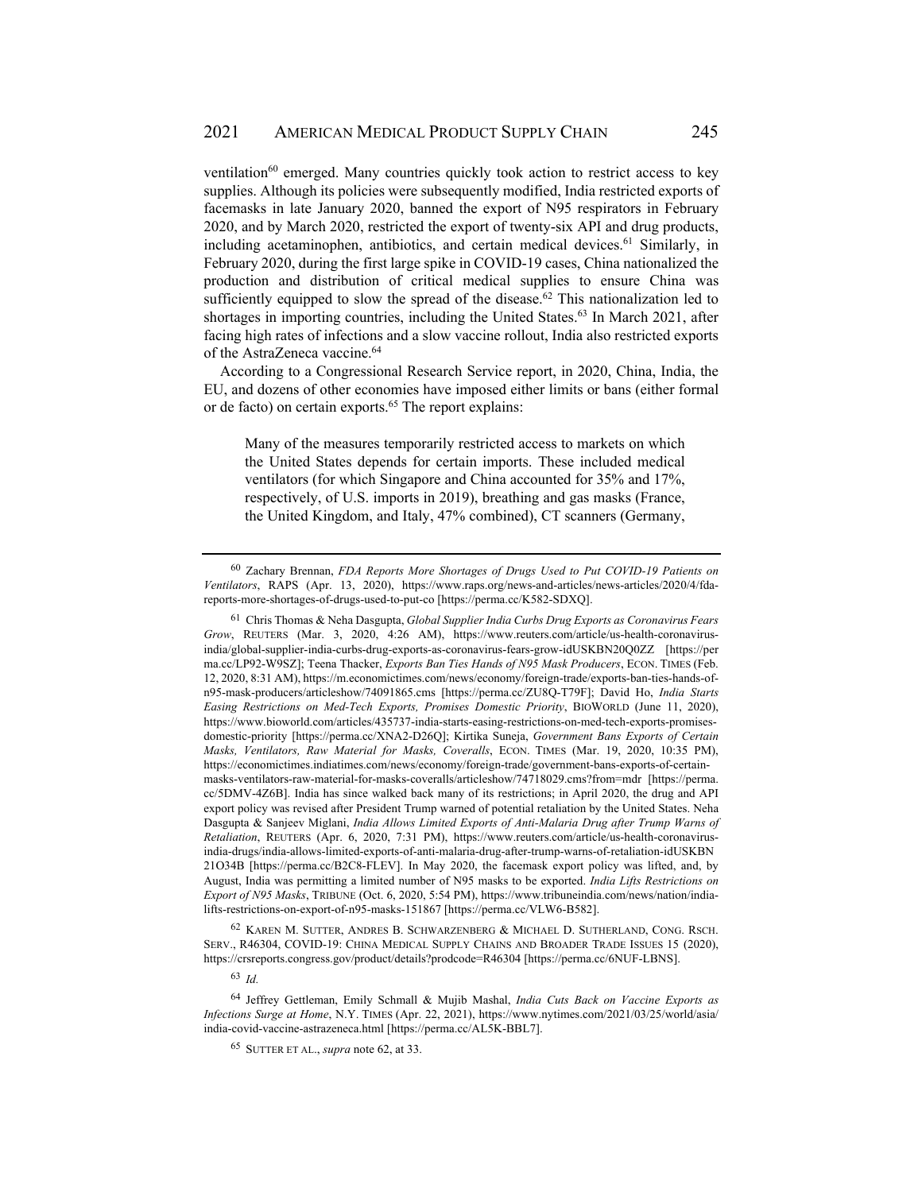ventilation[60] emerged. Many countries quickly took action to restrict access to key supplies. Although its policies were subsequently modified, India restricted exports of facemasks in late January 2020, banned the export of N95 respirators in February 2020, and by March 2020, restricted the export of twenty-six API and drug products, including acetaminophen, antibiotics, and certain medical devices.[61] Similarly, in February 2020, during the first large spike in COVID-19 cases, China nationalized the production and distribution of critical medical supplies to ensure China was sufficiently equipped to slow the spread of the disease.[62] This nationalization led to shortages in importing countries, including the United States.[63] In March 2021, after facing high rates of infections and a slow vaccine rollout, India also restricted exports of the AstraZeneca vaccine.[64]

According to a Congressional Research Service report, in 2020, China, India, the EU, and dozens of other economies have imposed either limits or bans (either formal or de facto) on certain exports.[65] The report explains:

> Many of the measures temporarily restricted access to markets on which the United States depends for certain imports. These included medical ventilators (for which Singapore and China accounted for 35% and 17%, respectively, of U.S. imports in 2019), breathing and gas masks (France, the United Kingdom, and Italy, 47% combined), CT scanners (Germany,

---

[60] Zachary Brennan, *FDA Reports More Shortages of Drugs Used to Put COVID-19 Patients on Ventilators*, RAPS (Apr. 13, 2020), https://www.raps.org/news-and-articles/news-articles/2020/4/fda-reports-more-shortages-of-drugs-used-to-put-co [https://perma.cc/K582-SDXQ].

[61] Chris Thomas & Neha Dasgupta, *Global Supplier India Curbs Drug Exports as Coronavirus Fears Grow*, REUTERS (Mar. 3, 2020, 4:26 AM), https://www.reuters.com/article/us-health-coronavirus-india/global-supplier-india-curbs-drug-exports-as-coronavirus-fears-grow-idUSKBN20Q0ZZ [https://perma.cc/LP92-W9SZ]; Teena Thacker, *Exports Ban Ties Hands of N95 Mask Producers*, ECON. TIMES (Feb. 12, 2020, 8:31 AM), https://m.economictimes.com/news/economy/foreign-trade/exports-ban-ties-hands-of-n95-mask-producers/articleshow/74091865.cms [https://perma.cc/ZU8Q-T79F]; David Ho, *India Starts Easing Restrictions on Med-Tech Exports, Promises Domestic Priority*, BIOWORLD (June 11, 2020), https://www.bioworld.com/articles/435737-india-starts-easing-restrictions-on-med-tech-exports-promises-domestic-priority [https://perma.cc/XNA2-D26Q]; Kirtika Suneja, *Government Bans Exports of Certain Masks, Ventilators, Raw Material for Masks, Coveralls*, ECON. TIMES (Mar. 19, 2020, 10:35 PM), https://economictimes.indiatimes.com/news/economy/foreign-trade/government-bans-exports-of-certain-masks-ventilators-raw-material-for-masks-coveralls/articleshow/74718029.cms?from=mdr [https://perma.cc/5DMV-4Z6B]. India has since walked back many of its restrictions; in April 2020, the drug and API export policy was revised after President Trump warned of potential retaliation by the United States. Neha Dasgupta & Sanjeev Miglani, *India Allows Limited Exports of Anti-Malaria Drug after Trump Warns of Retaliation*, REUTERS (Apr. 6, 2020, 7:31 PM), https://www.reuters.com/article/us-health-coronavirus-india-drugs/india-allows-limited-exports-of-anti-malaria-drug-after-trump-warns-of-retaliation-idUSKBN21O34B [https://perma.cc/B2C8-FLEV]. In May 2020, the facemask export policy was lifted, and, by August, India was permitting a limited number of N95 masks to be exported. *India Lifts Restrictions on Export of N95 Masks*, TRIBUNE (Oct. 6, 2020, 5:54 PM), https://www.tribuneindia.com/news/nation/india-lifts-restrictions-on-export-of-n95-masks-151867 [https://perma.cc/VLW6-B582].

[62] KAREN M. SUTTER, ANDRES B. SCHWARZENBERG & MICHAEL D. SUTHERLAND, CONG. RSCH. SERV., R46304, COVID-19: CHINA MEDICAL SUPPLY CHAINS AND BROADER TRADE ISSUES 15 (2020), https://crsreports.congress.gov/product/details?prodcode=R46304 [https://perma.cc/6NUF-LBNS].

[63] *Id.*

[64] Jeffrey Gettleman, Emily Schmall & Mujib Mashal, *India Cuts Back on Vaccine Exports as Infections Surge at Home*, N.Y. TIMES (Apr. 22, 2021), https://www.nytimes.com/2021/03/25/world/asia/india-covid-vaccine-astrazeneca.html [https://perma.cc/AL5K-BBL7].

[65] SUTTER ET AL., *supra* note 62, at 33.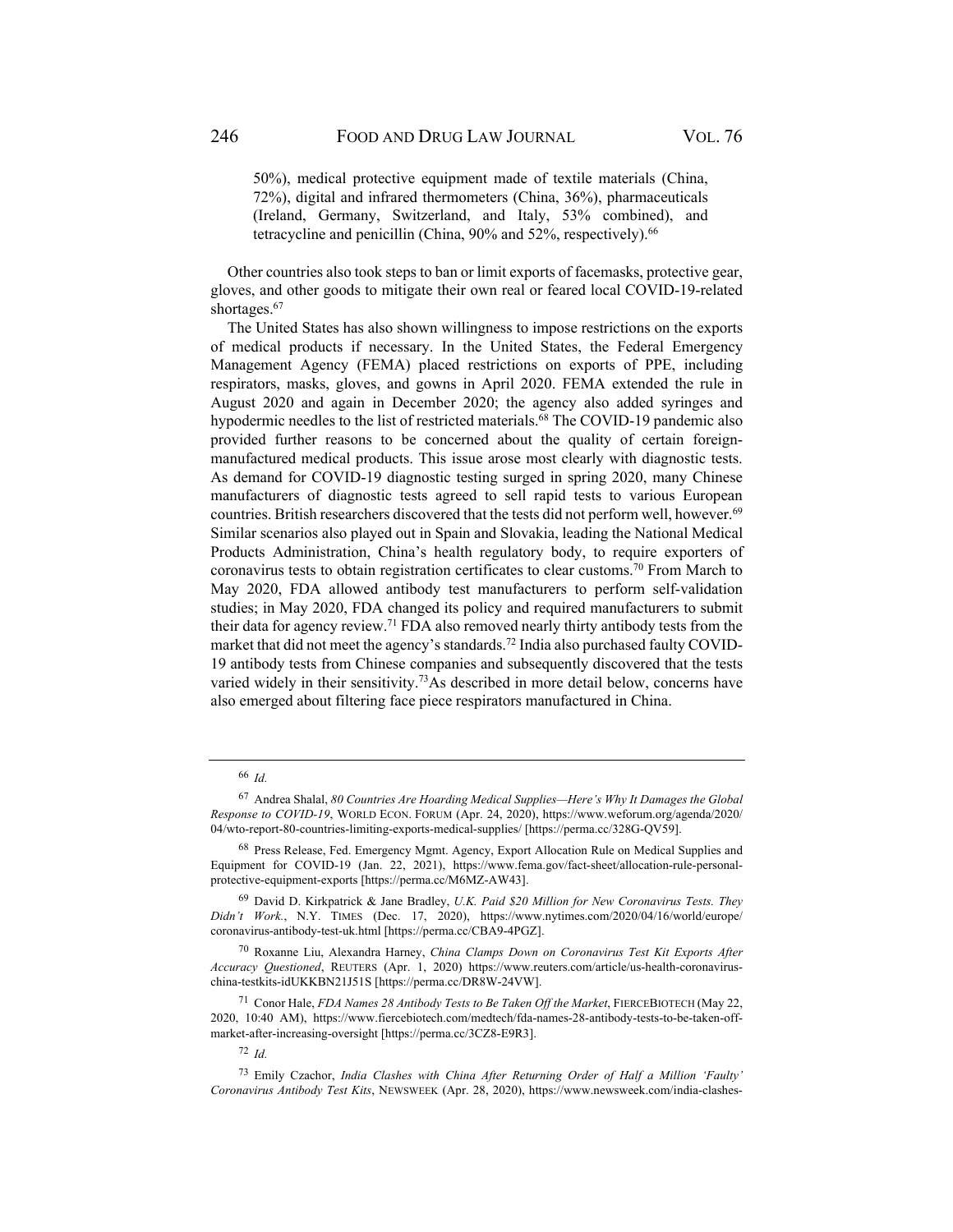50%), medical protective equipment made of textile materials (China, 72%), digital and infrared thermometers (China, 36%), pharmaceuticals (Ireland, Germany, Switzerland, and Italy, 53% combined), and tetracycline and penicillin (China, 90% and 52%, respectively).[66]

Other countries also took steps to ban or limit exports of facemasks, protective gear, gloves, and other goods to mitigate their own real or feared local COVID-19-related shortages.[67]

The United States has also shown willingness to impose restrictions on the exports of medical products if necessary. In the United States, the Federal Emergency Management Agency (FEMA) placed restrictions on exports of PPE, including respirators, masks, gloves, and gowns in April 2020. FEMA extended the rule in August 2020 and again in December 2020; the agency also added syringes and hypodermic needles to the list of restricted materials.[68] The COVID-19 pandemic also provided further reasons to be concerned about the quality of certain foreign-manufactured medical products. This issue arose most clearly with diagnostic tests. As demand for COVID-19 diagnostic testing surged in spring 2020, many Chinese manufacturers of diagnostic tests agreed to sell rapid tests to various European countries. British researchers discovered that the tests did not perform well, however.[69] Similar scenarios also played out in Spain and Slovakia, leading the National Medical Products Administration, China's health regulatory body, to require exporters of coronavirus tests to obtain registration certificates to clear customs.[70] From March to May 2020, FDA allowed antibody test manufacturers to perform self-validation studies; in May 2020, FDA changed its policy and required manufacturers to submit their data for agency review.[71] FDA also removed nearly thirty antibody tests from the market that did not meet the agency's standards.[72] India also purchased faulty COVID-19 antibody tests from Chinese companies and subsequently discovered that the tests varied widely in their sensitivity.[73]As described in more detail below, concerns have also emerged about filtering face piece respirators manufactured in China.

---

[66] *Id.*

[67] Andrea Shalal, *80 Countries Are Hoarding Medical Supplies—Here's Why It Damages the Global Response to COVID-19*, WORLD ECON. FORUM (Apr. 24, 2020), https://www.weforum.org/agenda/2020/04/wto-report-80-countries-limiting-exports-medical-supplies/ [https://perma.cc/328G-QV59].

[68] Press Release, Fed. Emergency Mgmt. Agency, Export Allocation Rule on Medical Supplies and Equipment for COVID-19 (Jan. 22, 2021), https://www.fema.gov/fact-sheet/allocation-rule-personal-protective-equipment-exports [https://perma.cc/M6MZ-AW43].

[69] David D. Kirkpatrick & Jane Bradley, *U.K. Paid $20 Million for New Coronavirus Tests. They Didn't Work.*, N.Y. TIMES (Dec. 17, 2020), https://www.nytimes.com/2020/04/16/world/europe/coronavirus-antibody-test-uk.html [https://perma.cc/CBA9-4PGZ].

[70] Roxanne Liu, Alexandra Harney, *China Clamps Down on Coronavirus Test Kit Exports After Accuracy Questioned*, REUTERS (Apr. 1, 2020) https://www.reuters.com/article/us-health-coronavirus-china-testkits-idUKKBN21J51S [https://perma.cc/DR8W-24VW].

[71] Conor Hale, *FDA Names 28 Antibody Tests to Be Taken Off the Market*, FIERCEBIOTECH (May 22, 2020, 10:40 AM), https://www.fiercebiotech.com/medtech/fda-names-28-antibody-tests-to-be-taken-off-market-after-increasing-oversight [https://perma.cc/3CZ8-E9R3].

[72] *Id.*

[73] Emily Czachor, *India Clashes with China After Returning Order of Half a Million 'Faulty' Coronavirus Antibody Test Kits*, NEWSWEEK (Apr. 28, 2020), https://www.newsweek.com/india-clashes-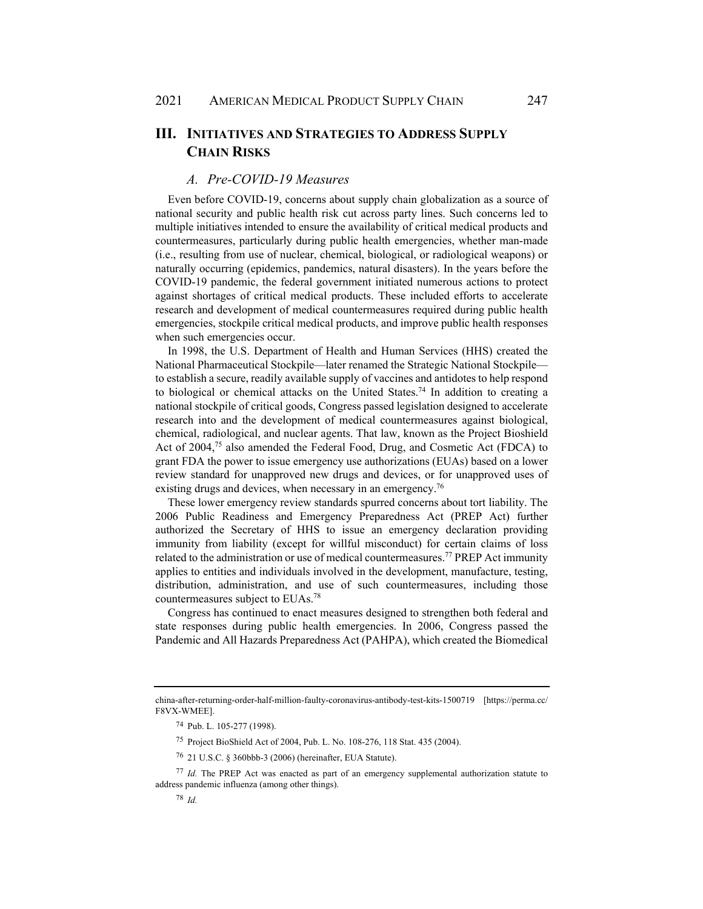## III. Initiatives and Strategies to Address Supply Chain Risks

### *A. Pre-COVID-19 Measures*

Even before COVID-19, concerns about supply chain globalization as a source of national security and public health risk cut across party lines. Such concerns led to multiple initiatives intended to ensure the availability of critical medical products and countermeasures, particularly during public health emergencies, whether man-made (i.e., resulting from use of nuclear, chemical, biological, or radiological weapons) or naturally occurring (epidemics, pandemics, natural disasters). In the years before the COVID-19 pandemic, the federal government initiated numerous actions to protect against shortages of critical medical products. These included efforts to accelerate research and development of medical countermeasures required during public health emergencies, stockpile critical medical products, and improve public health responses when such emergencies occur.

In 1998, the U.S. Department of Health and Human Services (HHS) created the National Pharmaceutical Stockpile—later renamed the Strategic National Stockpile—to establish a secure, readily available supply of vaccines and antidotes to help respond to biological or chemical attacks on the United States.[74] In addition to creating a national stockpile of critical goods, Congress passed legislation designed to accelerate research into and the development of medical countermeasures against biological, chemical, radiological, and nuclear agents. That law, known as the Project Bioshield Act of 2004,[75] also amended the Federal Food, Drug, and Cosmetic Act (FDCA) to grant FDA the power to issue emergency use authorizations (EUAs) based on a lower review standard for unapproved new drugs and devices, or for unapproved uses of existing drugs and devices, when necessary in an emergency.[76]

These lower emergency review standards spurred concerns about tort liability. The 2006 Public Readiness and Emergency Preparedness Act (PREP Act) further authorized the Secretary of HHS to issue an emergency declaration providing immunity from liability (except for willful misconduct) for certain claims of loss related to the administration or use of medical countermeasures.[77] PREP Act immunity applies to entities and individuals involved in the development, manufacture, testing, distribution, administration, and use of such countermeasures, including those countermeasures subject to EUAs.[78]

Congress has continued to enact measures designed to strengthen both federal and state responses during public health emergencies. In 2006, Congress passed the Pandemic and All Hazards Preparedness Act (PAHPA), which created the Biomedical

---

china-after-returning-order-half-million-faulty-coronavirus-antibody-test-kits-1500719 [https://perma.cc/F8VX-WMEE].

[74] Pub. L. 105-277 (1998).

[75] Project BioShield Act of 2004, Pub. L. No. 108-276, 118 Stat. 435 (2004).

[76] 21 U.S.C. § 360bbb-3 (2006) (hereinafter, EUA Statute).

[77] *Id.* The PREP Act was enacted as part of an emergency supplemental authorization statute to address pandemic influenza (among other things).

[78] *Id.*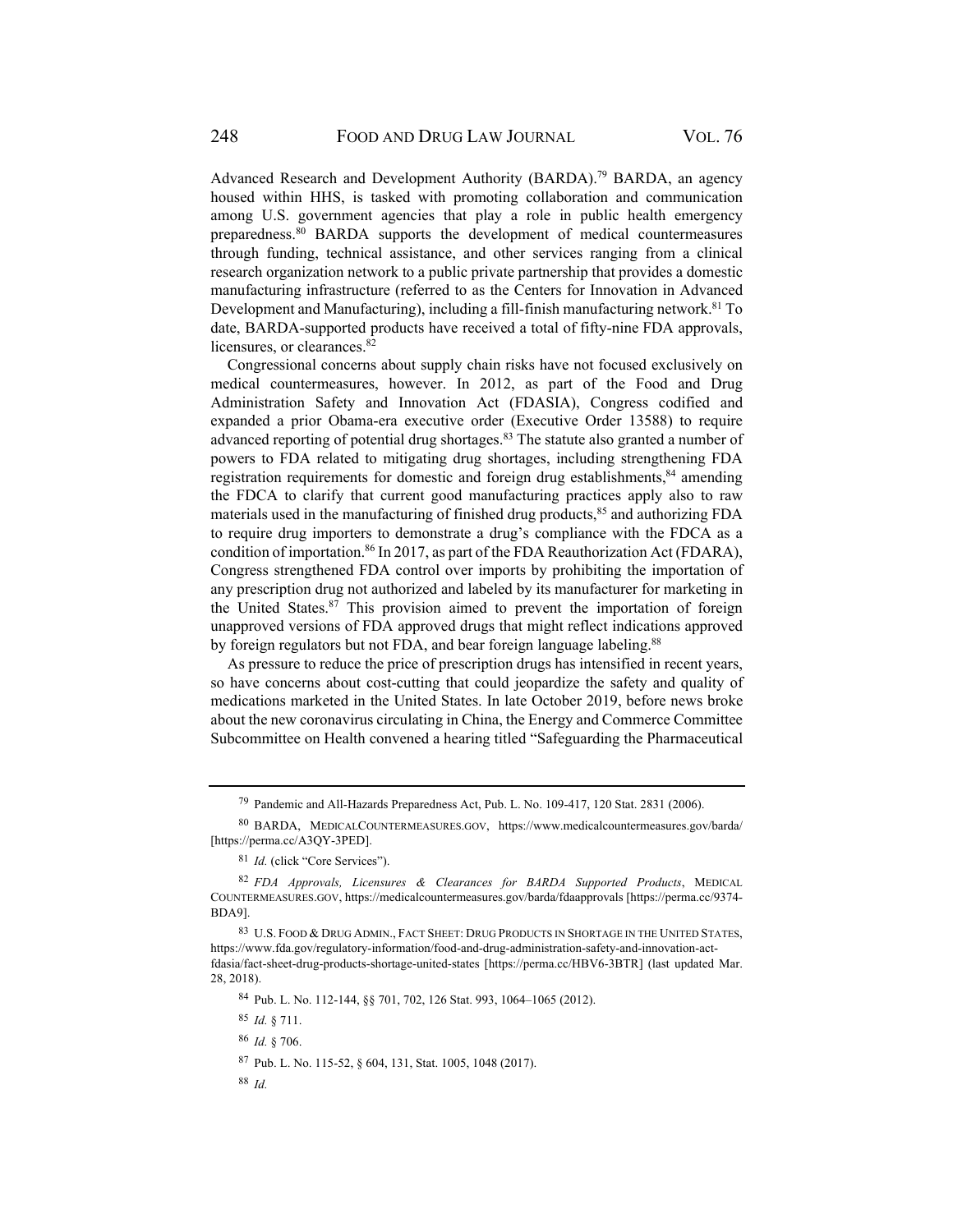Advanced Research and Development Authority (BARDA).[79] BARDA, an agency housed within HHS, is tasked with promoting collaboration and communication among U.S. government agencies that play a role in public health emergency preparedness.[80] BARDA supports the development of medical countermeasures through funding, technical assistance, and other services ranging from a clinical research organization network to a public private partnership that provides a domestic manufacturing infrastructure (referred to as the Centers for Innovation in Advanced Development and Manufacturing), including a fill-finish manufacturing network.[81] To date, BARDA-supported products have received a total of fifty-nine FDA approvals, licensures, or clearances.[82]

Congressional concerns about supply chain risks have not focused exclusively on medical countermeasures, however. In 2012, as part of the Food and Drug Administration Safety and Innovation Act (FDASIA), Congress codified and expanded a prior Obama-era executive order (Executive Order 13588) to require advanced reporting of potential drug shortages.[83] The statute also granted a number of powers to FDA related to mitigating drug shortages, including strengthening FDA registration requirements for domestic and foreign drug establishments,[84] amending the FDCA to clarify that current good manufacturing practices apply also to raw materials used in the manufacturing of finished drug products,[85] and authorizing FDA to require drug importers to demonstrate a drug's compliance with the FDCA as a condition of importation.[86] In 2017, as part of the FDA Reauthorization Act (FDARA), Congress strengthened FDA control over imports by prohibiting the importation of any prescription drug not authorized and labeled by its manufacturer for marketing in the United States.[87] This provision aimed to prevent the importation of foreign unapproved versions of FDA approved drugs that might reflect indications approved by foreign regulators but not FDA, and bear foreign language labeling.[88]

As pressure to reduce the price of prescription drugs has intensified in recent years, so have concerns about cost-cutting that could jeopardize the safety and quality of medications marketed in the United States. In late October 2019, before news broke about the new coronavirus circulating in China, the Energy and Commerce Committee Subcommittee on Health convened a hearing titled "Safeguarding the Pharmaceutical

---

[79] Pandemic and All-Hazards Preparedness Act, Pub. L. No. 109-417, 120 Stat. 2831 (2006).

[80] BARDA, MEDICALCOUNTERMEASURES.GOV, https://www.medicalcountermeasures.gov/barda/ [https://perma.cc/A3QY-3PED].

[81] *Id.* (click "Core Services").

[82] *FDA Approvals, Licensures & Clearances for BARDA Supported Products*, MEDICAL COUNTERMEASURES.GOV, https://medicalcountermeasures.gov/barda/fdaapprovals [https://perma.cc/9374-BDA9].

[83] U.S. FOOD & DRUG ADMIN., FACT SHEET: DRUG PRODUCTS IN SHORTAGE IN THE UNITED STATES, https://www.fda.gov/regulatory-information/food-and-drug-administration-safety-and-innovation-act-fdasia/fact-sheet-drug-products-shortage-united-states [https://perma.cc/HBV6-3BTR] (last updated Mar. 28, 2018).

[84] Pub. L. No. 112-144, §§ 701, 702, 126 Stat. 993, 1064–1065 (2012).

[85] *Id.* § 711.

[86] *Id.* § 706.

[87] Pub. L. No. 115-52, § 604, 131, Stat. 1005, 1048 (2017).

[88] *Id.*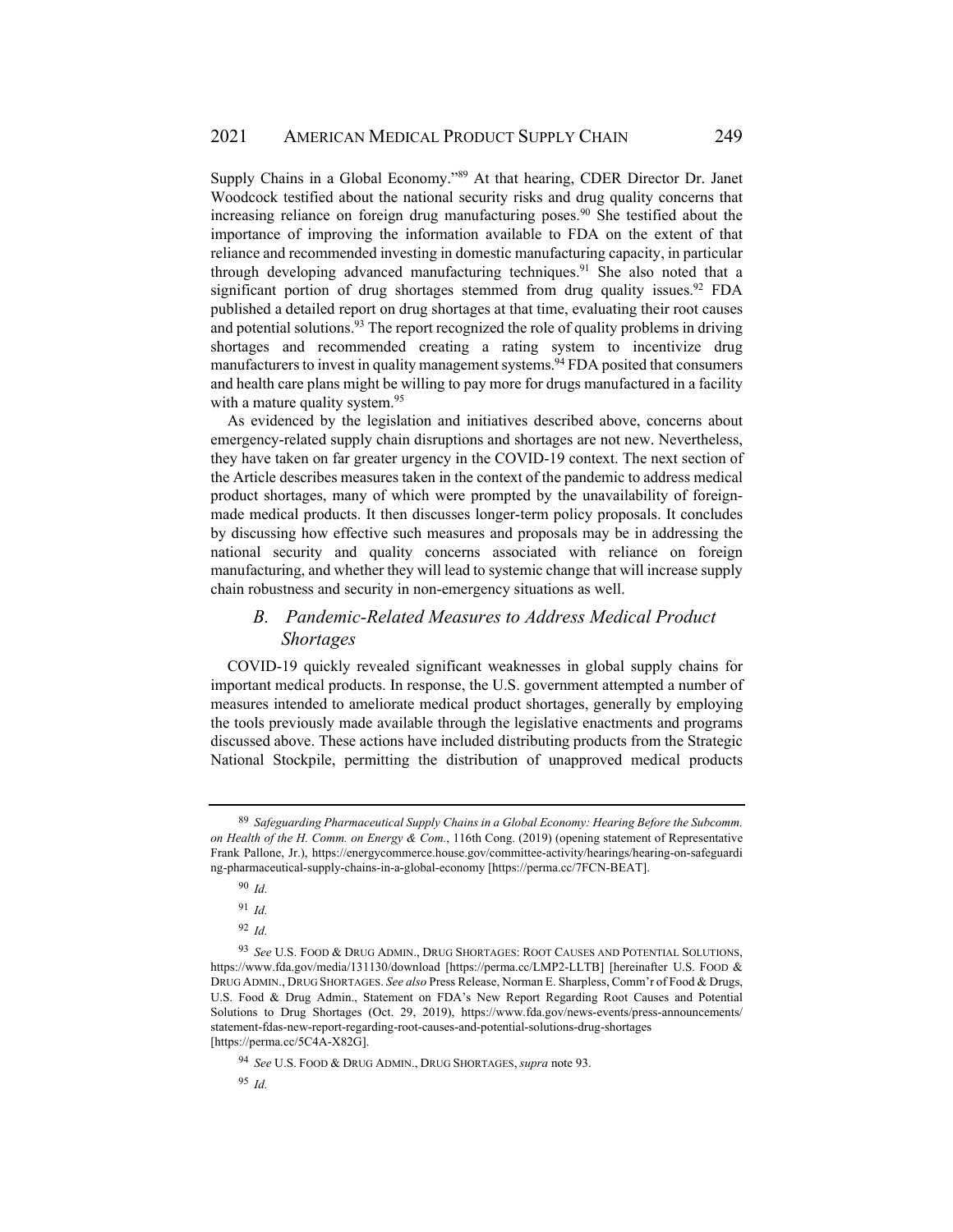Supply Chains in a Global Economy."[89] At that hearing, CDER Director Dr. Janet Woodcock testified about the national security risks and drug quality concerns that increasing reliance on foreign drug manufacturing poses.[90] She testified about the importance of improving the information available to FDA on the extent of that reliance and recommended investing in domestic manufacturing capacity, in particular through developing advanced manufacturing techniques.[91] She also noted that a significant portion of drug shortages stemmed from drug quality issues.[92] FDA published a detailed report on drug shortages at that time, evaluating their root causes and potential solutions.[93] The report recognized the role of quality problems in driving shortages and recommended creating a rating system to incentivize drug manufacturers to invest in quality management systems.[94] FDA posited that consumers and health care plans might be willing to pay more for drugs manufactured in a facility with a mature quality system.[95]

As evidenced by the legislation and initiatives described above, concerns about emergency-related supply chain disruptions and shortages are not new. Nevertheless, they have taken on far greater urgency in the COVID-19 context. The next section of the Article describes measures taken in the context of the pandemic to address medical product shortages, many of which were prompted by the unavailability of foreign-made medical products. It then discusses longer-term policy proposals. It concludes by discussing how effective such measures and proposals may be in addressing the national security and quality concerns associated with reliance on foreign manufacturing, and whether they will lead to systemic change that will increase supply chain robustness and security in non-emergency situations as well.

### *B. Pandemic-Related Measures to Address Medical Product Shortages*

COVID-19 quickly revealed significant weaknesses in global supply chains for important medical products. In response, the U.S. government attempted a number of measures intended to ameliorate medical product shortages, generally by employing the tools previously made available through the legislative enactments and programs discussed above. These actions have included distributing products from the Strategic National Stockpile, permitting the distribution of unapproved medical products

---

[89] *Safeguarding Pharmaceutical Supply Chains in a Global Economy: Hearing Before the Subcomm. on Health of the H. Comm. on Energy & Com.*, 116th Cong. (2019) (opening statement of Representative Frank Pallone, Jr.), https://energycommerce.house.gov/committee-activity/hearings/hearing-on-safeguarding-pharmaceutical-supply-chains-in-a-global-economy [https://perma.cc/7FCN-BEAT].

[90] *Id.*

[91] *Id.*

[92] *Id.*

[93] *See* U.S. FOOD & DRUG ADMIN., DRUG SHORTAGES: ROOT CAUSES AND POTENTIAL SOLUTIONS, https://www.fda.gov/media/131130/download [https://perma.cc/LMP2-LLTB] [hereinafter U.S. FOOD & DRUG ADMIN., DRUG SHORTAGES. *See also* Press Release, Norman E. Sharpless, Comm'r of Food & Drugs, U.S. Food & Drug Admin., Statement on FDA's New Report Regarding Root Causes and Potential Solutions to Drug Shortages (Oct. 29, 2019), https://www.fda.gov/news-events/press-announcements/statement-fdas-new-report-regarding-root-causes-and-potential-solutions-drug-shortages [https://perma.cc/5C4A-X82G].

[94] *See* U.S. FOOD & DRUG ADMIN., DRUG SHORTAGES, *supra* note 93.

[95] *Id.*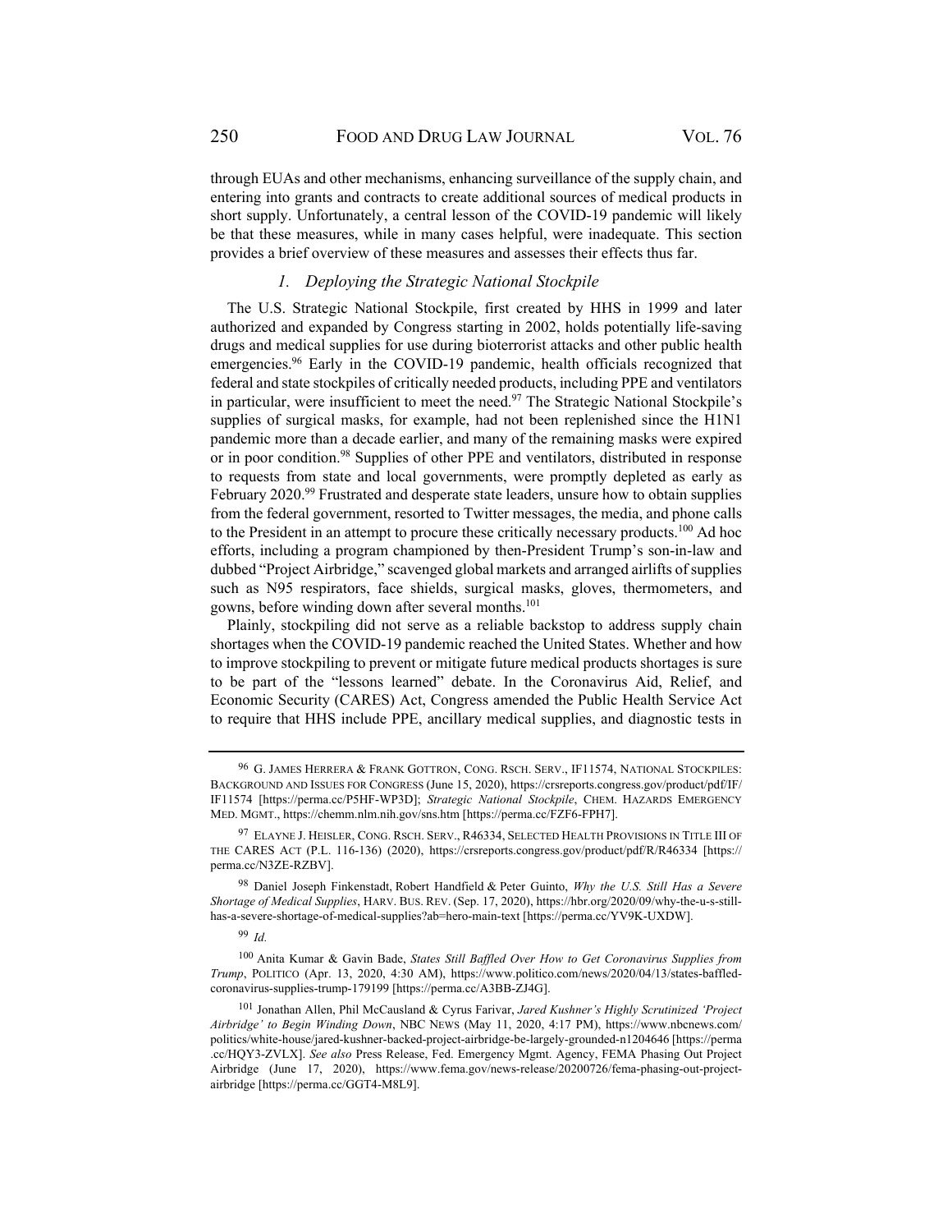through EUAs and other mechanisms, enhancing surveillance of the supply chain, and entering into grants and contracts to create additional sources of medical products in short supply. Unfortunately, a central lesson of the COVID-19 pandemic will likely be that these measures, while in many cases helpful, were inadequate. This section provides a brief overview of these measures and assesses their effects thus far.

### *1. Deploying the Strategic National Stockpile*

The U.S. Strategic National Stockpile, first created by HHS in 1999 and later authorized and expanded by Congress starting in 2002, holds potentially life-saving drugs and medical supplies for use during bioterrorist attacks and other public health emergencies.[96] Early in the COVID-19 pandemic, health officials recognized that federal and state stockpiles of critically needed products, including PPE and ventilators in particular, were insufficient to meet the need.[97] The Strategic National Stockpile's supplies of surgical masks, for example, had not been replenished since the H1N1 pandemic more than a decade earlier, and many of the remaining masks were expired or in poor condition.[98] Supplies of other PPE and ventilators, distributed in response to requests from state and local governments, were promptly depleted as early as February 2020.[99] Frustrated and desperate state leaders, unsure how to obtain supplies from the federal government, resorted to Twitter messages, the media, and phone calls to the President in an attempt to procure these critically necessary products.[100] Ad hoc efforts, including a program championed by then-President Trump's son-in-law and dubbed "Project Airbridge," scavenged global markets and arranged airlifts of supplies such as N95 respirators, face shields, surgical masks, gloves, thermometers, and gowns, before winding down after several months.[101]

Plainly, stockpiling did not serve as a reliable backstop to address supply chain shortages when the COVID-19 pandemic reached the United States. Whether and how to improve stockpiling to prevent or mitigate future medical products shortages is sure to be part of the "lessons learned" debate. In the Coronavirus Aid, Relief, and Economic Security (CARES) Act, Congress amended the Public Health Service Act to require that HHS include PPE, ancillary medical supplies, and diagnostic tests in

---

[96] G. James Herrera & Frank Gottron, Cong. Rsch. Serv., IF11574, National Stockpiles: Background and Issues for Congress (June 15, 2020), https://crsreports.congress.gov/product/pdf/IF/IF11574 [https://perma.cc/P5HF-WP3D]; *Strategic National Stockpile*, Chem. Hazards Emergency Med. Mgmt., https://chemm.nlm.nih.gov/sns.htm [https://perma.cc/FZF6-FPH7].

[97] Elayne J. Heisler, Cong. Rsch. Serv., R46334, Selected Health Provisions in Title III of the CARES Act (P.L. 116-136) (2020), https://crsreports.congress.gov/product/pdf/R/R46334 [https://perma.cc/N3ZE-RZBV].

[98] Daniel Joseph Finkenstadt, Robert Handfield & Peter Guinto, *Why the U.S. Still Has a Severe Shortage of Medical Supplies*, Harv. Bus. Rev. (Sep. 17, 2020), https://hbr.org/2020/09/why-the-u-s-still-has-a-severe-shortage-of-medical-supplies?ab=hero-main-text [https://perma.cc/YV9K-UXDW].

[99] *Id.*

[100] Anita Kumar & Gavin Bade, *States Still Baffled Over How to Get Coronavirus Supplies from Trump*, Politico (Apr. 13, 2020, 4:30 AM), https://www.politico.com/news/2020/04/13/states-baffled-coronavirus-supplies-trump-179199 [https://perma.cc/A3BB-ZJ4G].

[101] Jonathan Allen, Phil McCausland & Cyrus Farivar, *Jared Kushner's Highly Scrutinized 'Project Airbridge' to Begin Winding Down*, NBC News (May 11, 2020, 4:17 PM), https://www.nbcnews.com/politics/white-house/jared-kushner-backed-project-airbridge-be-largely-grounded-n1204646 [https://perma.cc/HQY3-ZVLX]. *See also* Press Release, Fed. Emergency Mgmt. Agency, FEMA Phasing Out Project Airbridge (June 17, 2020), https://www.fema.gov/news-release/20200726/fema-phasing-out-project-airbridge [https://perma.cc/GGT4-M8L9].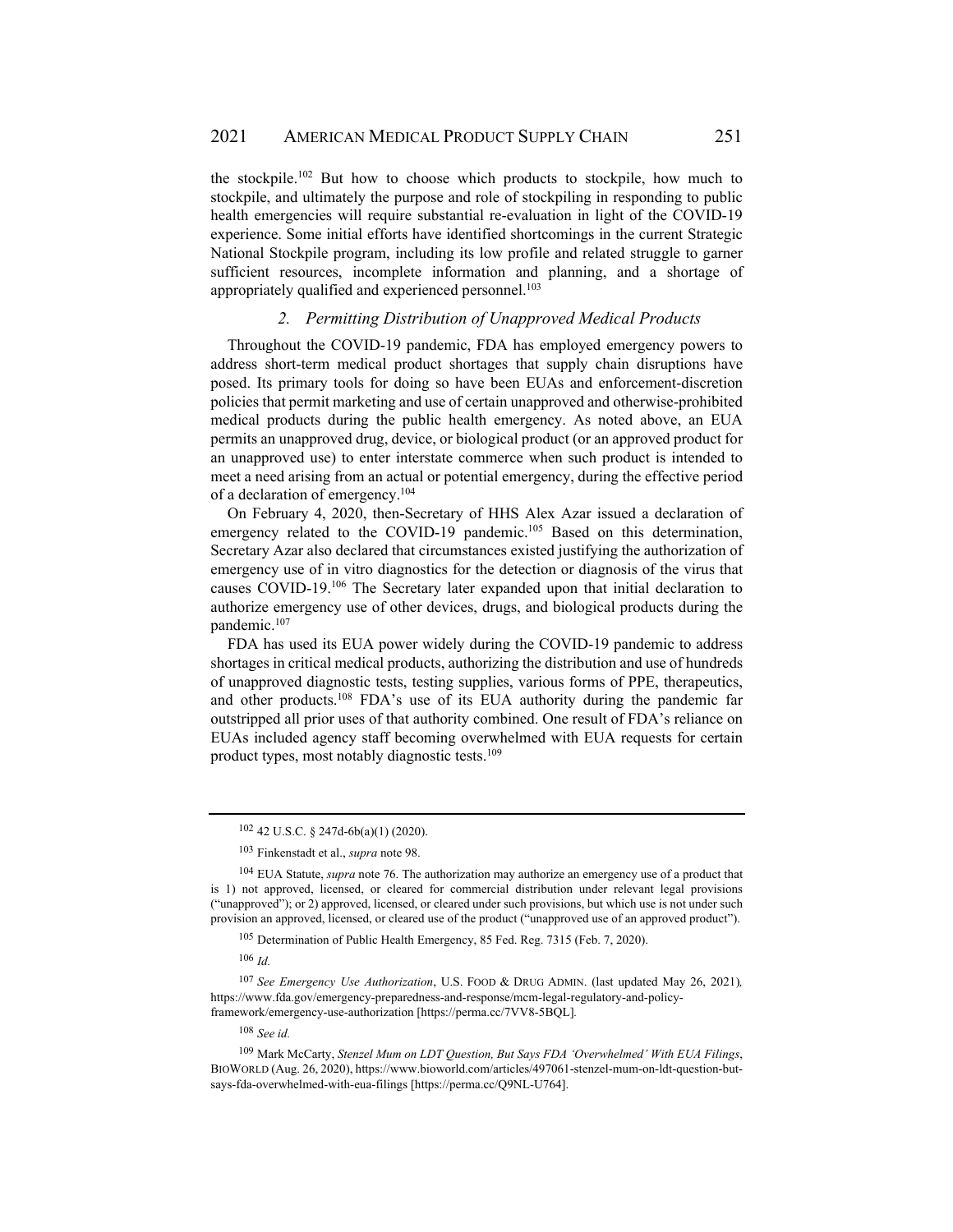the stockpile.[102] But how to choose which products to stockpile, how much to stockpile, and ultimately the purpose and role of stockpiling in responding to public health emergencies will require substantial re-evaluation in light of the COVID-19 experience. Some initial efforts have identified shortcomings in the current Strategic National Stockpile program, including its low profile and related struggle to garner sufficient resources, incomplete information and planning, and a shortage of appropriately qualified and experienced personnel.[103]

### *2. Permitting Distribution of Unapproved Medical Products*

Throughout the COVID-19 pandemic, FDA has employed emergency powers to address short-term medical product shortages that supply chain disruptions have posed. Its primary tools for doing so have been EUAs and enforcement-discretion policies that permit marketing and use of certain unapproved and otherwise-prohibited medical products during the public health emergency. As noted above, an EUA permits an unapproved drug, device, or biological product (or an approved product for an unapproved use) to enter interstate commerce when such product is intended to meet a need arising from an actual or potential emergency, during the effective period of a declaration of emergency.[104]

On February 4, 2020, then-Secretary of HHS Alex Azar issued a declaration of emergency related to the COVID-19 pandemic.[105] Based on this determination, Secretary Azar also declared that circumstances existed justifying the authorization of emergency use of in vitro diagnostics for the detection or diagnosis of the virus that causes COVID-19.[106] The Secretary later expanded upon that initial declaration to authorize emergency use of other devices, drugs, and biological products during the pandemic.[107]

FDA has used its EUA power widely during the COVID-19 pandemic to address shortages in critical medical products, authorizing the distribution and use of hundreds of unapproved diagnostic tests, testing supplies, various forms of PPE, therapeutics, and other products.[108] FDA's use of its EUA authority during the pandemic far outstripped all prior uses of that authority combined. One result of FDA's reliance on EUAs included agency staff becoming overwhelmed with EUA requests for certain product types, most notably diagnostic tests.[109]

---

[102] 42 U.S.C. § 247d-6b(a)(1) (2020).

[103] Finkenstadt et al., *supra* note 98.

[104] EUA Statute, *supra* note 76. The authorization may authorize an emergency use of a product that is 1) not approved, licensed, or cleared for commercial distribution under relevant legal provisions ("unapproved"); or 2) approved, licensed, or cleared under such provisions, but which use is not under such provision an approved, licensed, or cleared use of the product ("unapproved use of an approved product").

[105] Determination of Public Health Emergency, 85 Fed. Reg. 7315 (Feb. 7, 2020).

[106] *Id.*

[107] *See Emergency Use Authorization*, U.S. FOOD & DRUG ADMIN. (last updated May 26, 2021), https://www.fda.gov/emergency-preparedness-and-response/mcm-legal-regulatory-and-policy-framework/emergency-use-authorization [https://perma.cc/7VV8-5BQL].

[108] *See id.*

[109] Mark McCarty, *Stenzel Mum on LDT Question, But Says FDA 'Overwhelmed' With EUA Filings*, BIOWORLD (Aug. 26, 2020), https://www.bioworld.com/articles/497061-stenzel-mum-on-ldt-question-but-says-fda-overwhelmed-with-eua-filings [https://perma.cc/Q9NL-U764].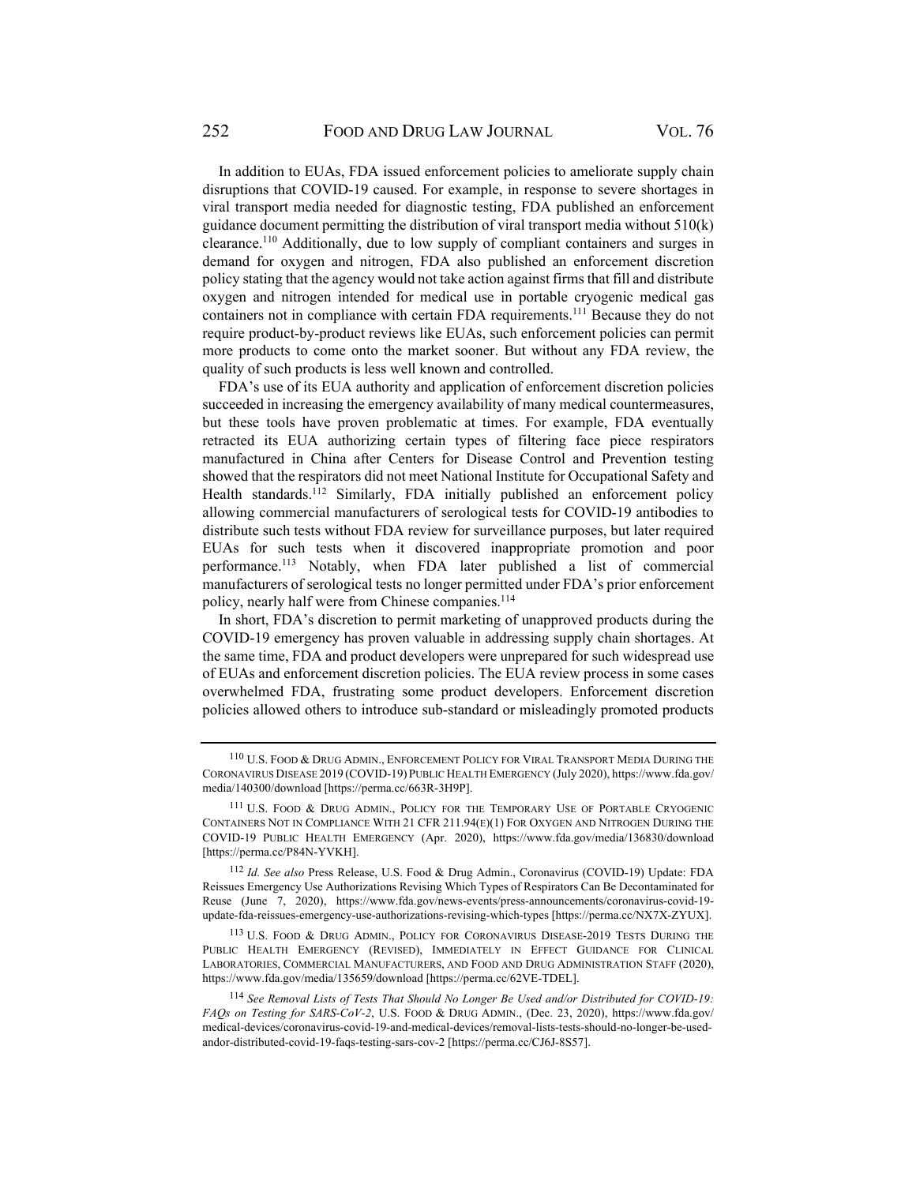In addition to EUAs, FDA issued enforcement policies to ameliorate supply chain disruptions that COVID-19 caused. For example, in response to severe shortages in viral transport media needed for diagnostic testing, FDA published an enforcement guidance document permitting the distribution of viral transport media without 510(k) clearance.[110] Additionally, due to low supply of compliant containers and surges in demand for oxygen and nitrogen, FDA also published an enforcement discretion policy stating that the agency would not take action against firms that fill and distribute oxygen and nitrogen intended for medical use in portable cryogenic medical gas containers not in compliance with certain FDA requirements.[111] Because they do not require product-by-product reviews like EUAs, such enforcement policies can permit more products to come onto the market sooner. But without any FDA review, the quality of such products is less well known and controlled.

FDA's use of its EUA authority and application of enforcement discretion policies succeeded in increasing the emergency availability of many medical countermeasures, but these tools have proven problematic at times. For example, FDA eventually retracted its EUA authorizing certain types of filtering face piece respirators manufactured in China after Centers for Disease Control and Prevention testing showed that the respirators did not meet National Institute for Occupational Safety and Health standards.[112] Similarly, FDA initially published an enforcement policy allowing commercial manufacturers of serological tests for COVID-19 antibodies to distribute such tests without FDA review for surveillance purposes, but later required EUAs for such tests when it discovered inappropriate promotion and poor performance.[113] Notably, when FDA later published a list of commercial manufacturers of serological tests no longer permitted under FDA's prior enforcement policy, nearly half were from Chinese companies.[114]

In short, FDA's discretion to permit marketing of unapproved products during the COVID-19 emergency has proven valuable in addressing supply chain shortages. At the same time, FDA and product developers were unprepared for such widespread use of EUAs and enforcement discretion policies. The EUA review process in some cases overwhelmed FDA, frustrating some product developers. Enforcement discretion policies allowed others to introduce sub-standard or misleadingly promoted products

---

[110] U.S. FOOD & DRUG ADMIN., ENFORCEMENT POLICY FOR VIRAL TRANSPORT MEDIA DURING THE CORONAVIRUS DISEASE 2019 (COVID-19) PUBLIC HEALTH EMERGENCY (July 2020), https://www.fda.gov/media/140300/download [https://perma.cc/663R-3H9P].

[111] U.S. FOOD & DRUG ADMIN., POLICY FOR THE TEMPORARY USE OF PORTABLE CRYOGENIC CONTAINERS NOT IN COMPLIANCE WITH 21 CFR 211.94(E)(1) FOR OXYGEN AND NITROGEN DURING THE COVID-19 PUBLIC HEALTH EMERGENCY (Apr. 2020), https://www.fda.gov/media/136830/download [https://perma.cc/P84N-YVKH].

[112] *Id. See also* Press Release, U.S. Food & Drug Admin., Coronavirus (COVID-19) Update: FDA Reissues Emergency Use Authorizations Revising Which Types of Respirators Can Be Decontaminated for Reuse (June 7, 2020), https://www.fda.gov/news-events/press-announcements/coronavirus-covid-19-update-fda-reissues-emergency-use-authorizations-revising-which-types [https://perma.cc/NX7X-ZYUX].

[113] U.S. FOOD & DRUG ADMIN., POLICY FOR CORONAVIRUS DISEASE-2019 TESTS DURING THE PUBLIC HEALTH EMERGENCY (REVISED), IMMEDIATELY IN EFFECT GUIDANCE FOR CLINICAL LABORATORIES, COMMERCIAL MANUFACTURERS, AND FOOD AND DRUG ADMINISTRATION STAFF (2020), https://www.fda.gov/media/135659/download [https://perma.cc/62VE-TDEL].

[114] *See Removal Lists of Tests That Should No Longer Be Used and/or Distributed for COVID-19: FAQs on Testing for SARS-CoV-2*, U.S. FOOD & DRUG ADMIN., (Dec. 23, 2020), https://www.fda.gov/medical-devices/coronavirus-covid-19-and-medical-devices/removal-lists-tests-should-no-longer-be-used-andor-distributed-covid-19-faqs-testing-sars-cov-2 [https://perma.cc/CJ6J-8S57].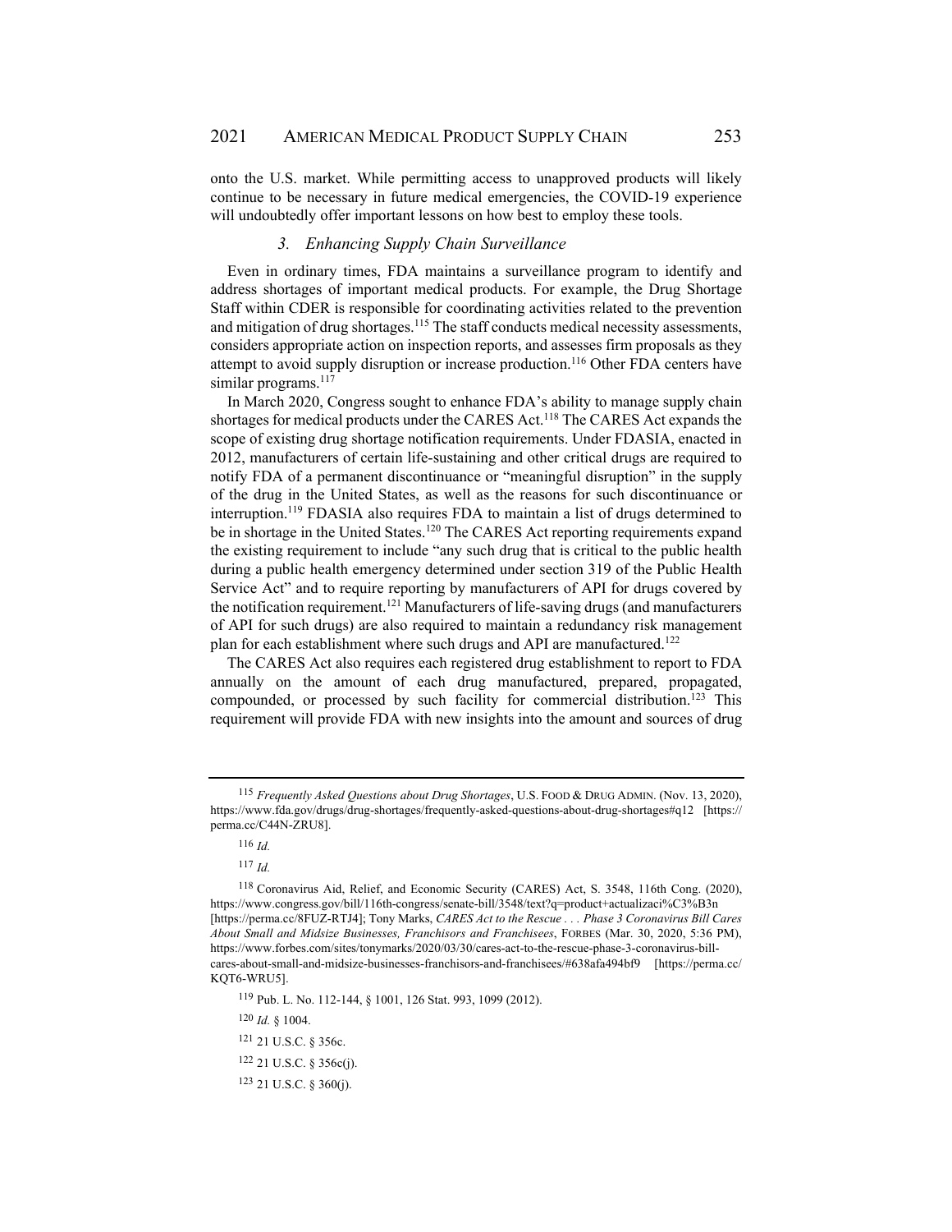onto the U.S. market. While permitting access to unapproved products will likely continue to be necessary in future medical emergencies, the COVID-19 experience will undoubtedly offer important lessons on how best to employ these tools.

### *3. Enhancing Supply Chain Surveillance*

Even in ordinary times, FDA maintains a surveillance program to identify and address shortages of important medical products. For example, the Drug Shortage Staff within CDER is responsible for coordinating activities related to the prevention and mitigation of drug shortages.[115] The staff conducts medical necessity assessments, considers appropriate action on inspection reports, and assesses firm proposals as they attempt to avoid supply disruption or increase production.[116] Other FDA centers have similar programs.[117]

In March 2020, Congress sought to enhance FDA's ability to manage supply chain shortages for medical products under the CARES Act.[118] The CARES Act expands the scope of existing drug shortage notification requirements. Under FDASIA, enacted in 2012, manufacturers of certain life-sustaining and other critical drugs are required to notify FDA of a permanent discontinuance or "meaningful disruption" in the supply of the drug in the United States, as well as the reasons for such discontinuance or interruption.[119] FDASIA also requires FDA to maintain a list of drugs determined to be in shortage in the United States.[120] The CARES Act reporting requirements expand the existing requirement to include "any such drug that is critical to the public health during a public health emergency determined under section 319 of the Public Health Service Act" and to require reporting by manufacturers of API for drugs covered by the notification requirement.[121] Manufacturers of life-saving drugs (and manufacturers of API for such drugs) are also required to maintain a redundancy risk management plan for each establishment where such drugs and API are manufactured.[122]

The CARES Act also requires each registered drug establishment to report to FDA annually on the amount of each drug manufactured, prepared, propagated, compounded, or processed by such facility for commercial distribution.[123] This requirement will provide FDA with new insights into the amount and sources of drug

---

[115] *Frequently Asked Questions about Drug Shortages*, U.S. FOOD & DRUG ADMIN. (Nov. 13, 2020), https://www.fda.gov/drugs/drug-shortages/frequently-asked-questions-about-drug-shortages#q12 [https://perma.cc/C44N-ZRU8].

[116] *Id.*

[117] *Id.*

[118] Coronavirus Aid, Relief, and Economic Security (CARES) Act, S. 3548, 116th Cong. (2020), https://www.congress.gov/bill/116th-congress/senate-bill/3548/text?q=product+actualizaci%C3%B3n [https://perma.cc/8FUZ-RTJ4]; Tony Marks, *CARES Act to the Rescue . . . Phase 3 Coronavirus Bill Cares About Small and Midsize Businesses, Franchisors and Franchisees*, FORBES (Mar. 30, 2020, 5:36 PM), https://www.forbes.com/sites/tonymarks/2020/03/30/cares-act-to-the-rescue-phase-3-coronavirus-bill-cares-about-small-and-midsize-businesses-franchisors-and-franchisees/#638afa494bf9 [https://perma.cc/KQT6-WRU5].

[119] Pub. L. No. 112-144, § 1001, 126 Stat. 993, 1099 (2012).

[120] *Id.* § 1004.

[121] 21 U.S.C. § 356c.

[122] 21 U.S.C. § 356c(j).

[123] 21 U.S.C. § 360(j).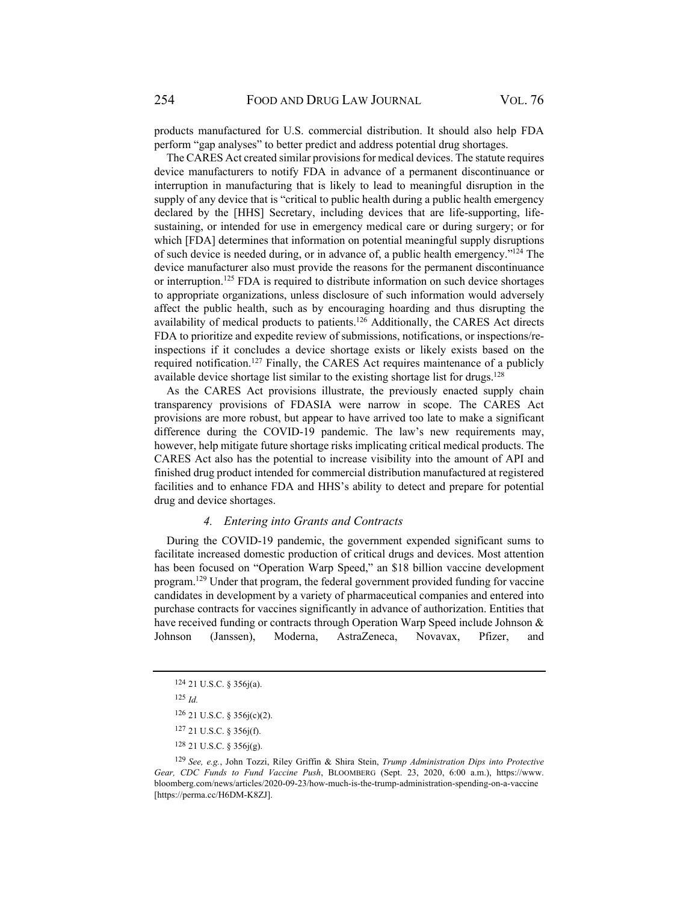products manufactured for U.S. commercial distribution. It should also help FDA perform "gap analyses" to better predict and address potential drug shortages.

The CARES Act created similar provisions for medical devices. The statute requires device manufacturers to notify FDA in advance of a permanent discontinuance or interruption in manufacturing that is likely to lead to meaningful disruption in the supply of any device that is "critical to public health during a public health emergency declared by the [HHS] Secretary, including devices that are life-supporting, life-sustaining, or intended for use in emergency medical care or during surgery; or for which [FDA] determines that information on potential meaningful supply disruptions of such device is needed during, or in advance of, a public health emergency."[124] The device manufacturer also must provide the reasons for the permanent discontinuance or interruption.[125] FDA is required to distribute information on such device shortages to appropriate organizations, unless disclosure of such information would adversely affect the public health, such as by encouraging hoarding and thus disrupting the availability of medical products to patients.[126] Additionally, the CARES Act directs FDA to prioritize and expedite review of submissions, notifications, or inspections/re-inspections if it concludes a device shortage exists or likely exists based on the required notification.[127] Finally, the CARES Act requires maintenance of a publicly available device shortage list similar to the existing shortage list for drugs.[128]

As the CARES Act provisions illustrate, the previously enacted supply chain transparency provisions of FDASIA were narrow in scope. The CARES Act provisions are more robust, but appear to have arrived too late to make a significant difference during the COVID-19 pandemic. The law's new requirements may, however, help mitigate future shortage risks implicating critical medical products. The CARES Act also has the potential to increase visibility into the amount of API and finished drug product intended for commercial distribution manufactured at registered facilities and to enhance FDA and HHS's ability to detect and prepare for potential drug and device shortages.

#### *4. Entering into Grants and Contracts*

During the COVID-19 pandemic, the government expended significant sums to facilitate increased domestic production of critical drugs and devices. Most attention has been focused on "Operation Warp Speed," an $18 billion vaccine development program.[129] Under that program, the federal government provided funding for vaccine candidates in development by a variety of pharmaceutical companies and entered into purchase contracts for vaccines significantly in advance of authorization. Entities that have received funding or contracts through Operation Warp Speed include Johnson & Johnson (Janssen), Moderna, AstraZeneca, Novavax, Pfizer, and

---

[124] 21 U.S.C. § 356j(a).

[125] *Id.*

[126] 21 U.S.C. § 356j(c)(2).

[127] 21 U.S.C. § 356j(f).

[128] 21 U.S.C. § 356j(g).

[129] *See, e.g.*, John Tozzi, Riley Griffin & Shira Stein, *Trump Administration Dips into Protective Gear, CDC Funds to Fund Vaccine Push*, BLOOMBERG (Sept. 23, 2020, 6:00 a.m.), https://www.bloomberg.com/news/articles/2020-09-23/how-much-is-the-trump-administration-spending-on-a-vaccine [https://perma.cc/H6DM-K8ZJ].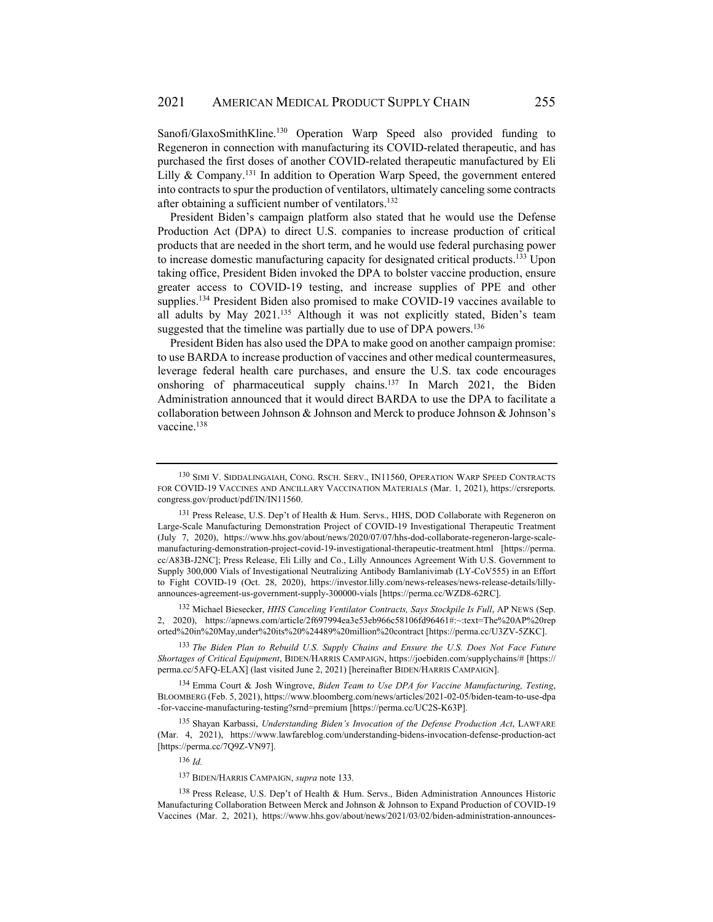Sanofi/GlaxoSmithKline.[130] Operation Warp Speed also provided funding to Regeneron in connection with manufacturing its COVID-related therapeutic, and has purchased the first doses of another COVID-related therapeutic manufactured by Eli Lilly & Company.[131] In addition to Operation Warp Speed, the government entered into contracts to spur the production of ventilators, ultimately canceling some contracts after obtaining a sufficient number of ventilators.[132]

President Biden's campaign platform also stated that he would use the Defense Production Act (DPA) to direct U.S. companies to increase production of critical products that are needed in the short term, and he would use federal purchasing power to increase domestic manufacturing capacity for designated critical products.[133] Upon taking office, President Biden invoked the DPA to bolster vaccine production, ensure greater access to COVID-19 testing, and increase supplies of PPE and other supplies.[134] President Biden also promised to make COVID-19 vaccines available to all adults by May 2021.[135] Although it was not explicitly stated, Biden's team suggested that the timeline was partially due to use of DPA powers.[136]

President Biden has also used the DPA to make good on another campaign promise: to use BARDA to increase production of vaccines and other medical countermeasures, leverage federal health care purchases, and ensure the U.S. tax code encourages onshoring of pharmaceutical supply chains.[137] In March 2021, the Biden Administration announced that it would direct BARDA to use the DPA to facilitate a collaboration between Johnson & Johnson and Merck to produce Johnson & Johnson's vaccine.[138]

---

[130] SIMI V. SIDDALINGAIAH, CONG. RSCH. SERV., IN11560, OPERATION WARP SPEED CONTRACTS FOR COVID-19 VACCINES AND ANCILLARY VACCINATION MATERIALS (Mar. 1, 2021), https://crsreports.congress.gov/product/pdf/IN/IN11560.

[131] Press Release, U.S. Dep't of Health & Hum. Servs., HHS, DOD Collaborate with Regeneron on Large-Scale Manufacturing Demonstration Project of COVID-19 Investigational Therapeutic Treatment (July 7, 2020), https://www.hhs.gov/about/news/2020/07/07/hhs-dod-collaborate-regeneron-large-scale-manufacturing-demonstration-project-covid-19-investigational-therapeutic-treatment.html [https://perma.cc/A83B-J2NC]; Press Release, Eli Lilly and Co., Lilly Announces Agreement With U.S. Government to Supply 300,000 Vials of Investigational Neutralizing Antibody Bamlanivimab (LY-CoV555) in an Effort to Fight COVID-19 (Oct. 28, 2020), https://investor.lilly.com/news-releases/news-release-details/lilly-announces-agreement-us-government-supply-300000-vials [https://perma.cc/WZD8-62RC].

[132] Michael Biesecker, *HHS Canceling Ventilator Contracts, Says Stockpile Is Full*, AP NEWS (Sep. 2, 2020), https://apnews.com/article/2f697994ea3e53eb966c58106fd96461#:~:text=The%20AP%20reported%20in%20May,under%20its%20%24489%20million%20contract [https://perma.cc/U3ZV-5ZKC].

[133] *The Biden Plan to Rebuild U.S. Supply Chains and Ensure the U.S. Does Not Face Future Shortages of Critical Equipment*, BIDEN/HARRIS CAMPAIGN, https://joebiden.com/supplychains/# [https://perma.cc/5AFQ-ELAX] (last visited June 2, 2021) [hereinafter BIDEN/HARRIS CAMPAIGN].

[134] Emma Court & Josh Wingrove, *Biden Team to Use DPA for Vaccine Manufacturing, Testing*, BLOOMBERG (Feb. 5, 2021), https://www.bloomberg.com/news/articles/2021-02-05/biden-team-to-use-dpa-for-vaccine-manufacturing-testing?srnd=premium [https://perma.cc/UC2S-K63P].

[135] Shayan Karbassi, *Understanding Biden's Invocation of the Defense Production Act*, LAWFARE (Mar. 4, 2021), https://www.lawfareblog.com/understanding-bidens-invocation-defense-production-act [https://perma.cc/7Q9Z-VN97].

[136] *Id.*

[137] BIDEN/HARRIS CAMPAIGN, *supra* note 133.

[138] Press Release, U.S. Dep't of Health & Hum. Servs., Biden Administration Announces Historic Manufacturing Collaboration Between Merck and Johnson & Johnson to Expand Production of COVID-19 Vaccines (Mar. 2, 2021), https://www.hhs.gov/about/news/2021/03/02/biden-administration-announces-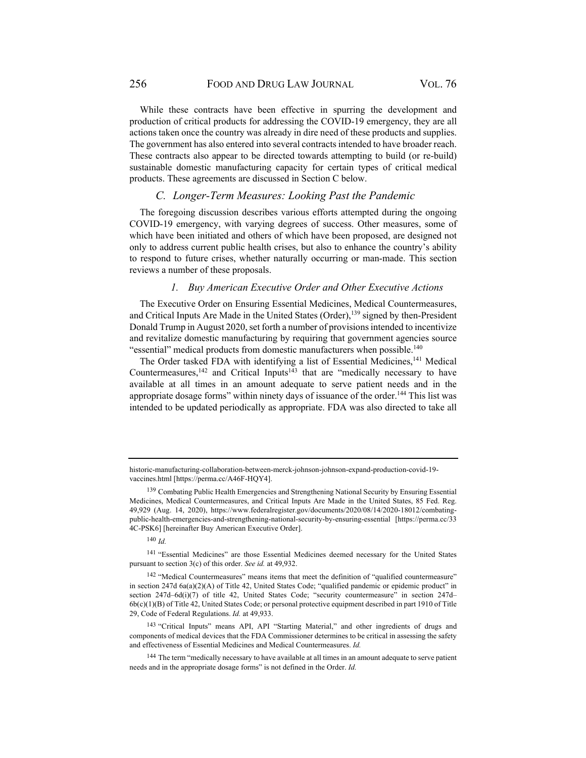While these contracts have been effective in spurring the development and production of critical products for addressing the COVID-19 emergency, they are all actions taken once the country was already in dire need of these products and supplies. The government has also entered into several contracts intended to have broader reach. These contracts also appear to be directed towards attempting to build (or re-build) sustainable domestic manufacturing capacity for certain types of critical medical products. These agreements are discussed in Section C below.

## *C. Longer-Term Measures: Looking Past the Pandemic*

The foregoing discussion describes various efforts attempted during the ongoing COVID-19 emergency, with varying degrees of success. Other measures, some of which have been initiated and others of which have been proposed, are designed not only to address current public health crises, but also to enhance the country's ability to respond to future crises, whether naturally occurring or man-made. This section reviews a number of these proposals.

### *1. Buy American Executive Order and Other Executive Actions*

The Executive Order on Ensuring Essential Medicines, Medical Countermeasures, and Critical Inputs Are Made in the United States (Order),[139] signed by then-President Donald Trump in August 2020, set forth a number of provisions intended to incentivize and revitalize domestic manufacturing by requiring that government agencies source "essential" medical products from domestic manufacturers when possible.[140]

The Order tasked FDA with identifying a list of Essential Medicines,[141] Medical Countermeasures,[142] and Critical Inputs[143] that are "medically necessary to have available at all times in an amount adequate to serve patient needs and in the appropriate dosage forms" within ninety days of issuance of the order.[144] This list was intended to be updated periodically as appropriate. FDA was also directed to take all

---

historic-manufacturing-collaboration-between-merck-johnson-johnson-expand-production-covid-19-vaccines.html [https://perma.cc/A46F-HQY4].

[139] Combating Public Health Emergencies and Strengthening National Security by Ensuring Essential Medicines, Medical Countermeasures, and Critical Inputs Are Made in the United States, 85 Fed. Reg. 49,929 (Aug. 14, 2020), https://www.federalregister.gov/documents/2020/08/14/2020-18012/combating-public-health-emergencies-and-strengthening-national-security-by-ensuring-essential [https://perma.cc/334C-PSK6] [hereinafter Buy American Executive Order].

[140] *Id.*

[141] "Essential Medicines" are those Essential Medicines deemed necessary for the United States pursuant to section 3(c) of this order. *See id.* at 49,932.

[142] "Medical Countermeasures" means items that meet the definition of "qualified countermeasure" in section 247d 6a(a)(2)(A) of Title 42, United States Code; "qualified pandemic or epidemic product" in section 247d–6d(i)(7) of title 42, United States Code; "security countermeasure" in section 247d–6b(c)(1)(B) of Title 42, United States Code; or personal protective equipment described in part 1910 of Title 29, Code of Federal Regulations. *Id.* at 49,933.

[143] "Critical Inputs" means API, API "Starting Material," and other ingredients of drugs and components of medical devices that the FDA Commissioner determines to be critical in assessing the safety and effectiveness of Essential Medicines and Medical Countermeasures. *Id.*

[144] The term "medically necessary to have available at all times in an amount adequate to serve patient needs and in the appropriate dosage forms" is not defined in the Order. *Id.*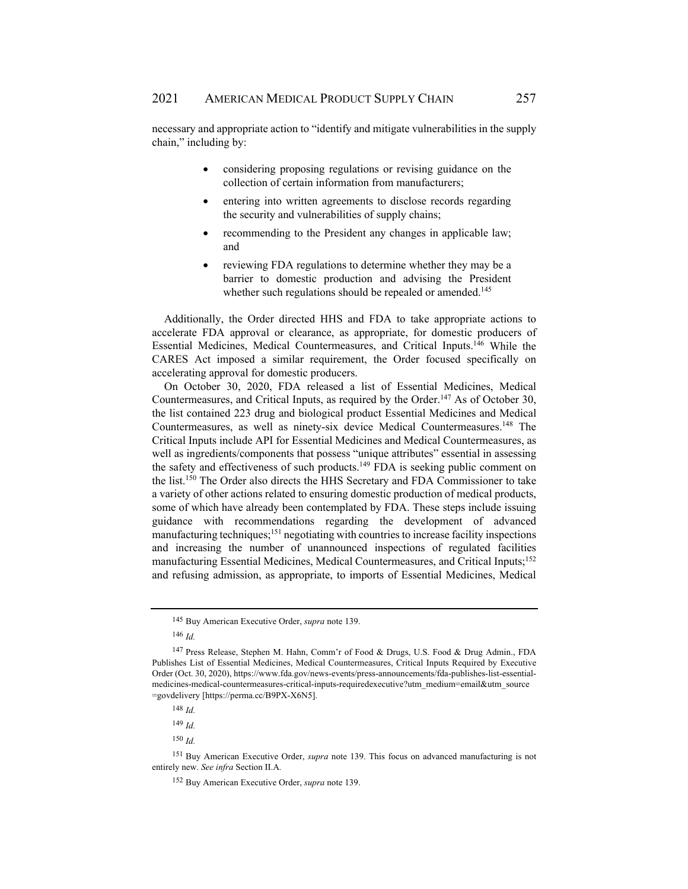necessary and appropriate action to "identify and mitigate vulnerabilities in the supply chain," including by:

- considering proposing regulations or revising guidance on the collection of certain information from manufacturers;
- entering into written agreements to disclose records regarding the security and vulnerabilities of supply chains;
- recommending to the President any changes in applicable law; and
- reviewing FDA regulations to determine whether they may be a barrier to domestic production and advising the President whether such regulations should be repealed or amended.[145]

Additionally, the Order directed HHS and FDA to take appropriate actions to accelerate FDA approval or clearance, as appropriate, for domestic producers of Essential Medicines, Medical Countermeasures, and Critical Inputs.[146] While the CARES Act imposed a similar requirement, the Order focused specifically on accelerating approval for domestic producers.

On October 30, 2020, FDA released a list of Essential Medicines, Medical Countermeasures, and Critical Inputs, as required by the Order.[147] As of October 30, the list contained 223 drug and biological product Essential Medicines and Medical Countermeasures, as well as ninety-six device Medical Countermeasures.[148] The Critical Inputs include API for Essential Medicines and Medical Countermeasures, as well as ingredients/components that possess "unique attributes" essential in assessing the safety and effectiveness of such products.[149] FDA is seeking public comment on the list.[150] The Order also directs the HHS Secretary and FDA Commissioner to take a variety of other actions related to ensuring domestic production of medical products, some of which have already been contemplated by FDA. These steps include issuing guidance with recommendations regarding the development of advanced manufacturing techniques;[151] negotiating with countries to increase facility inspections and increasing the number of unannounced inspections of regulated facilities manufacturing Essential Medicines, Medical Countermeasures, and Critical Inputs;[152] and refusing admission, as appropriate, to imports of Essential Medicines, Medical

---

[145] Buy American Executive Order, *supra* note 139.

[146] *Id.*

[147] Press Release, Stephen M. Hahn, Comm'r of Food & Drugs, U.S. Food & Drug Admin., FDA Publishes List of Essential Medicines, Medical Countermeasures, Critical Inputs Required by Executive Order (Oct. 30, 2020), https://www.fda.gov/news-events/press-announcements/fda-publishes-list-essential-medicines-medical-countermeasures-critical-inputs-requiredexecutive?utm_medium=email&utm_source=govdelivery [https://perma.cc/B9PX-X6N5].

[148] *Id.*

[149] *Id.*

[150] *Id.*

[151] Buy American Executive Order, *supra* note 139. This focus on advanced manufacturing is not entirely new. *See infra* Section II.A.

[152] Buy American Executive Order, *supra* note 139.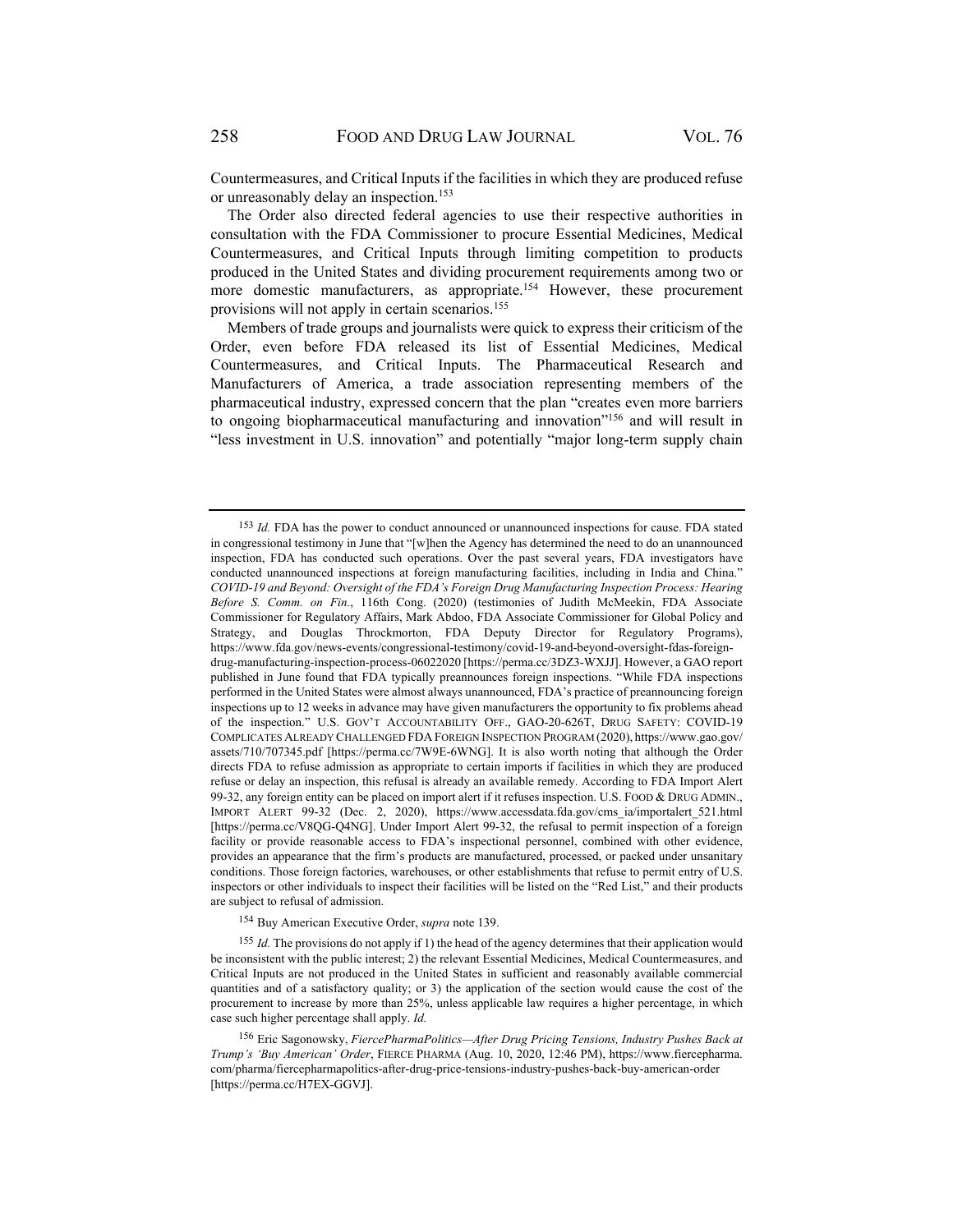Countermeasures, and Critical Inputs if the facilities in which they are produced refuse or unreasonably delay an inspection.[153]

The Order also directed federal agencies to use their respective authorities in consultation with the FDA Commissioner to procure Essential Medicines, Medical Countermeasures, and Critical Inputs through limiting competition to products produced in the United States and dividing procurement requirements among two or more domestic manufacturers, as appropriate.[154] However, these procurement provisions will not apply in certain scenarios.[155]

Members of trade groups and journalists were quick to express their criticism of the Order, even before FDA released its list of Essential Medicines, Medical Countermeasures, and Critical Inputs. The Pharmaceutical Research and Manufacturers of America, a trade association representing members of the pharmaceutical industry, expressed concern that the plan "creates even more barriers to ongoing biopharmaceutical manufacturing and innovation"[156] and will result in "less investment in U.S. innovation" and potentially "major long-term supply chain

---

[153] *Id.* FDA has the power to conduct announced or unannounced inspections for cause. FDA stated in congressional testimony in June that "[w]hen the Agency has determined the need to do an unannounced inspection, FDA has conducted such operations. Over the past several years, FDA investigators have conducted unannounced inspections at foreign manufacturing facilities, including in India and China." *COVID-19 and Beyond: Oversight of the FDA's Foreign Drug Manufacturing Inspection Process: Hearing Before S. Comm. on Fin.*, 116th Cong. (2020) (testimonies of Judith McMeekin, FDA Associate Commissioner for Regulatory Affairs, Mark Abdoo, FDA Associate Commissioner for Global Policy and Strategy, and Douglas Throckmorton, FDA Deputy Director for Regulatory Programs), https://www.fda.gov/news-events/congressional-testimony/covid-19-and-beyond-oversight-fdas-foreign-drug-manufacturing-inspection-process-06022020 [https://perma.cc/3DZ3-WXJJ]. However, a GAO report published in June found that FDA typically preannounces foreign inspections. "While FDA inspections performed in the United States were almost always unannounced, FDA's practice of preannouncing foreign inspections up to 12 weeks in advance may have given manufacturers the opportunity to fix problems ahead of the inspection." U.S. GOV'T ACCOUNTABILITY OFF., GAO-20-626T, DRUG SAFETY: COVID-19 COMPLICATES ALREADY CHALLENGED FDA FOREIGN INSPECTION PROGRAM (2020), https://www.gao.gov/assets/710/707345.pdf [https://perma.cc/7W9E-6WNG]. It is also worth noting that although the Order directs FDA to refuse admission as appropriate to certain imports if facilities in which they are produced refuse or delay an inspection, this refusal is already an available remedy. According to FDA Import Alert 99-32, any foreign entity can be placed on import alert if it refuses inspection. U.S. FOOD & DRUG ADMIN., IMPORT ALERT 99-32 (Dec. 2, 2020), https://www.accessdata.fda.gov/cms_ia/importalert_521.html [https://perma.cc/V8QG-Q4NG]. Under Import Alert 99-32, the refusal to permit inspection of a foreign facility or provide reasonable access to FDA's inspectional personnel, combined with other evidence, provides an appearance that the firm's products are manufactured, processed, or packed under unsanitary conditions. Those foreign factories, warehouses, or other establishments that refuse to permit entry of U.S. inspectors or other individuals to inspect their facilities will be listed on the "Red List," and their products are subject to refusal of admission.

[154] Buy American Executive Order, *supra* note 139.

[155] *Id.* The provisions do not apply if 1) the head of the agency determines that their application would be inconsistent with the public interest; 2) the relevant Essential Medicines, Medical Countermeasures, and Critical Inputs are not produced in the United States in sufficient and reasonably available commercial quantities and of a satisfactory quality; or 3) the application of the section would cause the cost of the procurement to increase by more than 25%, unless applicable law requires a higher percentage, in which case such higher percentage shall apply. *Id.*

[156] Eric Sagonowsky, *FiercePharmaPolitics—After Drug Pricing Tensions, Industry Pushes Back at Trump's 'Buy American' Order*, FIERCE PHARMA (Aug. 10, 2020, 12:46 PM), https://www.fiercepharma.com/pharma/fiercepharmapolitics-after-drug-price-tensions-industry-pushes-back-buy-american-order [https://perma.cc/H7EX-GGVJ].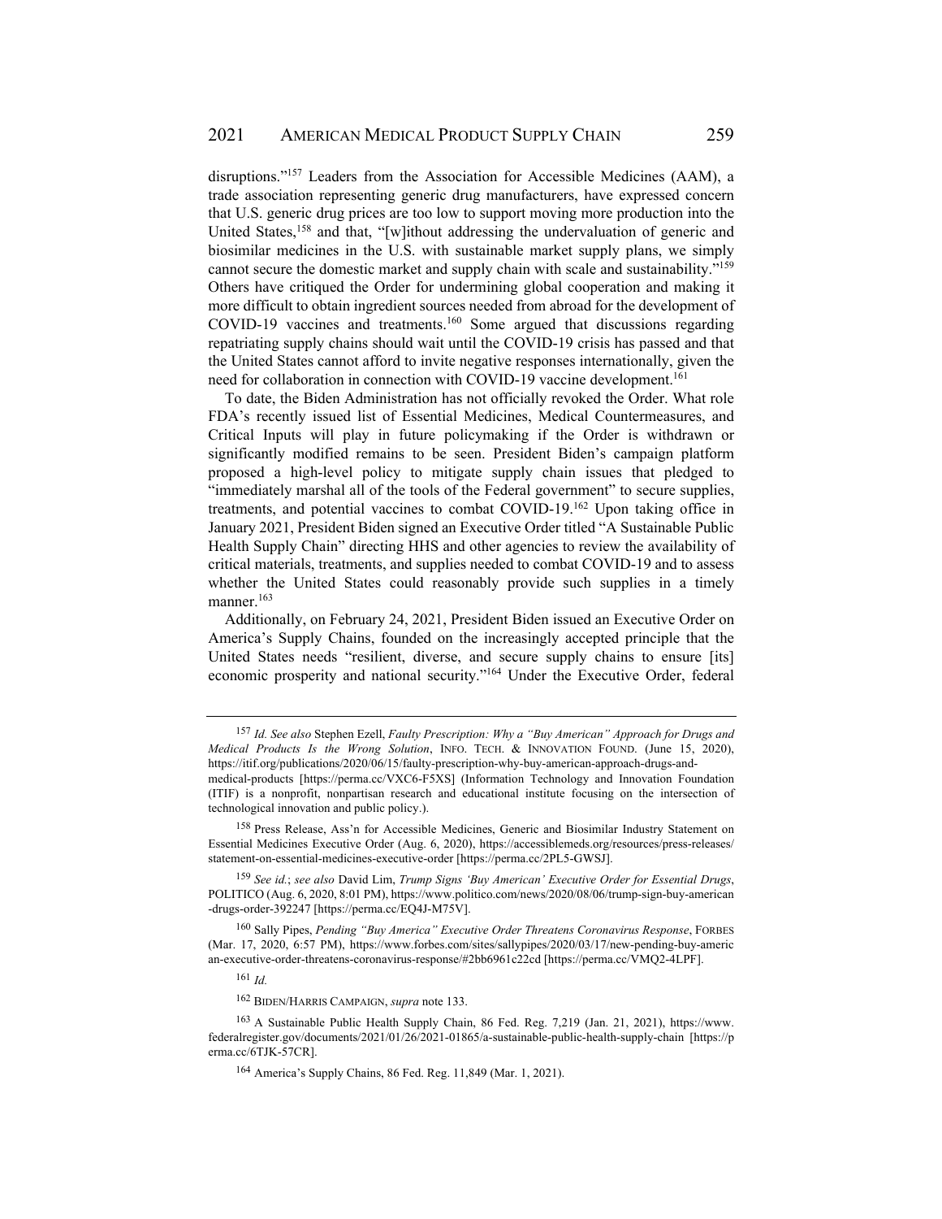disruptions."[157] Leaders from the Association for Accessible Medicines (AAM), a trade association representing generic drug manufacturers, have expressed concern that U.S. generic drug prices are too low to support moving more production into the United States,[158] and that, "[w]ithout addressing the undervaluation of generic and biosimilar medicines in the U.S. with sustainable market supply plans, we simply cannot secure the domestic market and supply chain with scale and sustainability."[159] Others have critiqued the Order for undermining global cooperation and making it more difficult to obtain ingredient sources needed from abroad for the development of COVID-19 vaccines and treatments.[160] Some argued that discussions regarding repatriating supply chains should wait until the COVID-19 crisis has passed and that the United States cannot afford to invite negative responses internationally, given the need for collaboration in connection with COVID-19 vaccine development.[161]

To date, the Biden Administration has not officially revoked the Order. What role FDA's recently issued list of Essential Medicines, Medical Countermeasures, and Critical Inputs will play in future policymaking if the Order is withdrawn or significantly modified remains to be seen. President Biden's campaign platform proposed a high-level policy to mitigate supply chain issues that pledged to "immediately marshal all of the tools of the Federal government" to secure supplies, treatments, and potential vaccines to combat COVID-19.[162] Upon taking office in January 2021, President Biden signed an Executive Order titled "A Sustainable Public Health Supply Chain" directing HHS and other agencies to review the availability of critical materials, treatments, and supplies needed to combat COVID-19 and to assess whether the United States could reasonably provide such supplies in a timely manner.[163]

Additionally, on February 24, 2021, President Biden issued an Executive Order on America's Supply Chains, founded on the increasingly accepted principle that the United States needs "resilient, diverse, and secure supply chains to ensure [its] economic prosperity and national security."[164] Under the Executive Order, federal

---

[157] *Id. See also* Stephen Ezell, *Faulty Prescription: Why a "Buy American" Approach for Drugs and Medical Products Is the Wrong Solution*, INFO. TECH. & INNOVATION FOUND. (June 15, 2020), https://itif.org/publications/2020/06/15/faulty-prescription-why-buy-american-approach-drugs-and-medical-products [https://perma.cc/VXC6-F5XS] (Information Technology and Innovation Foundation (ITIF) is a nonprofit, nonpartisan research and educational institute focusing on the intersection of technological innovation and public policy.).

[158] Press Release, Ass'n for Accessible Medicines, Generic and Biosimilar Industry Statement on Essential Medicines Executive Order (Aug. 6, 2020), https://accessiblemeds.org/resources/press-releases/statement-on-essential-medicines-executive-order [https://perma.cc/2PL5-GWSJ].

[159] *See id.*; *see also* David Lim, *Trump Signs 'Buy American' Executive Order for Essential Drugs*, POLITICO (Aug. 6, 2020, 8:01 PM), https://www.politico.com/news/2020/08/06/trump-sign-buy-american-drugs-order-392247 [https://perma.cc/EQ4J-M75V].

[160] Sally Pipes, *Pending "Buy America" Executive Order Threatens Coronavirus Response*, FORBES (Mar. 17, 2020, 6:57 PM), https://www.forbes.com/sites/sallypipes/2020/03/17/new-pending-buy-american-executive-order-threatens-coronavirus-response/#2bb6961c22cd [https://perma.cc/VMQ2-4LPF].

[161] *Id.*

[162] BIDEN/HARRIS CAMPAIGN, *supra* note 133.

[163] A Sustainable Public Health Supply Chain, 86 Fed. Reg. 7,219 (Jan. 21, 2021), https://www.federalregister.gov/documents/2021/01/26/2021-01865/a-sustainable-public-health-supply-chain [https://perma.cc/6TJK-57CR].

[164] America's Supply Chains, 86 Fed. Reg. 11,849 (Mar. 1, 2021).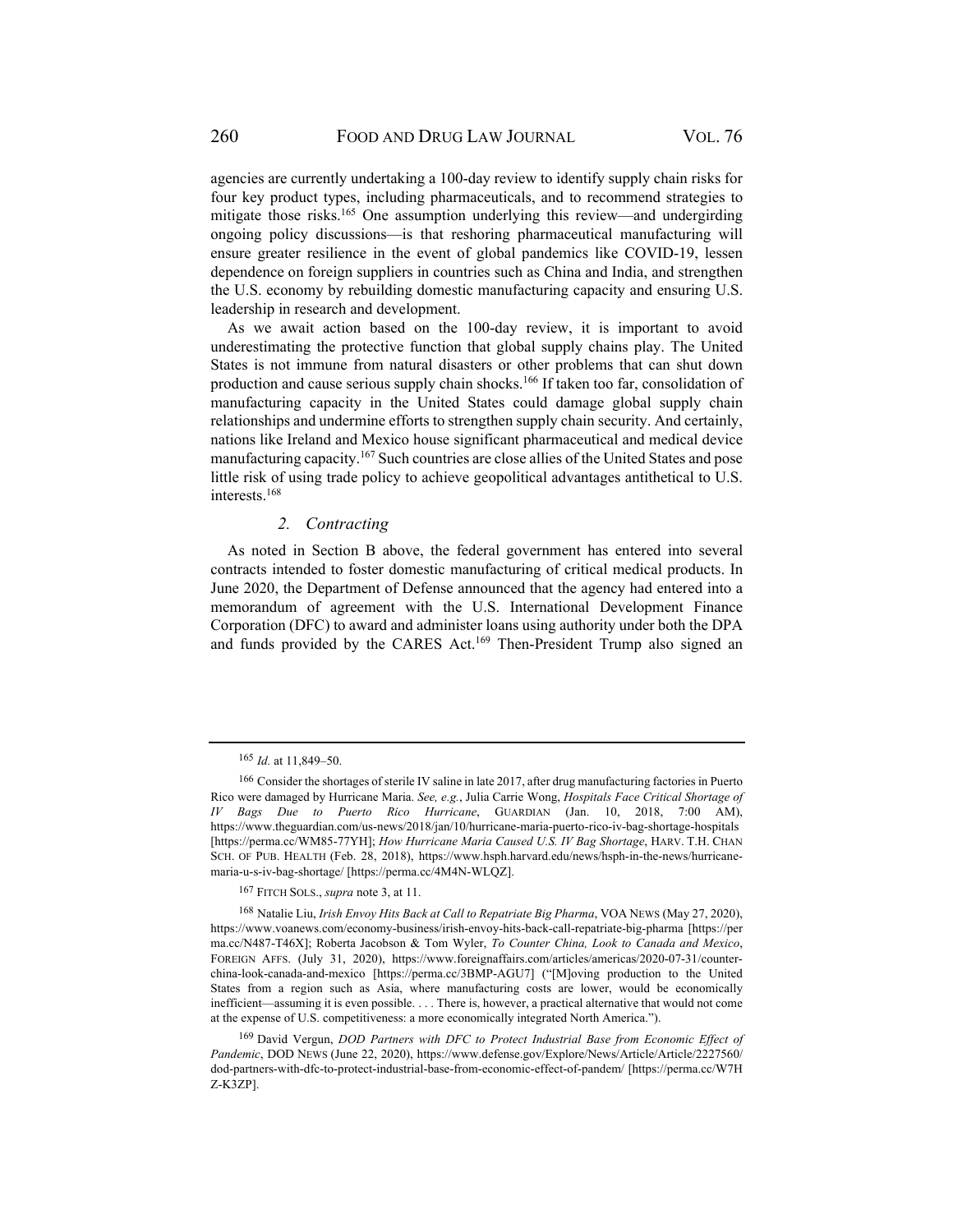agencies are currently undertaking a 100-day review to identify supply chain risks for four key product types, including pharmaceuticals, and to recommend strategies to mitigate those risks.[165] One assumption underlying this review—and undergirding ongoing policy discussions—is that reshoring pharmaceutical manufacturing will ensure greater resilience in the event of global pandemics like COVID-19, lessen dependence on foreign suppliers in countries such as China and India, and strengthen the U.S. economy by rebuilding domestic manufacturing capacity and ensuring U.S. leadership in research and development.

As we await action based on the 100-day review, it is important to avoid underestimating the protective function that global supply chains play. The United States is not immune from natural disasters or other problems that can shut down production and cause serious supply chain shocks.[166] If taken too far, consolidation of manufacturing capacity in the United States could damage global supply chain relationships and undermine efforts to strengthen supply chain security. And certainly, nations like Ireland and Mexico house significant pharmaceutical and medical device manufacturing capacity.[167] Such countries are close allies of the United States and pose little risk of using trade policy to achieve geopolitical advantages antithetical to U.S. interests.[168]

### *2. Contracting*

As noted in Section B above, the federal government has entered into several contracts intended to foster domestic manufacturing of critical medical products. In June 2020, the Department of Defense announced that the agency had entered into a memorandum of agreement with the U.S. International Development Finance Corporation (DFC) to award and administer loans using authority under both the DPA and funds provided by the CARES Act.[169] Then-President Trump also signed an

---

[165] *Id.* at 11,849–50.

[166] Consider the shortages of sterile IV saline in late 2017, after drug manufacturing factories in Puerto Rico were damaged by Hurricane Maria. *See, e.g.*, Julia Carrie Wong, *Hospitals Face Critical Shortage of IV Bags Due to Puerto Rico Hurricane*, GUARDIAN (Jan. 10, 2018, 7:00 AM), https://www.theguardian.com/us-news/2018/jan/10/hurricane-maria-puerto-rico-iv-bag-shortage-hospitals [https://perma.cc/WM85-77YH]; *How Hurricane Maria Caused U.S. IV Bag Shortage*, HARV. T.H. CHAN SCH. OF PUB. HEALTH (Feb. 28, 2018), https://www.hsph.harvard.edu/news/hsph-in-the-news/hurricane-maria-u-s-iv-bag-shortage/ [https://perma.cc/4M4N-WLQZ].

[167] FITCH SOLS., *supra* note 3, at 11.

[168] Natalie Liu, *Irish Envoy Hits Back at Call to Repatriate Big Pharma*, VOA NEWS (May 27, 2020), https://www.voanews.com/economy-business/irish-envoy-hits-back-call-repatriate-big-pharma [https://perma.cc/N487-T46X]; Roberta Jacobson & Tom Wyler, *To Counter China, Look to Canada and Mexico*, FOREIGN AFFS. (July 31, 2020), https://www.foreignaffairs.com/articles/americas/2020-07-31/counter-china-look-canada-and-mexico [https://perma.cc/3BMP-AGU7] ("[M]oving production to the United States from a region such as Asia, where manufacturing costs are lower, would be economically inefficient—assuming it is even possible. . . . There is, however, a practical alternative that would not come at the expense of U.S. competitiveness: a more economically integrated North America.").

[169] David Vergun, *DOD Partners with DFC to Protect Industrial Base from Economic Effect of Pandemic*, DOD NEWS (June 22, 2020), https://www.defense.gov/Explore/News/Article/Article/2227560/dod-partners-with-dfc-to-protect-industrial-base-from-economic-effect-of-pandem/ [https://perma.cc/W7HZ-K3ZP].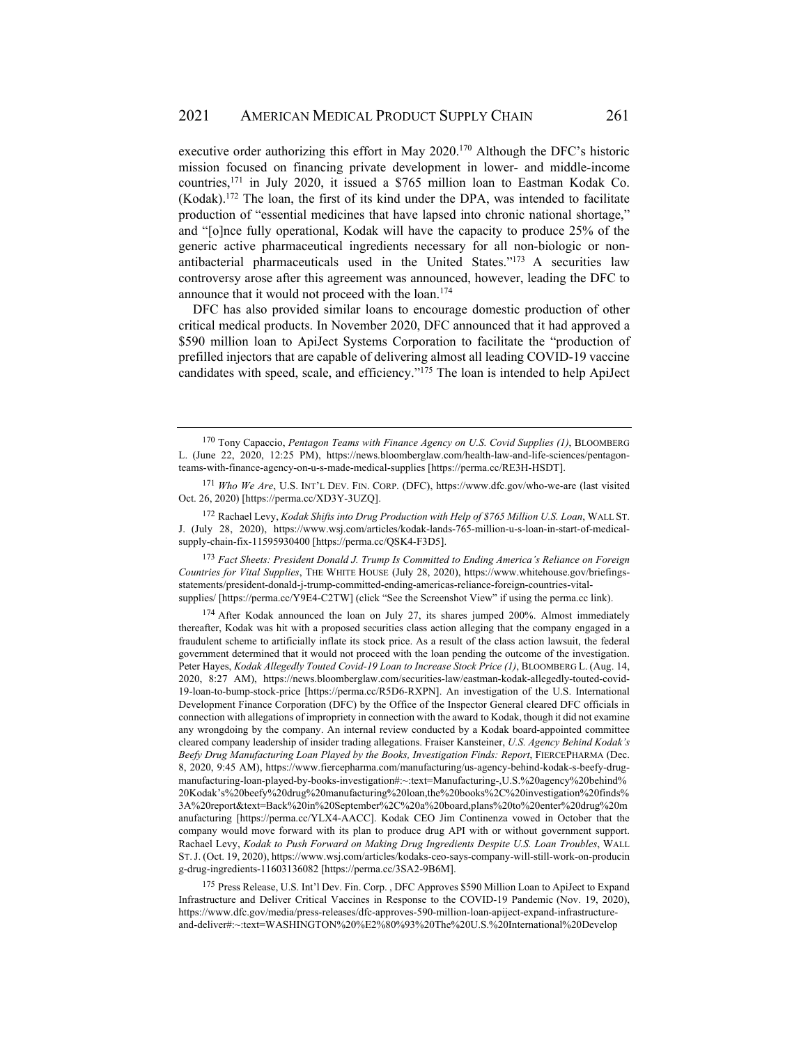executive order authorizing this effort in May 2020.[170] Although the DFC's historic mission focused on financing private development in lower- and middle-income countries,[171] in July 2020, it issued a $765 million loan to Eastman Kodak Co. (Kodak).[172] The loan, the first of its kind under the DPA, was intended to facilitate production of "essential medicines that have lapsed into chronic national shortage," and "[o]nce fully operational, Kodak will have the capacity to produce 25% of the generic active pharmaceutical ingredients necessary for all non-biologic or non-antibacterial pharmaceuticals used in the United States."[173] A securities law controversy arose after this agreement was announced, however, leading the DFC to announce that it would not proceed with the loan.[174]

DFC has also provided similar loans to encourage domestic production of other critical medical products. In November 2020, DFC announced that it had approved a $590 million loan to ApiJect Systems Corporation to facilitate the "production of prefilled injectors that are capable of delivering almost all leading COVID-19 vaccine candidates with speed, scale, and efficiency."[175] The loan is intended to help ApiJect

---

[170] Tony Capaccio, *Pentagon Teams with Finance Agency on U.S. Covid Supplies (1)*, BLOOMBERG L. (June 22, 2020, 12:25 PM), https://news.bloomberglaw.com/health-law-and-life-sciences/pentagon-teams-with-finance-agency-on-u-s-made-medical-supplies [https://perma.cc/RE3H-HSDT].

[171] *Who We Are*, U.S. INT'L DEV. FIN. CORP. (DFC), https://www.dfc.gov/who-we-are (last visited Oct. 26, 2020) [https://perma.cc/XD3Y-3UZQ].

[172] Rachael Levy, *Kodak Shifts into Drug Production with Help of $765 Million U.S. Loan*, WALL ST. J. (July 28, 2020), https://www.wsj.com/articles/kodak-lands-765-million-u-s-loan-in-start-of-medical-supply-chain-fix-11595930400 [https://perma.cc/QSK4-F3D5].

[173] *Fact Sheets: President Donald J. Trump Is Committed to Ending America's Reliance on Foreign Countries for Vital Supplies*, THE WHITE HOUSE (July 28, 2020), https://www.whitehouse.gov/briefings-statements/president-donald-j-trump-committed-ending-americas-reliance-foreign-countries-vital-supplies/ [https://perma.cc/Y9E4-C2TW] (click "See the Screenshot View" if using the perma.cc link).

[174] After Kodak announced the loan on July 27, its shares jumped 200%. Almost immediately thereafter, Kodak was hit with a proposed securities class action alleging that the company engaged in a fraudulent scheme to artificially inflate its stock price. As a result of the class action lawsuit, the federal government determined that it would not proceed with the loan pending the outcome of the investigation. Peter Hayes, *Kodak Allegedly Touted Covid-19 Loan to Increase Stock Price (1)*, BLOOMBERG L. (Aug. 14, 2020, 8:27 AM), https://news.bloomberglaw.com/securities-law/eastman-kodak-allegedly-touted-covid-19-loan-to-bump-stock-price [https://perma.cc/R5D6-RXPN]. An investigation of the U.S. International Development Finance Corporation (DFC) by the Office of the Inspector General cleared DFC officials in connection with allegations of impropriety in connection with the award to Kodak, though it did not examine any wrongdoing by the company. An internal review conducted by a Kodak board-appointed committee cleared company leadership of insider trading allegations. Fraiser Kansteiner, *U.S. Agency Behind Kodak's Beefy Drug Manufacturing Loan Played by the Books, Investigation Finds: Report*, FIERCEPHARMA (Dec. 8, 2020, 9:45 AM), https://www.fiercepharma.com/manufacturing/us-agency-behind-kodak-s-beefy-drug-manufacturing-loan-played-by-books-investigation#:~:text=Manufacturing-,U.S.%20agency%20behind%20Kodak's%20beefy%20drug%20manufacturing%20loan,the%20books%2C%20investigation%20finds%3A%20report&text=Back%20in%20September%2C%20a%20board,plans%20to%20enter%20drug%20manufacturing [https://perma.cc/YLX4-AACC]. Kodak CEO Jim Continenza vowed in October that the company would move forward with its plan to produce drug API with or without government support. Rachael Levy, *Kodak to Push Forward on Making Drug Ingredients Despite U.S. Loan Troubles*, WALL ST. J. (Oct. 19, 2020), https://www.wsj.com/articles/kodaks-ceo-says-company-will-still-work-on-producing-drug-ingredients-11603136082 [https://perma.cc/3SA2-9B6M].

[175] Press Release, U.S. Int'l Dev. Fin. Corp. , DFC Approves $590 Million Loan to ApiJect to Expand Infrastructure and Deliver Critical Vaccines in Response to the COVID-19 Pandemic (Nov. 19, 2020), https://www.dfc.gov/media/press-releases/dfc-approves-590-million-loan-apiject-expand-infrastructure-and-deliver#:~:text=WASHINGTON%20%E2%80%93%20The%20U.S.%20International%20Develop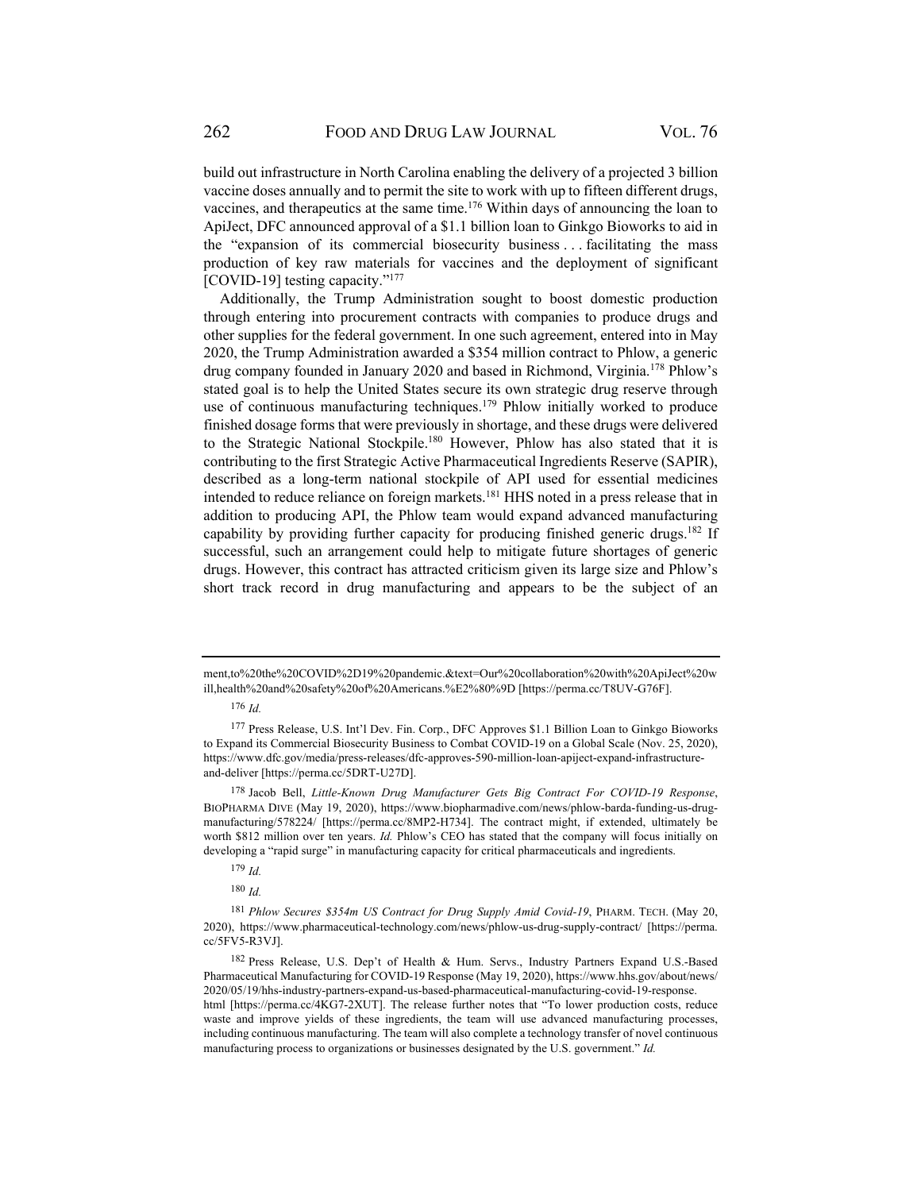build out infrastructure in North Carolina enabling the delivery of a projected 3 billion vaccine doses annually and to permit the site to work with up to fifteen different drugs, vaccines, and therapeutics at the same time.[176] Within days of announcing the loan to ApiJect, DFC announced approval of a $1.1 billion loan to Ginkgo Bioworks to aid in the "expansion of its commercial biosecurity business . . . facilitating the mass production of key raw materials for vaccines and the deployment of significant [COVID-19] testing capacity."[177]

Additionally, the Trump Administration sought to boost domestic production through entering into procurement contracts with companies to produce drugs and other supplies for the federal government. In one such agreement, entered into in May 2020, the Trump Administration awarded a $354 million contract to Phlow, a generic drug company founded in January 2020 and based in Richmond, Virginia.[178] Phlow's stated goal is to help the United States secure its own strategic drug reserve through use of continuous manufacturing techniques.[179] Phlow initially worked to produce finished dosage forms that were previously in shortage, and these drugs were delivered to the Strategic National Stockpile.[180] However, Phlow has also stated that it is contributing to the first Strategic Active Pharmaceutical Ingredients Reserve (SAPIR), described as a long-term national stockpile of API used for essential medicines intended to reduce reliance on foreign markets.[181] HHS noted in a press release that in addition to producing API, the Phlow team would expand advanced manufacturing capability by providing further capacity for producing finished generic drugs.[182] If successful, such an arrangement could help to mitigate future shortages of generic drugs. However, this contract has attracted criticism given its large size and Phlow's short track record in drug manufacturing and appears to be the subject of an

---

ment,to%20the%20COVID%2D19%20pandemic.&text=Our%20collaboration%20with%20ApiJect%20will,health%20and%20safety%20of%20Americans.%E2%80%9D [https://perma.cc/T8UV-G76F].

[176] *Id.*

[177] Press Release, U.S. Int'l Dev. Fin. Corp., DFC Approves $1.1 Billion Loan to Ginkgo Bioworks to Expand its Commercial Biosecurity Business to Combat COVID-19 on a Global Scale (Nov. 25, 2020), https://www.dfc.gov/media/press-releases/dfc-approves-590-million-loan-apiject-expand-infrastructure-and-deliver [https://perma.cc/5DRT-U27D].

[178] Jacob Bell, *Little-Known Drug Manufacturer Gets Big Contract For COVID-19 Response*, BIOPHARMA DIVE (May 19, 2020), https://www.biopharmadive.com/news/phlow-barda-funding-us-drug-manufacturing/578224/ [https://perma.cc/8MP2-H734]. The contract might, if extended, ultimately be worth $812 million over ten years. *Id.* Phlow's CEO has stated that the company will focus initially on developing a "rapid surge" in manufacturing capacity for critical pharmaceuticals and ingredients.

[179] *Id.*

[180] *Id.*

[181] *Phlow Secures $354m US Contract for Drug Supply Amid Covid-19*, PHARM. TECH. (May 20, 2020), https://www.pharmaceutical-technology.com/news/phlow-us-drug-supply-contract/ [https://perma.cc/5FV5-R3VJ].

[182] Press Release, U.S. Dep't of Health & Hum. Servs., Industry Partners Expand U.S.-Based Pharmaceutical Manufacturing for COVID-19 Response (May 19, 2020), https://www.hhs.gov/about/news/2020/05/19/hhs-industry-partners-expand-us-based-pharmaceutical-manufacturing-covid-19-response.html [https://perma.cc/4KG7-2XUT]. The release further notes that "To lower production costs, reduce waste and improve yields of these ingredients, the team will use advanced manufacturing processes, including continuous manufacturing. The team will also complete a technology transfer of novel continuous manufacturing process to organizations or businesses designated by the U.S. government." *Id.*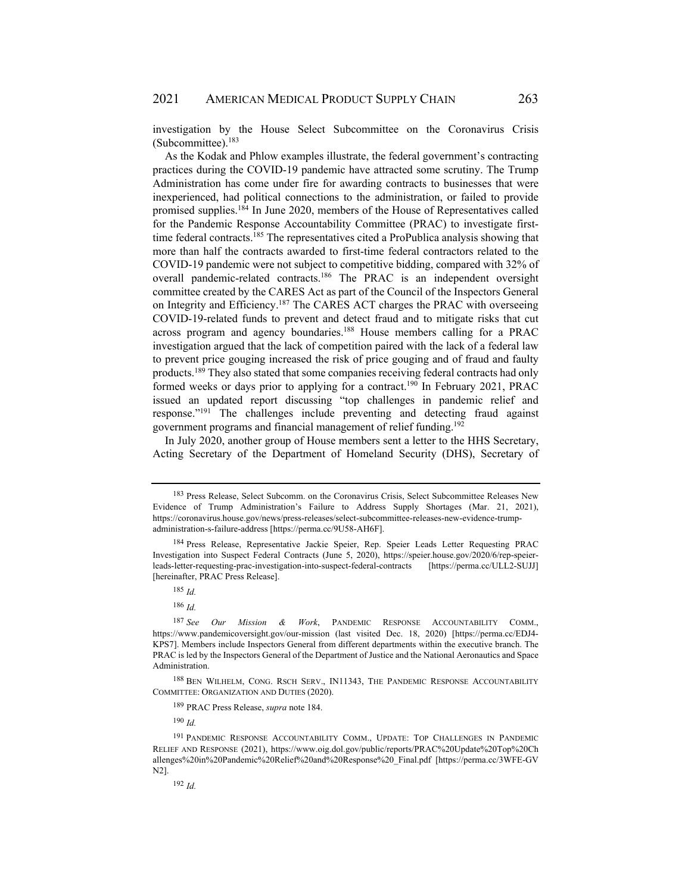investigation by the House Select Subcommittee on the Coronavirus Crisis (Subcommittee).[183]

As the Kodak and Phlow examples illustrate, the federal government's contracting practices during the COVID-19 pandemic have attracted some scrutiny. The Trump Administration has come under fire for awarding contracts to businesses that were inexperienced, had political connections to the administration, or failed to provide promised supplies.[184] In June 2020, members of the House of Representatives called for the Pandemic Response Accountability Committee (PRAC) to investigate first-time federal contracts.[185] The representatives cited a ProPublica analysis showing that more than half the contracts awarded to first-time federal contractors related to the COVID-19 pandemic were not subject to competitive bidding, compared with 32% of overall pandemic-related contracts.[186] The PRAC is an independent oversight committee created by the CARES Act as part of the Council of the Inspectors General on Integrity and Efficiency.[187] The CARES ACT charges the PRAC with overseeing COVID-19-related funds to prevent and detect fraud and to mitigate risks that cut across program and agency boundaries.[188] House members calling for a PRAC investigation argued that the lack of competition paired with the lack of a federal law to prevent price gouging increased the risk of price gouging and of fraud and faulty products.[189] They also stated that some companies receiving federal contracts had only formed weeks or days prior to applying for a contract.[190] In February 2021, PRAC issued an updated report discussing "top challenges in pandemic relief and response."[191] The challenges include preventing and detecting fraud against government programs and financial management of relief funding.[192]

In July 2020, another group of House members sent a letter to the HHS Secretary, Acting Secretary of the Department of Homeland Security (DHS), Secretary of

---

[183] Press Release, Select Subcomm. on the Coronavirus Crisis, Select Subcommittee Releases New Evidence of Trump Administration's Failure to Address Supply Shortages (Mar. 21, 2021), https://coronavirus.house.gov/news/press-releases/select-subcommittee-releases-new-evidence-trump-administration-s-failure-address [https://perma.cc/9U58-AH6F].

[184] Press Release, Representative Jackie Speier, Rep. Speier Leads Letter Requesting PRAC Investigation into Suspect Federal Contracts (June 5, 2020), https://speier.house.gov/2020/6/rep-speier-leads-letter-requesting-prac-investigation-into-suspect-federal-contracts [https://perma.cc/ULL2-SUJJ] [hereinafter, PRAC Press Release].

[185] *Id.*

[186] *Id.*

[187] *See Our Mission & Work*, PANDEMIC RESPONSE ACCOUNTABILITY COMM., https://www.pandemicoversight.gov/our-mission (last visited Dec. 18, 2020) [https://perma.cc/EDJ4-KPS7]. Members include Inspectors General from different departments within the executive branch. The PRAC is led by the Inspectors General of the Department of Justice and the National Aeronautics and Space Administration.

[188] BEN WILHELM, CONG. RSCH SERV., IN11343, THE PANDEMIC RESPONSE ACCOUNTABILITY COMMITTEE: ORGANIZATION AND DUTIES (2020).

[189] PRAC Press Release, *supra* note 184.

[190] *Id.*

[191] PANDEMIC RESPONSE ACCOUNTABILITY COMM., UPDATE: TOP CHALLENGES IN PANDEMIC RELIEF AND RESPONSE (2021), https://www.oig.dol.gov/public/reports/PRAC%20Update%20Top%20Challenges%20in%20Pandemic%20Relief%20and%20Response%20_Final.pdf [https://perma.cc/3WFE-GVN2].

[192] *Id.*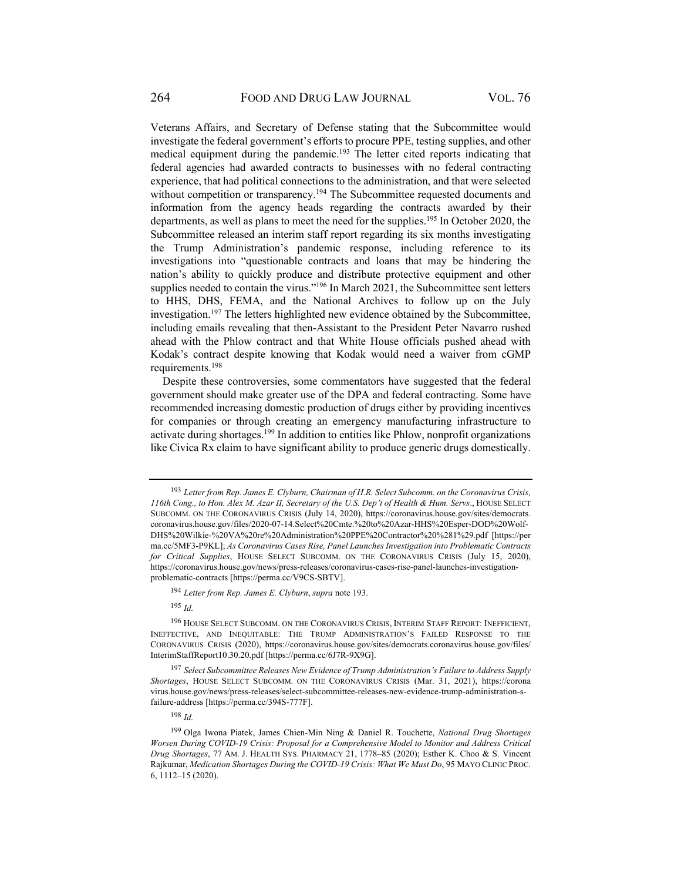Veterans Affairs, and Secretary of Defense stating that the Subcommittee would investigate the federal government's efforts to procure PPE, testing supplies, and other medical equipment during the pandemic.[193] The letter cited reports indicating that federal agencies had awarded contracts to businesses with no federal contracting experience, that had political connections to the administration, and that were selected without competition or transparency.[194] The Subcommittee requested documents and information from the agency heads regarding the contracts awarded by their departments, as well as plans to meet the need for the supplies.[195] In October 2020, the Subcommittee released an interim staff report regarding its six months investigating the Trump Administration's pandemic response, including reference to its investigations into "questionable contracts and loans that may be hindering the nation's ability to quickly produce and distribute protective equipment and other supplies needed to contain the virus."[196] In March 2021, the Subcommittee sent letters to HHS, DHS, FEMA, and the National Archives to follow up on the July investigation.[197] The letters highlighted new evidence obtained by the Subcommittee, including emails revealing that then-Assistant to the President Peter Navarro rushed ahead with the Phlow contract and that White House officials pushed ahead with Kodak's contract despite knowing that Kodak would need a waiver from cGMP requirements.[198]

Despite these controversies, some commentators have suggested that the federal government should make greater use of the DPA and federal contracting. Some have recommended increasing domestic production of drugs either by providing incentives for companies or through creating an emergency manufacturing infrastructure to activate during shortages.[199] In addition to entities like Phlow, nonprofit organizations like Civica Rx claim to have significant ability to produce generic drugs domestically.

---

[193] *Letter from Rep. James E. Clyburn, Chairman of H.R. Select Subcomm. on the Coronavirus Crisis, 116th Cong., to Hon. Alex M. Azar II, Secretary of the U.S. Dep't of Health & Hum. Servs*., HOUSE SELECT SUBCOMM. ON THE CORONAVIRUS CRISIS (July 14, 2020), https://coronavirus.house.gov/sites/democrats.coronavirus.house.gov/files/2020-07-14.Select%20Cmte.%20to%20Azar-HHS%20Esper-DOD%20Wolf-DHS%20Wilkie-%20VA%20re%20Administration%20PPE%20Contractor%20%281%29.pdf [https://perma.cc/5MF3-P9KL]; *As Coronavirus Cases Rise, Panel Launches Investigation into Problematic Contracts for Critical Supplies*, HOUSE SELECT SUBCOMM. ON THE CORONAVIRUS CRISIS (July 15, 2020), https://coronavirus.house.gov/news/press-releases/coronavirus-cases-rise-panel-launches-investigation-problematic-contracts [https://perma.cc/V9CS-SBTV].

[194] *Letter from Rep. James E. Clyburn*, *supra* note 193.

[195] *Id.*

[196] HOUSE SELECT SUBCOMM. ON THE CORONAVIRUS CRISIS, INTERIM STAFF REPORT: INEFFICIENT, INEFFECTIVE, AND INEQUITABLE: THE TRUMP ADMINISTRATION'S FAILED RESPONSE TO THE CORONAVIRUS CRISIS (2020), https://coronavirus.house.gov/sites/democrats.coronavirus.house.gov/files/InterimStaffReport10.30.20.pdf [https://perma.cc/6J7R-9X9G].

[197] *Select Subcommittee Releases New Evidence of Trump Administration's Failure to Address Supply Shortages*, HOUSE SELECT SUBCOMM. ON THE CORONAVIRUS CRISIS (Mar. 31, 2021), https://coronavirus.house.gov/news/press-releases/select-subcommittee-releases-new-evidence-trump-administration-s-failure-address [https://perma.cc/394S-777F].

[198] *Id.*

[199] Olga Iwona Piatek, James Chien-Min Ning & Daniel R. Touchette, *National Drug Shortages Worsen During COVID-19 Crisis: Proposal for a Comprehensive Model to Monitor and Address Critical Drug Shortages*, 77 AM. J. HEALTH SYS. PHARMACY 21, 1778–85 (2020); Esther K. Choo & S. Vincent Rajkumar, *Medication Shortages During the COVID-19 Crisis: What We Must Do*, 95 MAYO CLINIC PROC. 6, 1112–15 (2020).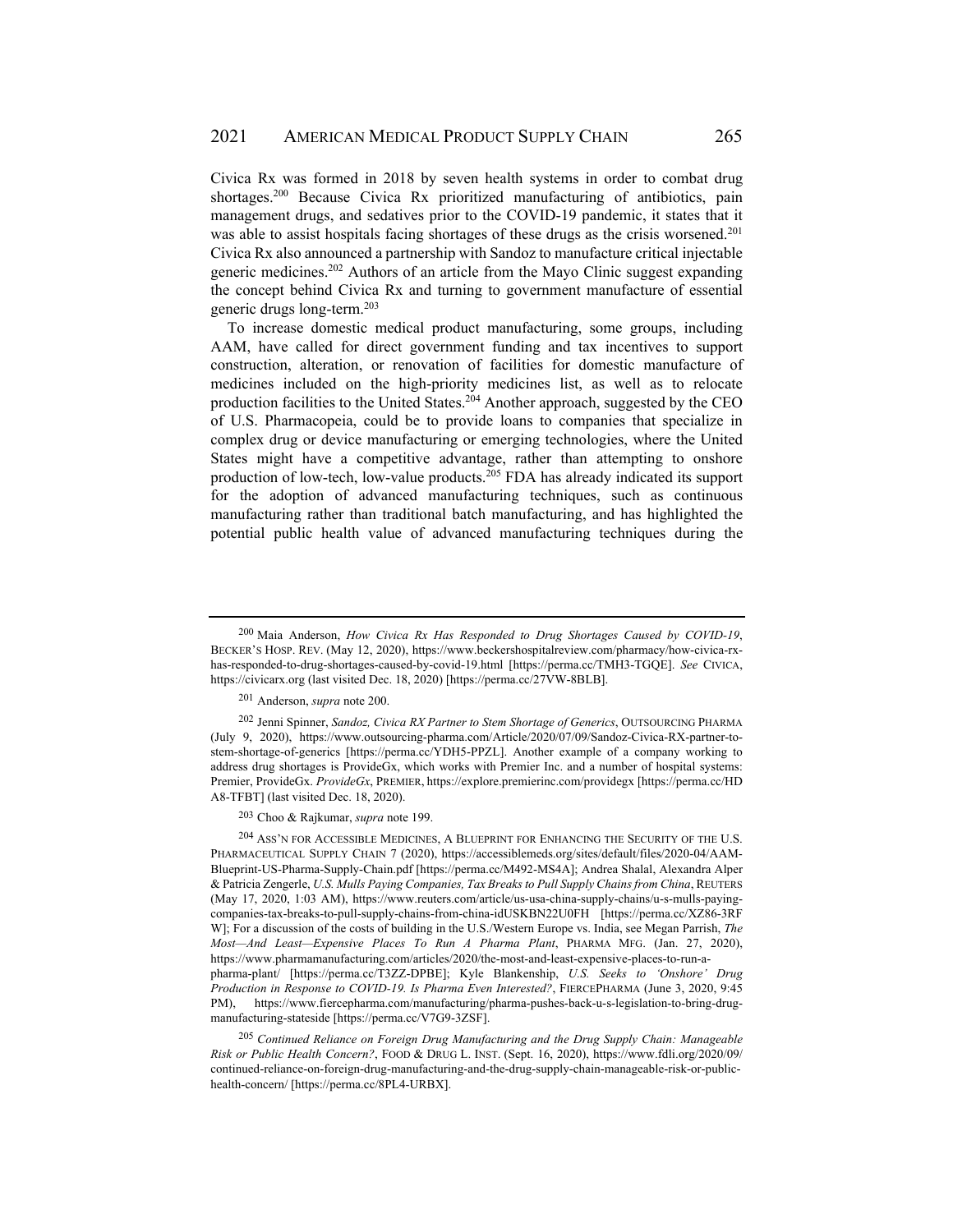Civica Rx was formed in 2018 by seven health systems in order to combat drug shortages.[200] Because Civica Rx prioritized manufacturing of antibiotics, pain management drugs, and sedatives prior to the COVID-19 pandemic, it states that it was able to assist hospitals facing shortages of these drugs as the crisis worsened.[201] Civica Rx also announced a partnership with Sandoz to manufacture critical injectable generic medicines.[202] Authors of an article from the Mayo Clinic suggest expanding the concept behind Civica Rx and turning to government manufacture of essential generic drugs long-term.[203]

To increase domestic medical product manufacturing, some groups, including AAM, have called for direct government funding and tax incentives to support construction, alteration, or renovation of facilities for domestic manufacture of medicines included on the high-priority medicines list, as well as to relocate production facilities to the United States.[204] Another approach, suggested by the CEO of U.S. Pharmacopeia, could be to provide loans to companies that specialize in complex drug or device manufacturing or emerging technologies, where the United States might have a competitive advantage, rather than attempting to onshore production of low-tech, low-value products.[205] FDA has already indicated its support for the adoption of advanced manufacturing techniques, such as continuous manufacturing rather than traditional batch manufacturing, and has highlighted the potential public health value of advanced manufacturing techniques during the

---

[200] Maia Anderson, *How Civica Rx Has Responded to Drug Shortages Caused by COVID-19*, BECKER'S HOSP. REV. (May 12, 2020), https://www.beckershospitalreview.com/pharmacy/how-civica-rx-has-responded-to-drug-shortages-caused-by-covid-19.html [https://perma.cc/TMH3-TGQE]. *See* CIVICA, https://civicarx.org (last visited Dec. 18, 2020) [https://perma.cc/27VW-8BLB].

[201] Anderson, *supra* note 200.

[202] Jenni Spinner, *Sandoz, Civica RX Partner to Stem Shortage of Generics*, OUTSOURCING PHARMA (July 9, 2020), https://www.outsourcing-pharma.com/Article/2020/07/09/Sandoz-Civica-RX-partner-to-stem-shortage-of-generics [https://perma.cc/YDH5-PPZL]. Another example of a company working to address drug shortages is ProvideGx, which works with Premier Inc. and a number of hospital systems: Premier, ProvideGx. *ProvideGx*, PREMIER, https://explore.premierinc.com/providegx [https://perma.cc/HDA8-TFBT] (last visited Dec. 18, 2020).

[203] Choo & Rajkumar, *supra* note 199.

[204] ASS'N FOR ACCESSIBLE MEDICINES, A BLUEPRINT FOR ENHANCING THE SECURITY OF THE U.S. PHARMACEUTICAL SUPPLY CHAIN 7 (2020), https://accessiblemeds.org/sites/default/files/2020-04/AAM-Blueprint-US-Pharma-Supply-Chain.pdf [https://perma.cc/M492-MS4A]; Andrea Shalal, Alexandra Alper & Patricia Zengerle, *U.S. Mulls Paying Companies, Tax Breaks to Pull Supply Chains from China*, REUTERS (May 17, 2020, 1:03 AM), https://www.reuters.com/article/us-usa-china-supply-chains/u-s-mulls-paying-companies-tax-breaks-to-pull-supply-chains-from-china-idUSKBN22U0FH [https://perma.cc/XZ86-3RFW]; For a discussion of the costs of building in the U.S./Western Europe vs. India, see Megan Parrish, *The Most—And Least—Expensive Places To Run A Pharma Plant*, PHARMA MFG. (Jan. 27, 2020), https://www.pharmamanufacturing.com/articles/2020/the-most-and-least-expensive-places-to-run-a-pharma-plant/ [https://perma.cc/T3ZZ-DPBE]; Kyle Blankenship, *U.S. Seeks to 'Onshore' Drug Production in Response to COVID-19. Is Pharma Even Interested?*, FIERCEPHARMA (June 3, 2020, 9:45 PM), https://www.fiercepharma.com/manufacturing/pharma-pushes-back-u-s-legislation-to-bring-drug-manufacturing-stateside [https://perma.cc/V7G9-3ZSF].

[205] *Continued Reliance on Foreign Drug Manufacturing and the Drug Supply Chain: Manageable Risk or Public Health Concern?*, FOOD & DRUG L. INST. (Sept. 16, 2020), https://www.fdli.org/2020/09/continued-reliance-on-foreign-drug-manufacturing-and-the-drug-supply-chain-manageable-risk-or-public-health-concern/ [https://perma.cc/8PL4-URBX].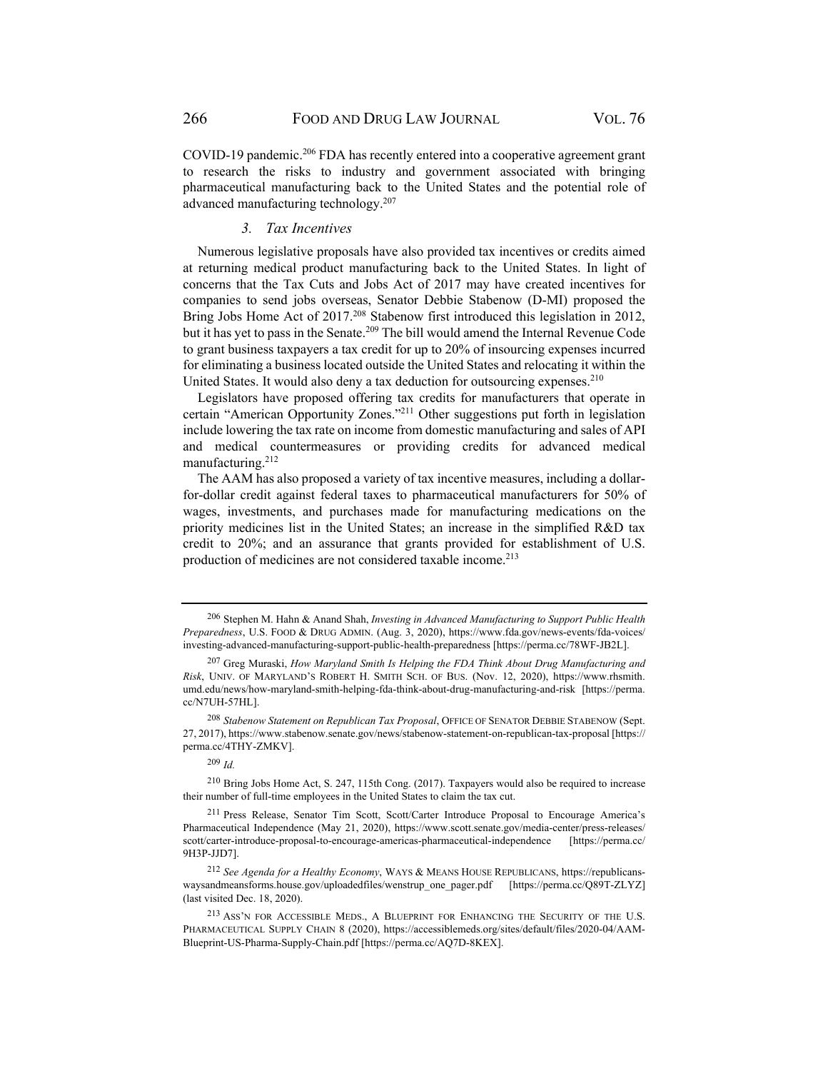COVID-19 pandemic.[206] FDA has recently entered into a cooperative agreement grant to research the risks to industry and government associated with bringing pharmaceutical manufacturing back to the United States and the potential role of advanced manufacturing technology.[207]

### *3. Tax Incentives*

Numerous legislative proposals have also provided tax incentives or credits aimed at returning medical product manufacturing back to the United States. In light of concerns that the Tax Cuts and Jobs Act of 2017 may have created incentives for companies to send jobs overseas, Senator Debbie Stabenow (D-MI) proposed the Bring Jobs Home Act of 2017.[208] Stabenow first introduced this legislation in 2012, but it has yet to pass in the Senate.[209] The bill would amend the Internal Revenue Code to grant business taxpayers a tax credit for up to 20% of insourcing expenses incurred for eliminating a business located outside the United States and relocating it within the United States. It would also deny a tax deduction for outsourcing expenses.[210]

Legislators have proposed offering tax credits for manufacturers that operate in certain "American Opportunity Zones."[211] Other suggestions put forth in legislation include lowering the tax rate on income from domestic manufacturing and sales of API and medical countermeasures or providing credits for advanced medical manufacturing.[212]

The AAM has also proposed a variety of tax incentive measures, including a dollar-for-dollar credit against federal taxes to pharmaceutical manufacturers for 50% of wages, investments, and purchases made for manufacturing medications on the priority medicines list in the United States; an increase in the simplified R&D tax credit to 20%; and an assurance that grants provided for establishment of U.S. production of medicines are not considered taxable income.[213]

---

[206] Stephen M. Hahn & Anand Shah, *Investing in Advanced Manufacturing to Support Public Health Preparedness*, U.S. FOOD & DRUG ADMIN. (Aug. 3, 2020), https://www.fda.gov/news-events/fda-voices/investing-advanced-manufacturing-support-public-health-preparedness [https://perma.cc/78WF-JB2L].

[207] Greg Muraski, *How Maryland Smith Is Helping the FDA Think About Drug Manufacturing and Risk*, UNIV. OF MARYLAND'S ROBERT H. SMITH SCH. OF BUS. (Nov. 12, 2020), https://www.rhsmith.umd.edu/news/how-maryland-smith-helping-fda-think-about-drug-manufacturing-and-risk [https://perma.cc/N7UH-57HL].

[208] *Stabenow Statement on Republican Tax Proposal*, OFFICE OF SENATOR DEBBIE STABENOW (Sept. 27, 2017), https://www.stabenow.senate.gov/news/stabenow-statement-on-republican-tax-proposal [https://perma.cc/4THY-ZMKV].

[209] *Id.*

[210] Bring Jobs Home Act, S. 247, 115th Cong. (2017). Taxpayers would also be required to increase their number of full-time employees in the United States to claim the tax cut.

[211] Press Release, Senator Tim Scott, Scott/Carter Introduce Proposal to Encourage America's Pharmaceutical Independence (May 21, 2020), https://www.scott.senate.gov/media-center/press-releases/scott/carter-introduce-proposal-to-encourage-americas-pharmaceutical-independence [https://perma.cc/9H3P-JJD7].

[212] *See Agenda for a Healthy Economy*, WAYS & MEANS HOUSE REPUBLICANS, https://republicans-waysandmeansforms.house.gov/uploadedfiles/wenstrup_one_pager.pdf [https://perma.cc/Q89T-ZLYZ] (last visited Dec. 18, 2020).

[213] ASS'N FOR ACCESSIBLE MEDS., A BLUEPRINT FOR ENHANCING THE SECURITY OF THE U.S. PHARMACEUTICAL SUPPLY CHAIN 8 (2020), https://accessiblemeds.org/sites/default/files/2020-04/AAM-Blueprint-US-Pharma-Supply-Chain.pdf [https://perma.cc/AQ7D-8KEX].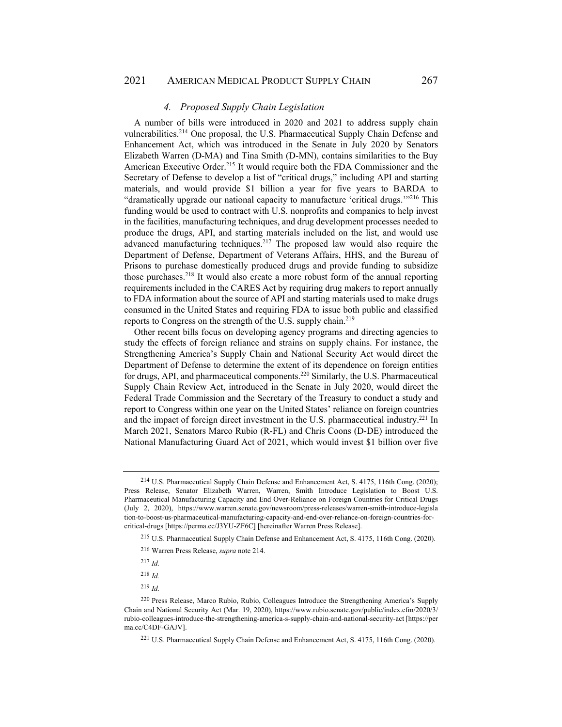#### *4. Proposed Supply Chain Legislation*

A number of bills were introduced in 2020 and 2021 to address supply chain vulnerabilities.[214] One proposal, the U.S. Pharmaceutical Supply Chain Defense and Enhancement Act, which was introduced in the Senate in July 2020 by Senators Elizabeth Warren (D-MA) and Tina Smith (D-MN), contains similarities to the Buy American Executive Order.[215] It would require both the FDA Commissioner and the Secretary of Defense to develop a list of "critical drugs," including API and starting materials, and would provide $1 billion a year for five years to BARDA to "dramatically upgrade our national capacity to manufacture 'critical drugs.'"[216] This funding would be used to contract with U.S. nonprofits and companies to help invest in the facilities, manufacturing techniques, and drug development processes needed to produce the drugs, API, and starting materials included on the list, and would use advanced manufacturing techniques.[217] The proposed law would also require the Department of Defense, Department of Veterans Affairs, HHS, and the Bureau of Prisons to purchase domestically produced drugs and provide funding to subsidize those purchases.[218] It would also create a more robust form of the annual reporting requirements included in the CARES Act by requiring drug makers to report annually to FDA information about the source of API and starting materials used to make drugs consumed in the United States and requiring FDA to issue both public and classified reports to Congress on the strength of the U.S. supply chain.[219]

Other recent bills focus on developing agency programs and directing agencies to study the effects of foreign reliance and strains on supply chains. For instance, the Strengthening America's Supply Chain and National Security Act would direct the Department of Defense to determine the extent of its dependence on foreign entities for drugs, API, and pharmaceutical components.[220] Similarly, the U.S. Pharmaceutical Supply Chain Review Act, introduced in the Senate in July 2020, would direct the Federal Trade Commission and the Secretary of the Treasury to conduct a study and report to Congress within one year on the United States' reliance on foreign countries and the impact of foreign direct investment in the U.S. pharmaceutical industry.[221] In March 2021, Senators Marco Rubio (R-FL) and Chris Coons (D-DE) introduced the National Manufacturing Guard Act of 2021, which would invest $1 billion over five

---

[214] U.S. Pharmaceutical Supply Chain Defense and Enhancement Act, S. 4175, 116th Cong. (2020); Press Release, Senator Elizabeth Warren, Warren, Smith Introduce Legislation to Boost U.S. Pharmaceutical Manufacturing Capacity and End Over-Reliance on Foreign Countries for Critical Drugs (July 2, 2020), https://www.warren.senate.gov/newsroom/press-releases/warren-smith-introduce-legislation-to-boost-us-pharmaceutical-manufacturing-capacity-and-end-over-reliance-on-foreign-countries-for-critical-drugs [https://perma.cc/J3YU-ZF6C] [hereinafter Warren Press Release].

[215] U.S. Pharmaceutical Supply Chain Defense and Enhancement Act, S. 4175, 116th Cong. (2020).

[216] Warren Press Release, *supra* note 214.

[217] *Id.*

[218] *Id.*

[219] *Id.*

[220] Press Release, Marco Rubio, Rubio, Colleagues Introduce the Strengthening America's Supply Chain and National Security Act (Mar. 19, 2020), https://www.rubio.senate.gov/public/index.cfm/2020/3/rubio-colleagues-introduce-the-strengthening-america-s-supply-chain-and-national-security-act [https://perma.cc/C4DF-GAJV].

[221] U.S. Pharmaceutical Supply Chain Defense and Enhancement Act, S. 4175, 116th Cong. (2020).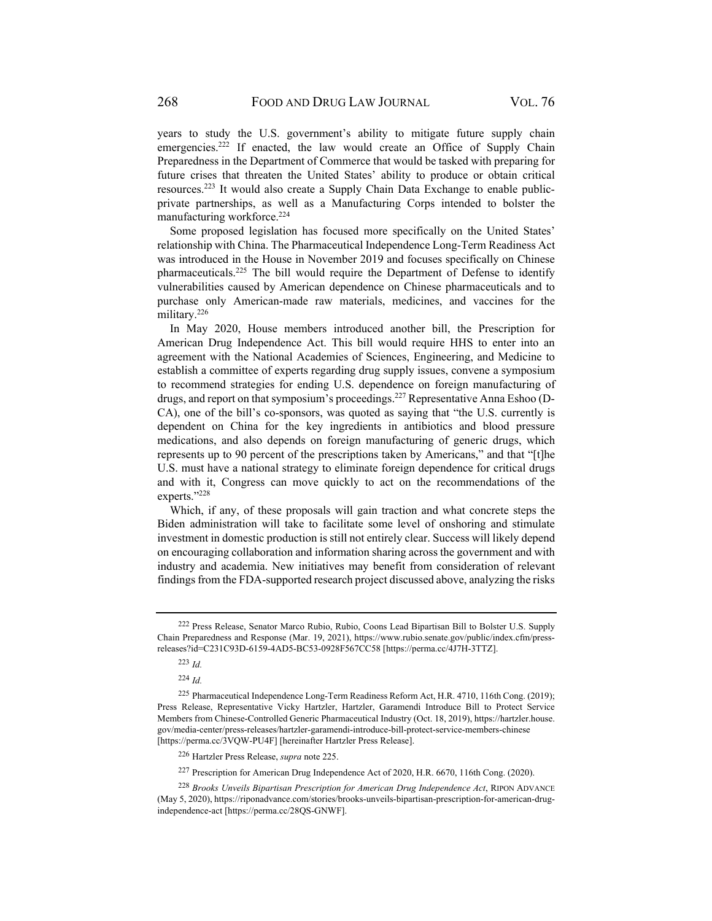years to study the U.S. government's ability to mitigate future supply chain emergencies.[222] If enacted, the law would create an Office of Supply Chain Preparedness in the Department of Commerce that would be tasked with preparing for future crises that threaten the United States' ability to produce or obtain critical resources.[223] It would also create a Supply Chain Data Exchange to enable public-private partnerships, as well as a Manufacturing Corps intended to bolster the manufacturing workforce.[224]

Some proposed legislation has focused more specifically on the United States' relationship with China. The Pharmaceutical Independence Long-Term Readiness Act was introduced in the House in November 2019 and focuses specifically on Chinese pharmaceuticals.[225] The bill would require the Department of Defense to identify vulnerabilities caused by American dependence on Chinese pharmaceuticals and to purchase only American-made raw materials, medicines, and vaccines for the military.[226]

In May 2020, House members introduced another bill, the Prescription for American Drug Independence Act. This bill would require HHS to enter into an agreement with the National Academies of Sciences, Engineering, and Medicine to establish a committee of experts regarding drug supply issues, convene a symposium to recommend strategies for ending U.S. dependence on foreign manufacturing of drugs, and report on that symposium's proceedings.[227] Representative Anna Eshoo (D-CA), one of the bill's co-sponsors, was quoted as saying that "the U.S. currently is dependent on China for the key ingredients in antibiotics and blood pressure medications, and also depends on foreign manufacturing of generic drugs, which represents up to 90 percent of the prescriptions taken by Americans," and that "[t]he U.S. must have a national strategy to eliminate foreign dependence for critical drugs and with it, Congress can move quickly to act on the recommendations of the experts."[228]

Which, if any, of these proposals will gain traction and what concrete steps the Biden administration will take to facilitate some level of onshoring and stimulate investment in domestic production is still not entirely clear. Success will likely depend on encouraging collaboration and information sharing across the government and with industry and academia. New initiatives may benefit from consideration of relevant findings from the FDA-supported research project discussed above, analyzing the risks

---

[222] Press Release, Senator Marco Rubio, Rubio, Coons Lead Bipartisan Bill to Bolster U.S. Supply Chain Preparedness and Response (Mar. 19, 2021), https://www.rubio.senate.gov/public/index.cfm/press-releases?id=C231C93D-6159-4AD5-BC53-0928F567CC58 [https://perma.cc/4J7H-3TTZ].

[223] *Id.*

[224] *Id.*

[225] Pharmaceutical Independence Long-Term Readiness Reform Act, H.R. 4710, 116th Cong. (2019); Press Release, Representative Vicky Hartzler, Hartzler, Garamendi Introduce Bill to Protect Service Members from Chinese-Controlled Generic Pharmaceutical Industry (Oct. 18, 2019), https://hartzler.house.gov/media-center/press-releases/hartzler-garamendi-introduce-bill-protect-service-members-chinese [https://perma.cc/3VQW-PU4F] [hereinafter Hartzler Press Release].

[226] Hartzler Press Release, *supra* note 225.

[227] Prescription for American Drug Independence Act of 2020, H.R. 6670, 116th Cong. (2020).

[228] *Brooks Unveils Bipartisan Prescription for American Drug Independence Act*, RIPON ADVANCE (May 5, 2020), https://riponadvance.com/stories/brooks-unveils-bipartisan-prescription-for-american-drug-independence-act [https://perma.cc/28QS-GNWF].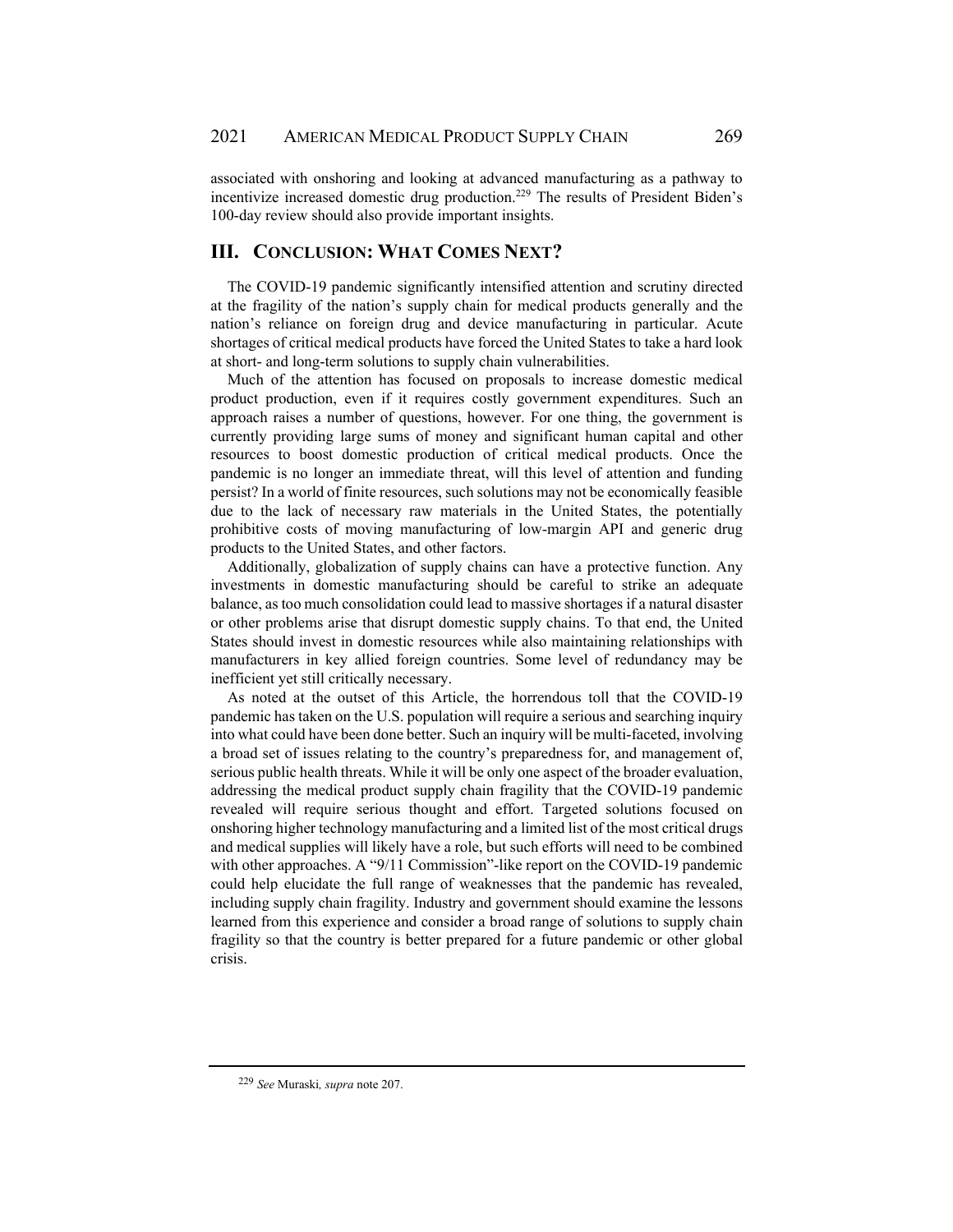associated with onshoring and looking at advanced manufacturing as a pathway to incentivize increased domestic drug production.[229] The results of President Biden's 100-day review should also provide important insights.

## III. CONCLUSION: WHAT COMES NEXT?

The COVID-19 pandemic significantly intensified attention and scrutiny directed at the fragility of the nation's supply chain for medical products generally and the nation's reliance on foreign drug and device manufacturing in particular. Acute shortages of critical medical products have forced the United States to take a hard look at short- and long-term solutions to supply chain vulnerabilities.

Much of the attention has focused on proposals to increase domestic medical product production, even if it requires costly government expenditures. Such an approach raises a number of questions, however. For one thing, the government is currently providing large sums of money and significant human capital and other resources to boost domestic production of critical medical products. Once the pandemic is no longer an immediate threat, will this level of attention and funding persist? In a world of finite resources, such solutions may not be economically feasible due to the lack of necessary raw materials in the United States, the potentially prohibitive costs of moving manufacturing of low-margin API and generic drug products to the United States, and other factors.

Additionally, globalization of supply chains can have a protective function. Any investments in domestic manufacturing should be careful to strike an adequate balance, as too much consolidation could lead to massive shortages if a natural disaster or other problems arise that disrupt domestic supply chains. To that end, the United States should invest in domestic resources while also maintaining relationships with manufacturers in key allied foreign countries. Some level of redundancy may be inefficient yet still critically necessary.

As noted at the outset of this Article, the horrendous toll that the COVID-19 pandemic has taken on the U.S. population will require a serious and searching inquiry into what could have been done better. Such an inquiry will be multi-faceted, involving a broad set of issues relating to the country's preparedness for, and management of, serious public health threats. While it will be only one aspect of the broader evaluation, addressing the medical product supply chain fragility that the COVID-19 pandemic revealed will require serious thought and effort. Targeted solutions focused on onshoring higher technology manufacturing and a limited list of the most critical drugs and medical supplies will likely have a role, but such efforts will need to be combined with other approaches. A "9/11 Commission"-like report on the COVID-19 pandemic could help elucidate the full range of weaknesses that the pandemic has revealed, including supply chain fragility. Industry and government should examine the lessons learned from this experience and consider a broad range of solutions to supply chain fragility so that the country is better prepared for a future pandemic or other global crisis.

---

[229] *See* Muraski, *supra* note 207.